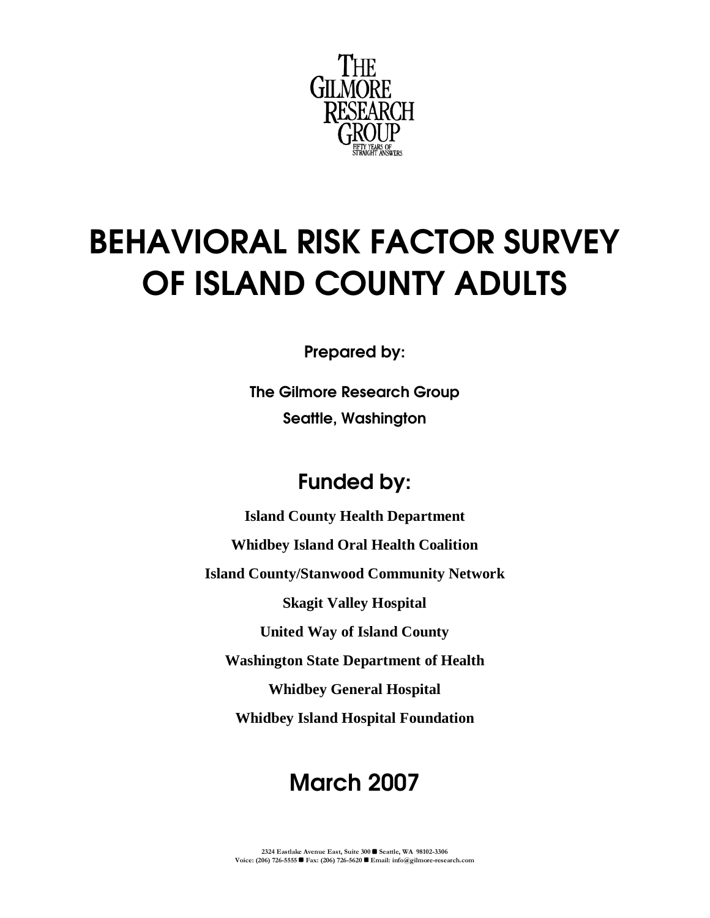THE GILMORE RESEARCH GROUP

FIFTY YEARS OF STRAIGHT ANSWERS

# BEHAVIORAL RISK FACTOR SURVEY OF ISLAND COUNTY ADULTS

**Prepared by:**

**The Gilmore Research Group**

**Seattle, Washington**

## Funded by:

**Island County Health Department**

**Whidbey Island Oral Health Coalition**

**Island County/Stanwood Community Network**

**Skagit Valley Hospital**

**United Way of Island County**

**Washington State Department of Health**

**Whidbey General Hospital**

**Whidbey Island Hospital Foundation**

## March 2007

2324 Eastlake Avenue East, Suite 300 ■ Seattle, WA 98102-3306
Voice: (206) 726-5555 ■ Fax: (206) 726-5620 ■ Email: info@gilmore-research.com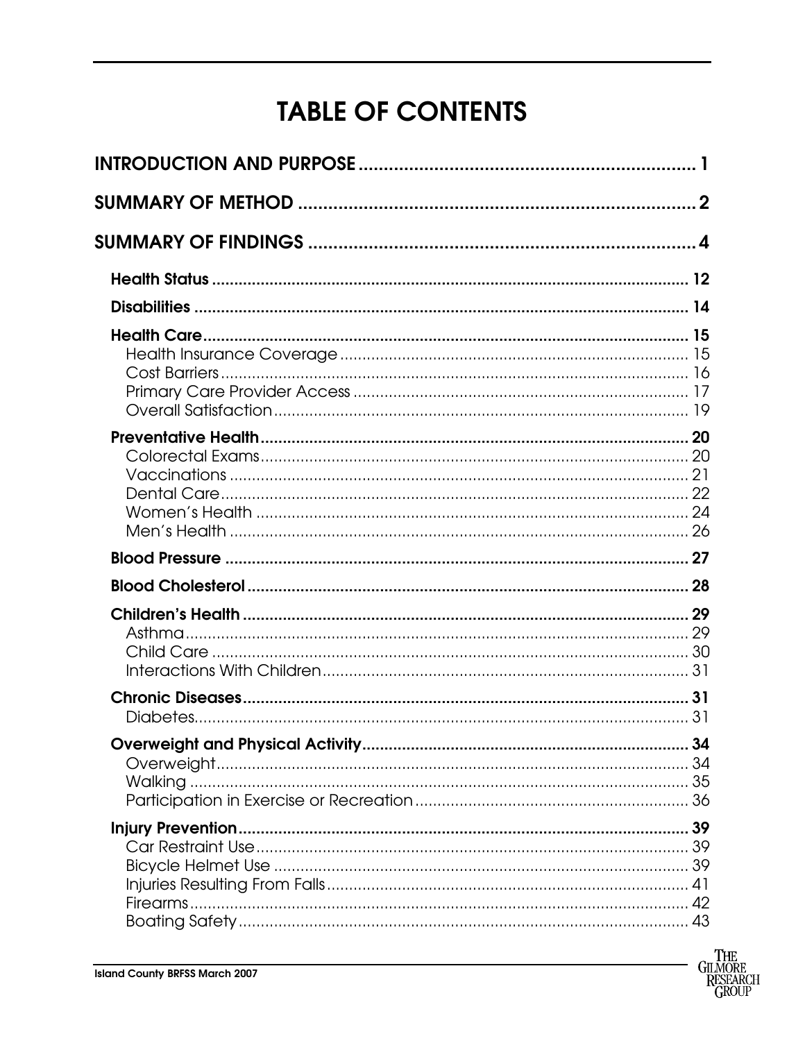# TABLE OF CONTENTS

**INTRODUCTION AND PURPOSE** .......... 1

**SUMMARY OF METHOD** .......... 2

**SUMMARY OF FINDINGS** .......... 4

- **Health Status** .......... 12
- **Disabilities** .......... 14
- **Health Care** .......... 15
  - Health Insurance Coverage .......... 15
  - Cost Barriers .......... 16
  - Primary Care Provider Access .......... 17
  - Overall Satisfaction .......... 19
- **Preventative Health** .......... 20
  - Colorectal Exams .......... 20
  - Vaccinations .......... 21
  - Dental Care .......... 22
  - Women's Health .......... 24
  - Men's Health .......... 26
- **Blood Pressure** .......... 27
- **Blood Cholesterol** .......... 28
- **Children's Health** .......... 29
  - Asthma .......... 29
  - Child Care .......... 30
  - Interactions With Children .......... 31
- **Chronic Diseases** .......... 31
  - Diabetes .......... 31
- **Overweight and Physical Activity** .......... 34
  - Overweight .......... 34
  - Walking .......... 35
  - Participation in Exercise or Recreation .......... 36
- **Injury Prevention** .......... 39
  - Car Restraint Use .......... 39
  - Bicycle Helmet Use .......... 39
  - Injuries Resulting From Falls .......... 41
  - Firearms .......... 42
  - Boating Safety .......... 43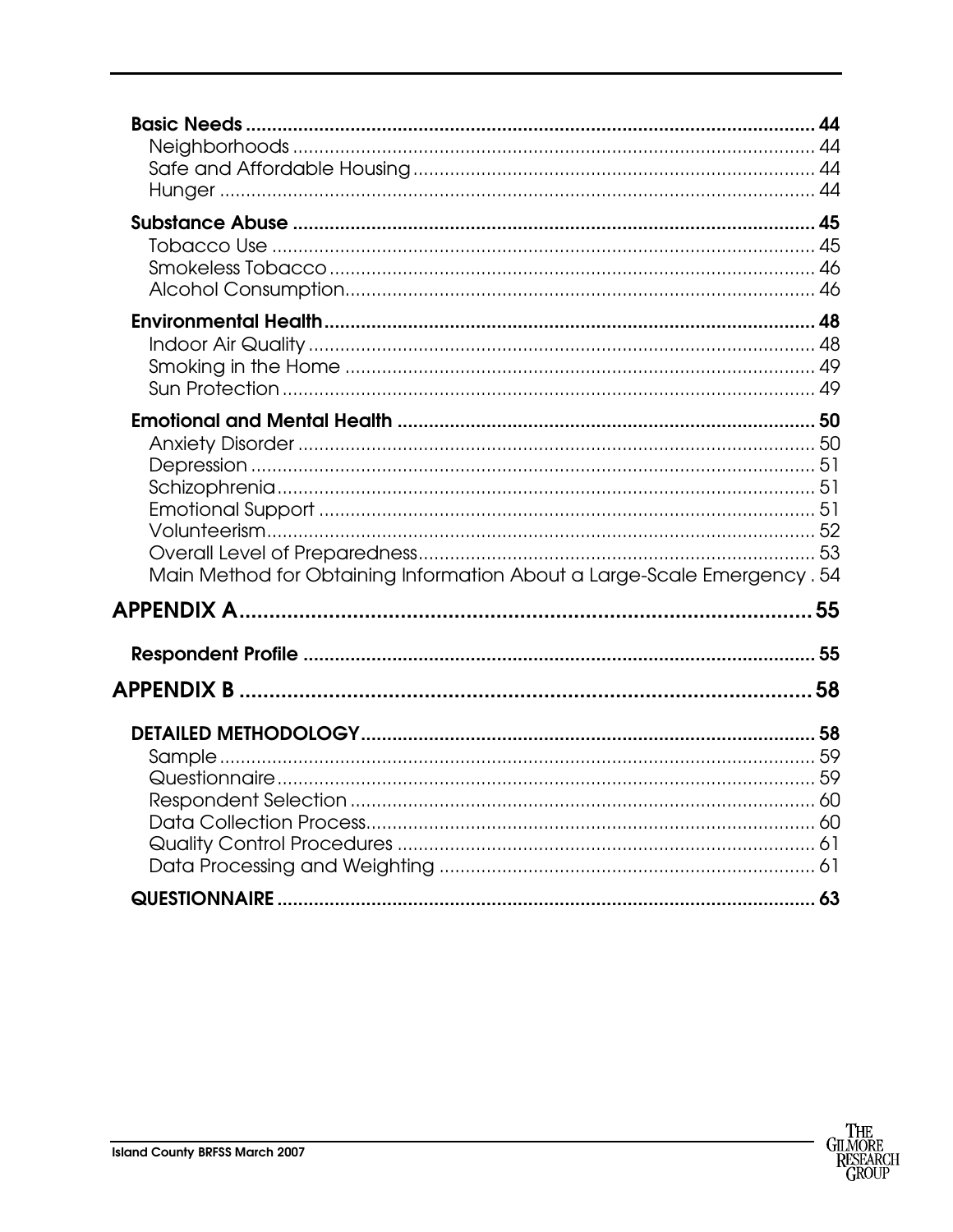**Basic Needs** .......... 44
- Neighborhoods .......... 44
- Safe and Affordable Housing .......... 44
- Hunger .......... 44

**Substance Abuse** .......... 45
- Tobacco Use .......... 45
- Smokeless Tobacco .......... 46
- Alcohol Consumption .......... 46

**Environmental Health** .......... 48
- Indoor Air Quality .......... 48
- Smoking in the Home .......... 49
- Sun Protection .......... 49

**Emotional and Mental Health** .......... 50
- Anxiety Disorder .......... 50
- Depression .......... 51
- Schizophrenia .......... 51
- Emotional Support .......... 51
- Volunteerism .......... 52
- Overall Level of Preparedness .......... 53
- Main Method for Obtaining Information About a Large-Scale Emergency .......... 54

## APPENDIX A .......... 55

**Respondent Profile** .......... 55

## APPENDIX B .......... 58

**DETAILED METHODOLOGY** .......... 58
- Sample .......... 59
- Questionnaire .......... 59
- Respondent Selection .......... 60
- Data Collection Process .......... 60
- Quality Control Procedures .......... 61
- Data Processing and Weighting .......... 61

**QUESTIONNAIRE** .......... 63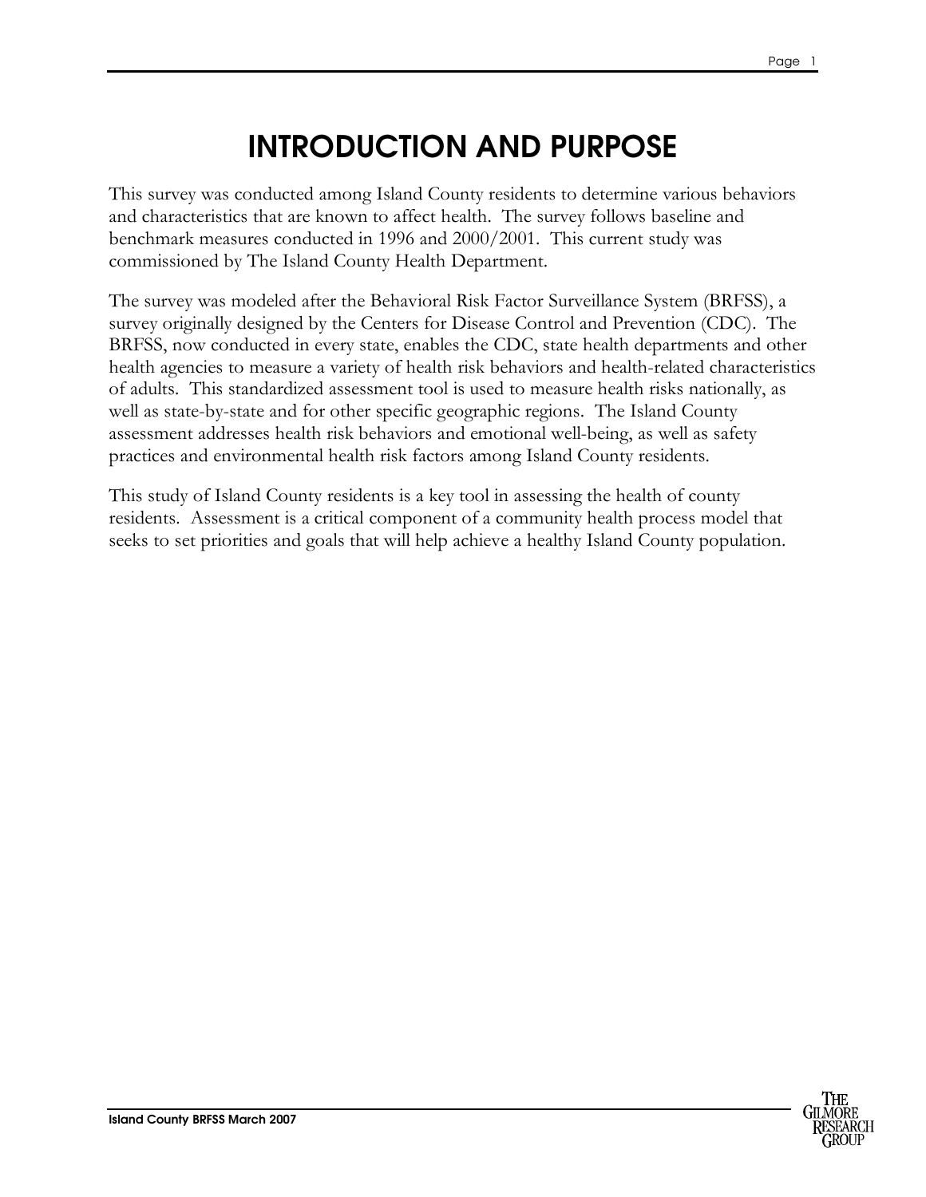# INTRODUCTION AND PURPOSE

This survey was conducted among Island County residents to determine various behaviors and characteristics that are known to affect health. The survey follows baseline and benchmark measures conducted in 1996 and 2000/2001. This current study was commissioned by The Island County Health Department.

The survey was modeled after the Behavioral Risk Factor Surveillance System (BRFSS), a survey originally designed by the Centers for Disease Control and Prevention (CDC). The BRFSS, now conducted in every state, enables the CDC, state health departments and other health agencies to measure a variety of health risk behaviors and health-related characteristics of adults. This standardized assessment tool is used to measure health risks nationally, as well as state-by-state and for other specific geographic regions. The Island County assessment addresses health risk behaviors and emotional well-being, as well as safety practices and environmental health risk factors among Island County residents.

This study of Island County residents is a key tool in assessing the health of county residents. Assessment is a critical component of a community health process model that seeks to set priorities and goals that will help achieve a healthy Island County population.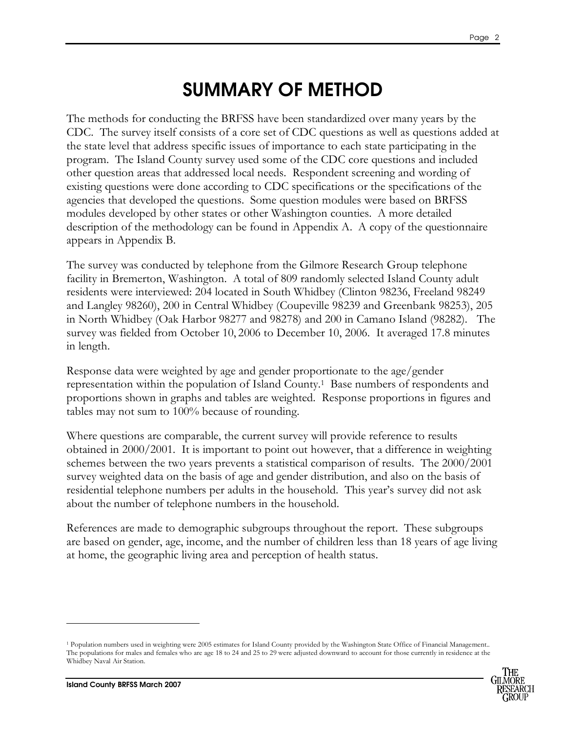# SUMMARY OF METHOD

The methods for conducting the BRFSS have been standardized over many years by the CDC. The survey itself consists of a core set of CDC questions as well as questions added at the state level that address specific issues of importance to each state participating in the program. The Island County survey used some of the CDC core questions and included other question areas that addressed local needs. Respondent screening and wording of existing questions were done according to CDC specifications or the specifications of the agencies that developed the questions. Some question modules were based on BRFSS modules developed by other states or other Washington counties. A more detailed description of the methodology can be found in Appendix A. A copy of the questionnaire appears in Appendix B.

The survey was conducted by telephone from the Gilmore Research Group telephone facility in Bremerton, Washington. A total of 809 randomly selected Island County adult residents were interviewed: 204 located in South Whidbey (Clinton 98236, Freeland 98249 and Langley 98260), 200 in Central Whidbey (Coupeville 98239 and Greenbank 98253), 205 in North Whidbey (Oak Harbor 98277 and 98278) and 200 in Camano Island (98282). The survey was fielded from October 10, 2006 to December 10, 2006. It averaged 17.8 minutes in length.

Response data were weighted by age and gender proportionate to the age/gender representation within the population of Island County.[1] Base numbers of respondents and proportions shown in graphs and tables are weighted. Response proportions in figures and tables may not sum to 100% because of rounding.

Where questions are comparable, the current survey will provide reference to results obtained in 2000/2001. It is important to point out however, that a difference in weighting schemes between the two years prevents a statistical comparison of results. The 2000/2001 survey weighted data on the basis of age and gender distribution, and also on the basis of residential telephone numbers per adults in the household. This year's survey did not ask about the number of telephone numbers in the household.

References are made to demographic subgroups throughout the report. These subgroups are based on gender, age, income, and the number of children less than 18 years of age living at home, the geographic living area and perception of health status.

---

[1] Population numbers used in weighting were 2005 estimates for Island County provided by the Washington State Office of Financial Management.. The populations for males and females who are age 18 to 24 and 25 to 29 were adjusted downward to account for those currently in residence at the Whidbey Naval Air Station.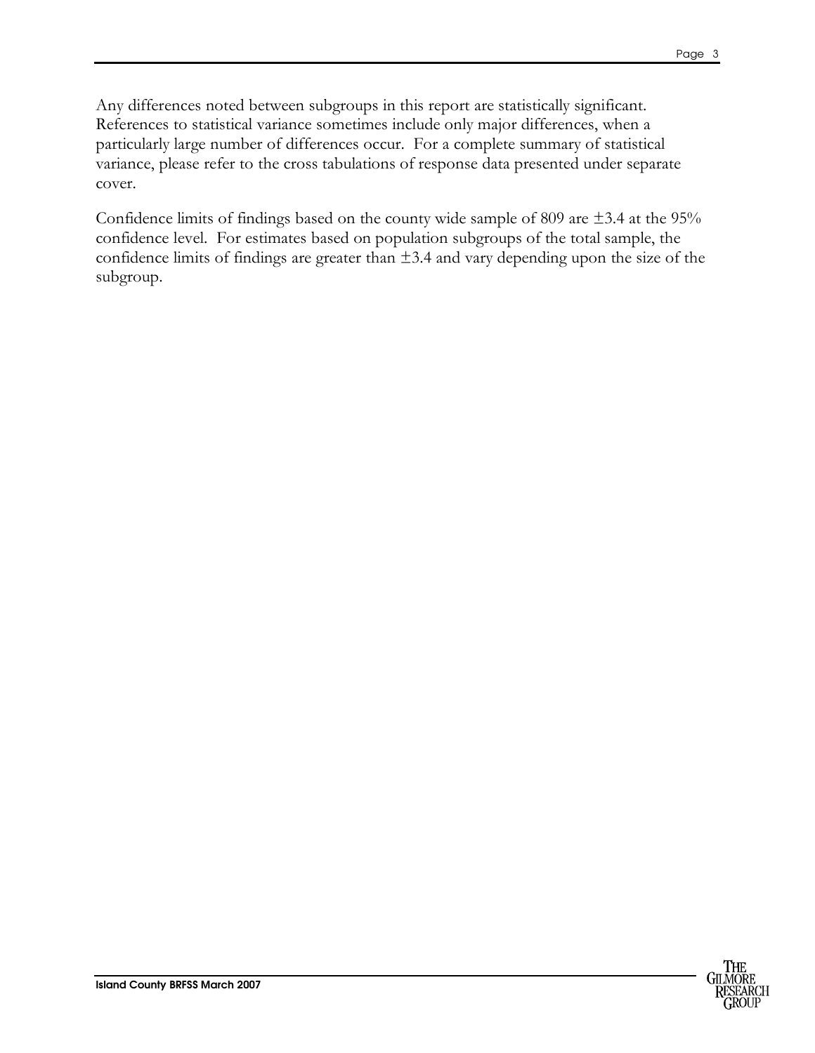Any differences noted between subgroups in this report are statistically significant. References to statistical variance sometimes include only major differences, when a particularly large number of differences occur. For a complete summary of statistical variance, please refer to the cross tabulations of response data presented under separate cover.

Confidence limits of findings based on the county wide sample of 809 are ±3.4 at the 95% confidence level. For estimates based on population subgroups of the total sample, the confidence limits of findings are greater than ±3.4 and vary depending upon the size of the subgroup.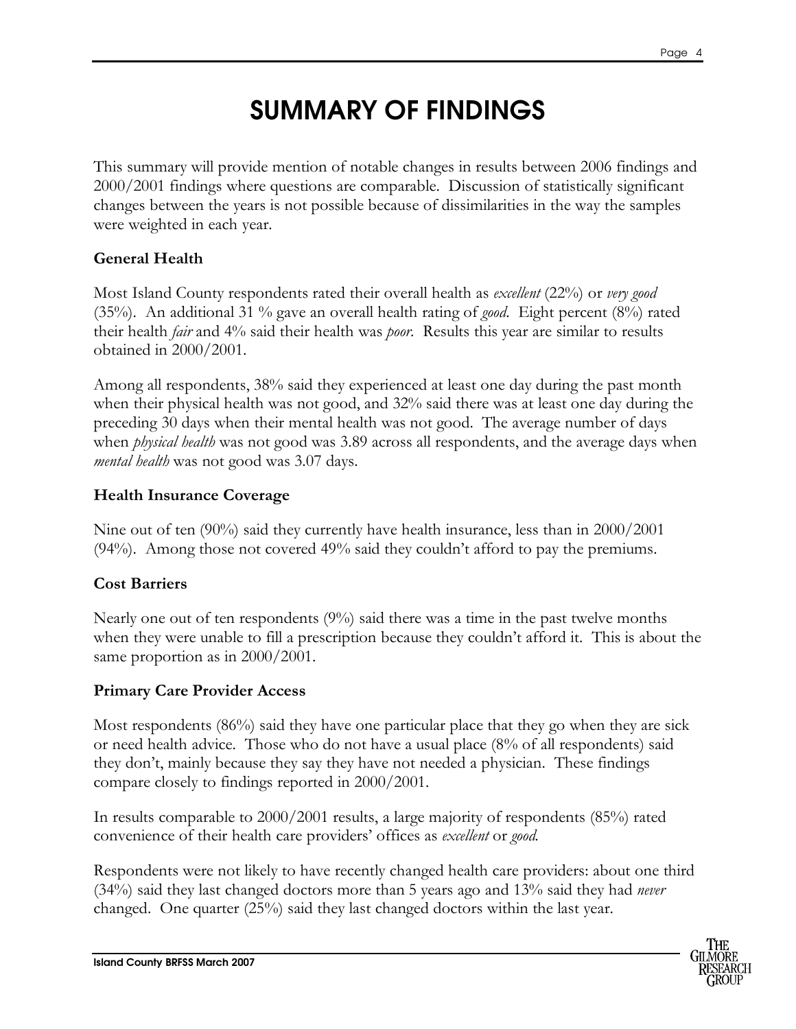# SUMMARY OF FINDINGS

This summary will provide mention of notable changes in results between 2006 findings and 2000/2001 findings where questions are comparable. Discussion of statistically significant changes between the years is not possible because of dissimilarities in the way the samples were weighted in each year.

### General Health

Most Island County respondents rated their overall health as *excellent* (22%) or *very good* (35%). An additional 31 % gave an overall health rating of *good*. Eight percent (8%) rated their health *fair* and 4% said their health was *poor*. Results this year are similar to results obtained in 2000/2001.

Among all respondents, 38% said they experienced at least one day during the past month when their physical health was not good, and 32% said there was at least one day during the preceding 30 days when their mental health was not good. The average number of days when *physical health* was not good was 3.89 across all respondents, and the average days when *mental health* was not good was 3.07 days.

### Health Insurance Coverage

Nine out of ten (90%) said they currently have health insurance, less than in 2000/2001 (94%). Among those not covered 49% said they couldn't afford to pay the premiums.

### Cost Barriers

Nearly one out of ten respondents (9%) said there was a time in the past twelve months when they were unable to fill a prescription because they couldn't afford it. This is about the same proportion as in 2000/2001.

### Primary Care Provider Access

Most respondents (86%) said they have one particular place that they go when they are sick or need health advice. Those who do not have a usual place (8% of all respondents) said they don't, mainly because they say they have not needed a physician. These findings compare closely to findings reported in 2000/2001.

In results comparable to 2000/2001 results, a large majority of respondents (85%) rated convenience of their health care providers' offices as *excellent* or *good*.

Respondents were not likely to have recently changed health care providers: about one third (34%) said they last changed doctors more than 5 years ago and 13% said they had *never* changed. One quarter (25%) said they last changed doctors within the last year.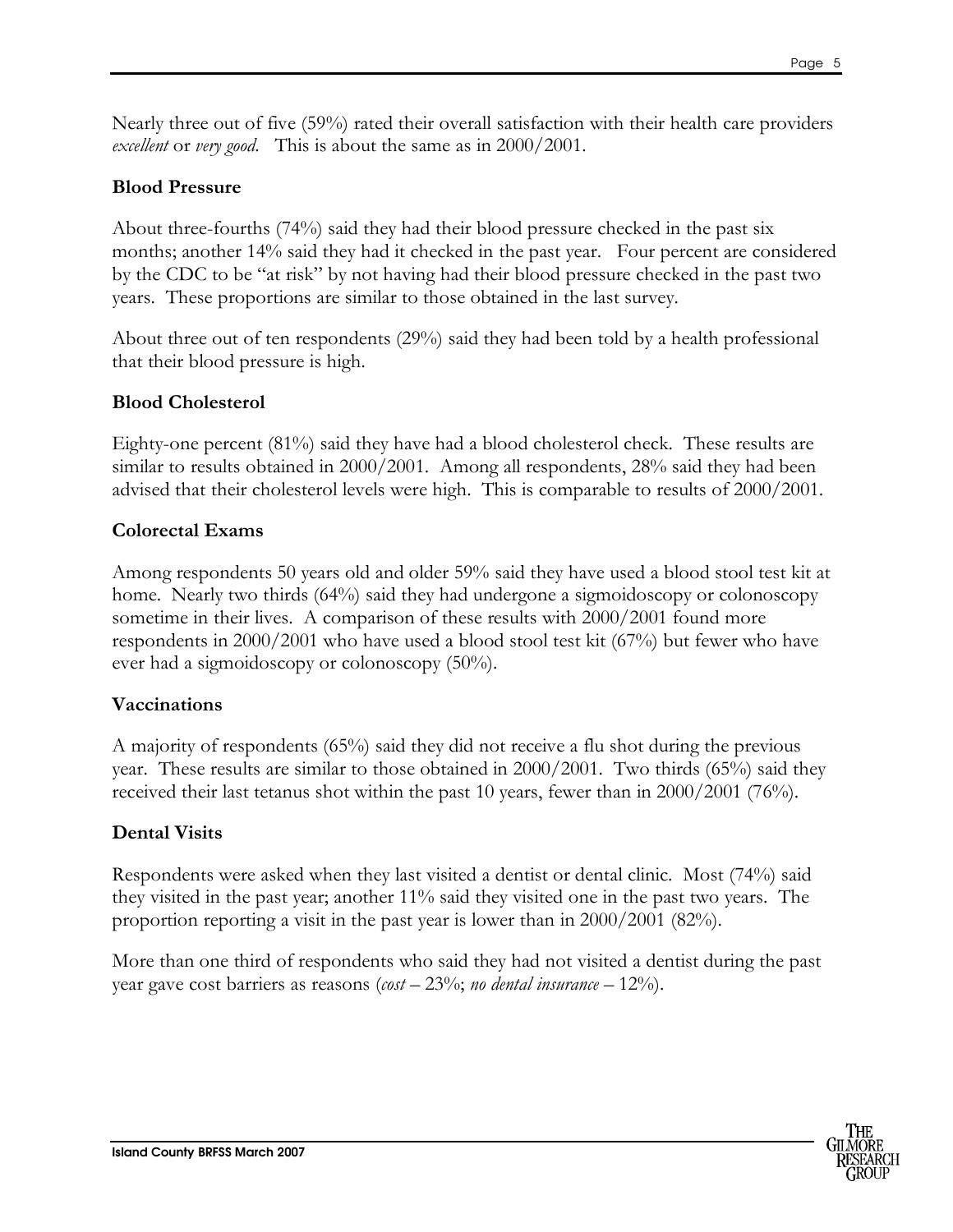Nearly three out of five (59%) rated their overall satisfaction with their health care providers *excellent* or *very good*. This is about the same as in 2000/2001.

### Blood Pressure

About three-fourths (74%) said they had their blood pressure checked in the past six months; another 14% said they had it checked in the past year. Four percent are considered by the CDC to be "at risk" by not having had their blood pressure checked in the past two years. These proportions are similar to those obtained in the last survey.

About three out of ten respondents (29%) said they had been told by a health professional that their blood pressure is high.

### Blood Cholesterol

Eighty-one percent (81%) said they have had a blood cholesterol check. These results are similar to results obtained in 2000/2001. Among all respondents, 28% said they had been advised that their cholesterol levels were high. This is comparable to results of 2000/2001.

### Colorectal Exams

Among respondents 50 years old and older 59% said they have used a blood stool test kit at home. Nearly two thirds (64%) said they had undergone a sigmoidoscopy or colonoscopy sometime in their lives. A comparison of these results with 2000/2001 found more respondents in 2000/2001 who have used a blood stool test kit (67%) but fewer who have ever had a sigmoidoscopy or colonoscopy (50%).

### Vaccinations

A majority of respondents (65%) said they did not receive a flu shot during the previous year. These results are similar to those obtained in 2000/2001. Two thirds (65%) said they received their last tetanus shot within the past 10 years, fewer than in 2000/2001 (76%).

### Dental Visits

Respondents were asked when they last visited a dentist or dental clinic. Most (74%) said they visited in the past year; another 11% said they visited one in the past two years. The proportion reporting a visit in the past year is lower than in 2000/2001 (82%).

More than one third of respondents who said they had not visited a dentist during the past year gave cost barriers as reasons (*cost* – 23%; *no dental insurance* – 12%).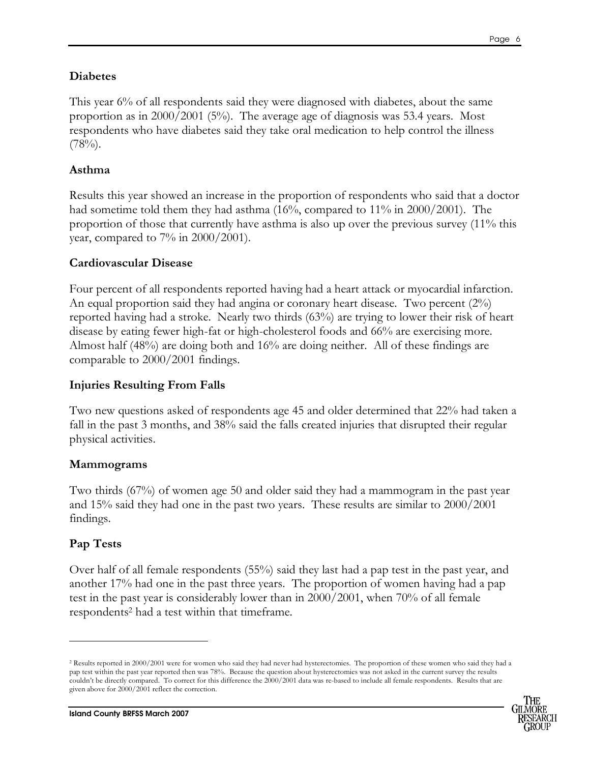## Diabetes

This year 6% of all respondents said they were diagnosed with diabetes, about the same proportion as in 2000/2001 (5%). The average age of diagnosis was 53.4 years. Most respondents who have diabetes said they take oral medication to help control the illness (78%).

## Asthma

Results this year showed an increase in the proportion of respondents who said that a doctor had sometime told them they had asthma (16%, compared to 11% in 2000/2001). The proportion of those that currently have asthma is also up over the previous survey (11% this year, compared to 7% in 2000/2001).

## Cardiovascular Disease

Four percent of all respondents reported having had a heart attack or myocardial infarction. An equal proportion said they had angina or coronary heart disease. Two percent (2%) reported having had a stroke. Nearly two thirds (63%) are trying to lower their risk of heart disease by eating fewer high-fat or high-cholesterol foods and 66% are exercising more. Almost half (48%) are doing both and 16% are doing neither. All of these findings are comparable to 2000/2001 findings.

## Injuries Resulting From Falls

Two new questions asked of respondents age 45 and older determined that 22% had taken a fall in the past 3 months, and 38% said the falls created injuries that disrupted their regular physical activities.

## Mammograms

Two thirds (67%) of women age 50 and older said they had a mammogram in the past year and 15% said they had one in the past two years. These results are similar to 2000/2001 findings.

## Pap Tests

Over half of all female respondents (55%) said they last had a pap test in the past year, and another 17% had one in the past three years. The proportion of women having had a pap test in the past year is considerably lower than in 2000/2001, when 70% of all female respondents[2] had a test within that timeframe.

---

[2] Results reported in 2000/2001 were for women who said they had never had hysterectomies. The proportion of these women who said they had a pap test within the past year reported then was 78%. Because the question about hysterectomies was not asked in the current survey the results couldn't be directly compared. To correct for this difference the 2000/2001 data was re-based to include all female respondents. Results that are given above for 2000/2001 reflect the correction.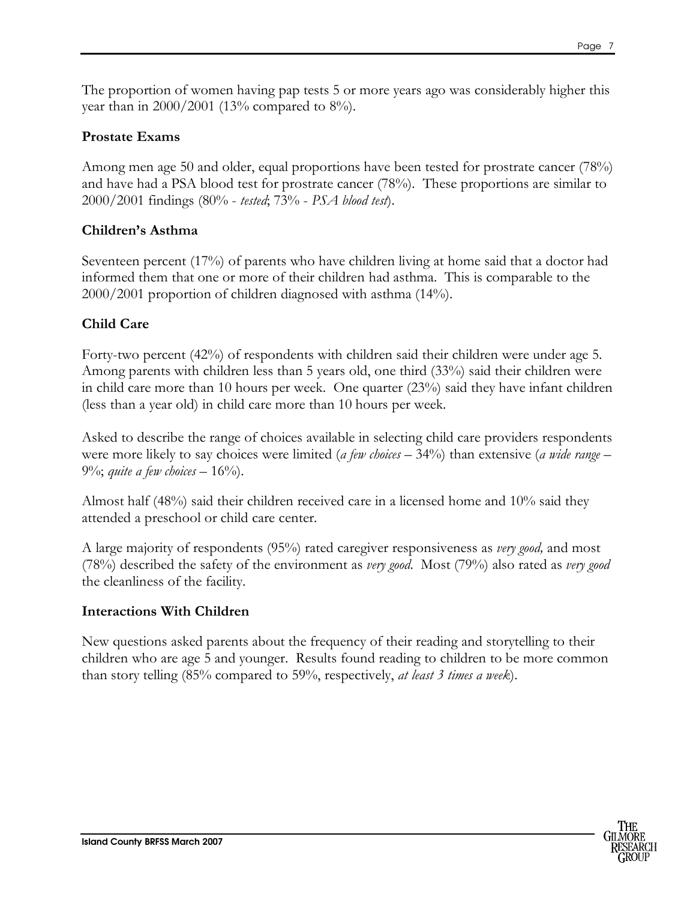The proportion of women having pap tests 5 or more years ago was considerably higher this year than in 2000/2001 (13% compared to 8%).

### Prostate Exams

Among men age 50 and older, equal proportions have been tested for prostrate cancer (78%) and have had a PSA blood test for prostrate cancer (78%). These proportions are similar to 2000/2001 findings (80% - *tested*; 73% - *PSA blood test*).

### Children's Asthma

Seventeen percent (17%) of parents who have children living at home said that a doctor had informed them that one or more of their children had asthma. This is comparable to the 2000/2001 proportion of children diagnosed with asthma (14%).

### Child Care

Forty-two percent (42%) of respondents with children said their children were under age 5. Among parents with children less than 5 years old, one third (33%) said their children were in child care more than 10 hours per week. One quarter (23%) said they have infant children (less than a year old) in child care more than 10 hours per week.

Asked to describe the range of choices available in selecting child care providers respondents were more likely to say choices were limited (*a few choices* – 34%) than extensive (*a wide range* – 9%; *quite a few choices* – 16%).

Almost half (48%) said their children received care in a licensed home and 10% said they attended a preschool or child care center.

A large majority of respondents (95%) rated caregiver responsiveness as *very good,* and most (78%) described the safety of the environment as *very good*. Most (79%) also rated as *very good* the cleanliness of the facility.

### Interactions With Children

New questions asked parents about the frequency of their reading and storytelling to their children who are age 5 and younger. Results found reading to children to be more common than story telling (85% compared to 59%, respectively, *at least 3 times a week*).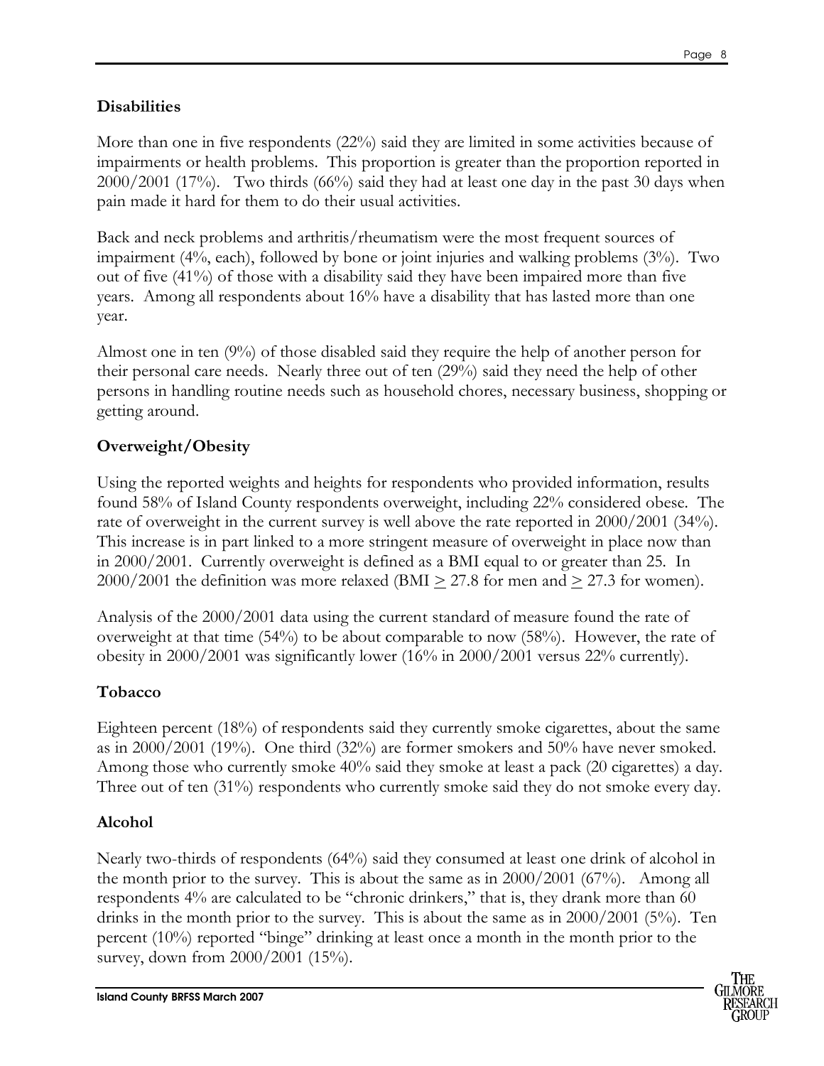## Disabilities

More than one in five respondents (22%) said they are limited in some activities because of impairments or health problems. This proportion is greater than the proportion reported in 2000/2001 (17%). Two thirds (66%) said they had at least one day in the past 30 days when pain made it hard for them to do their usual activities.

Back and neck problems and arthritis/rheumatism were the most frequent sources of impairment (4%, each), followed by bone or joint injuries and walking problems (3%). Two out of five (41%) of those with a disability said they have been impaired more than five years. Among all respondents about 16% have a disability that has lasted more than one year.

Almost one in ten (9%) of those disabled said they require the help of another person for their personal care needs. Nearly three out of ten (29%) said they need the help of other persons in handling routine needs such as household chores, necessary business, shopping or getting around.

## Overweight/Obesity

Using the reported weights and heights for respondents who provided information, results found 58% of Island County respondents overweight, including 22% considered obese. The rate of overweight in the current survey is well above the rate reported in 2000/2001 (34%). This increase is in part linked to a more stringent measure of overweight in place now than in 2000/2001. Currently overweight is defined as a BMI equal to or greater than 25. In 2000/2001 the definition was more relaxed (BMI $\geq$ 27.8 for men and $\geq$ 27.3 for women).

Analysis of the 2000/2001 data using the current standard of measure found the rate of overweight at that time (54%) to be about comparable to now (58%). However, the rate of obesity in 2000/2001 was significantly lower (16% in 2000/2001 versus 22% currently).

## Tobacco

Eighteen percent (18%) of respondents said they currently smoke cigarettes, about the same as in 2000/2001 (19%). One third (32%) are former smokers and 50% have never smoked. Among those who currently smoke 40% said they smoke at least a pack (20 cigarettes) a day. Three out of ten (31%) respondents who currently smoke said they do not smoke every day.

## Alcohol

Nearly two-thirds of respondents (64%) said they consumed at least one drink of alcohol in the month prior to the survey. This is about the same as in 2000/2001 (67%). Among all respondents 4% are calculated to be "chronic drinkers," that is, they drank more than 60 drinks in the month prior to the survey. This is about the same as in 2000/2001 (5%). Ten percent (10%) reported "binge" drinking at least once a month in the month prior to the survey, down from 2000/2001 (15%).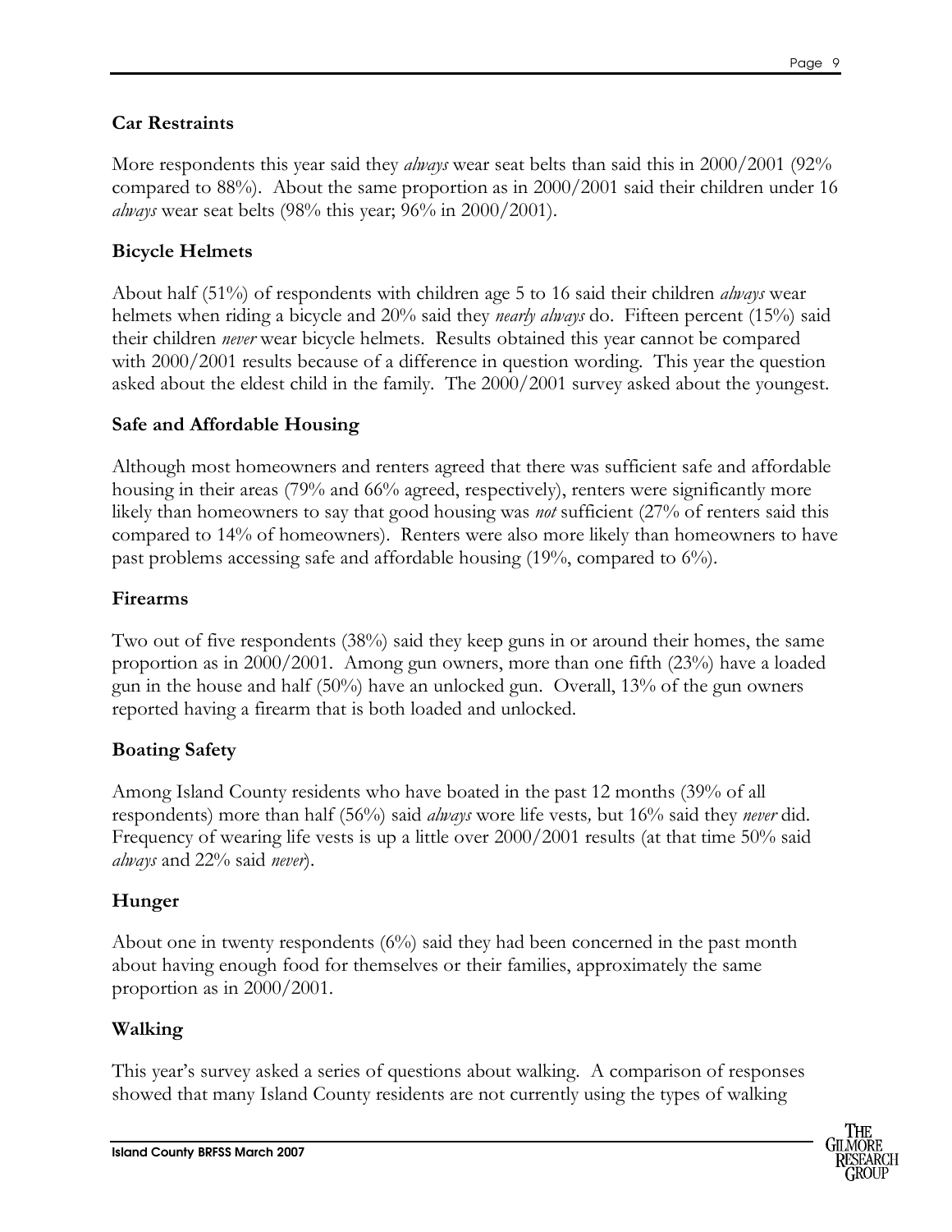### Car Restraints

More respondents this year said they *always* wear seat belts than said this in 2000/2001 (92% compared to 88%). About the same proportion as in 2000/2001 said their children under 16 *always* wear seat belts (98% this year; 96% in 2000/2001).

### Bicycle Helmets

About half (51%) of respondents with children age 5 to 16 said their children *always* wear helmets when riding a bicycle and 20% said they *nearly always* do. Fifteen percent (15%) said their children *never* wear bicycle helmets. Results obtained this year cannot be compared with 2000/2001 results because of a difference in question wording. This year the question asked about the eldest child in the family. The 2000/2001 survey asked about the youngest.

### Safe and Affordable Housing

Although most homeowners and renters agreed that there was sufficient safe and affordable housing in their areas (79% and 66% agreed, respectively), renters were significantly more likely than homeowners to say that good housing was *not* sufficient (27% of renters said this compared to 14% of homeowners). Renters were also more likely than homeowners to have past problems accessing safe and affordable housing (19%, compared to 6%).

### Firearms

Two out of five respondents (38%) said they keep guns in or around their homes, the same proportion as in 2000/2001. Among gun owners, more than one fifth (23%) have a loaded gun in the house and half (50%) have an unlocked gun. Overall, 13% of the gun owners reported having a firearm that is both loaded and unlocked.

### Boating Safety

Among Island County residents who have boated in the past 12 months (39% of all respondents) more than half (56%) said *always* wore life vests*,* but 16% said they *never* did. Frequency of wearing life vests is up a little over 2000/2001 results (at that time 50% said *always* and 22% said *never*).

### Hunger

About one in twenty respondents (6%) said they had been concerned in the past month about having enough food for themselves or their families, approximately the same proportion as in 2000/2001.

### Walking

This year's survey asked a series of questions about walking. A comparison of responses showed that many Island County residents are not currently using the types of walking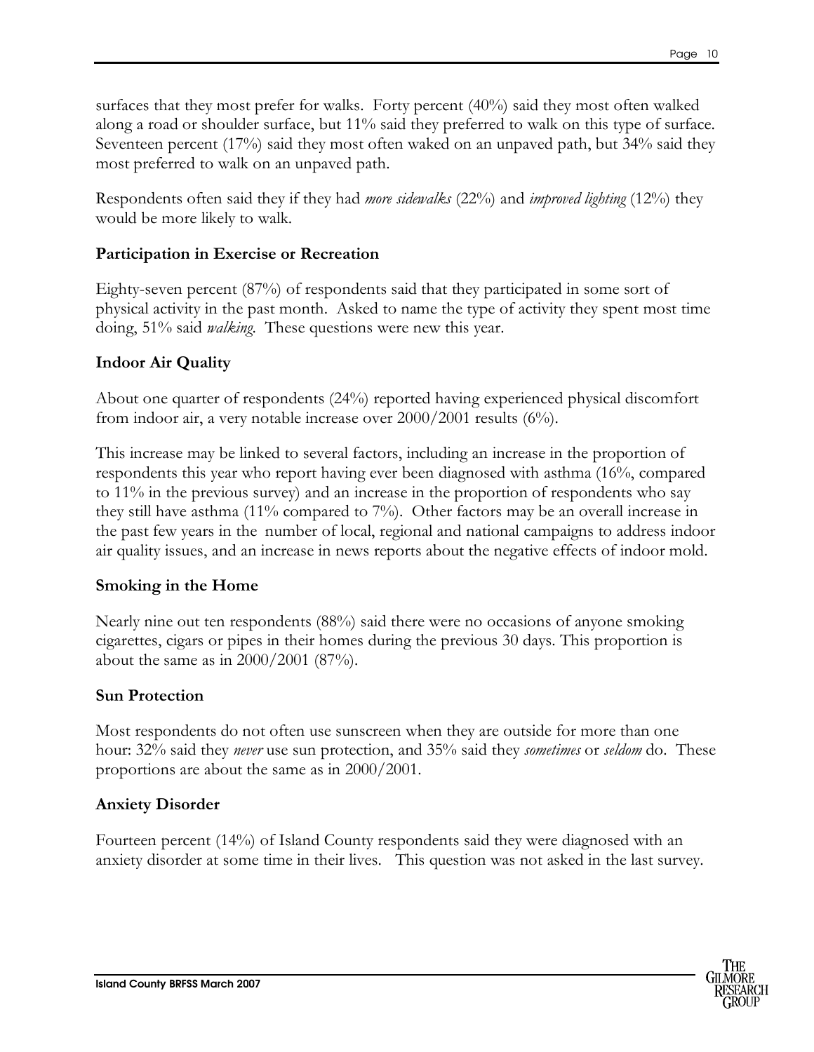surfaces that they most prefer for walks. Forty percent (40%) said they most often walked along a road or shoulder surface, but 11% said they preferred to walk on this type of surface. Seventeen percent (17%) said they most often waked on an unpaved path, but 34% said they most preferred to walk on an unpaved path.

Respondents often said they if they had *more sidewalks* (22%) and *improved lighting* (12%) they would be more likely to walk.

### Participation in Exercise or Recreation

Eighty-seven percent (87%) of respondents said that they participated in some sort of physical activity in the past month. Asked to name the type of activity they spent most time doing, 51% said *walking*. These questions were new this year.

### Indoor Air Quality

About one quarter of respondents (24%) reported having experienced physical discomfort from indoor air, a very notable increase over 2000/2001 results (6%).

This increase may be linked to several factors, including an increase in the proportion of respondents this year who report having ever been diagnosed with asthma (16%, compared to 11% in the previous survey) and an increase in the proportion of respondents who say they still have asthma (11% compared to 7%). Other factors may be an overall increase in the past few years in the number of local, regional and national campaigns to address indoor air quality issues, and an increase in news reports about the negative effects of indoor mold.

### Smoking in the Home

Nearly nine out ten respondents (88%) said there were no occasions of anyone smoking cigarettes, cigars or pipes in their homes during the previous 30 days. This proportion is about the same as in 2000/2001 (87%).

### Sun Protection

Most respondents do not often use sunscreen when they are outside for more than one hour: 32% said they *never* use sun protection, and 35% said they *sometimes* or *seldom* do. These proportions are about the same as in 2000/2001.

### Anxiety Disorder

Fourteen percent (14%) of Island County respondents said they were diagnosed with an anxiety disorder at some time in their lives. This question was not asked in the last survey.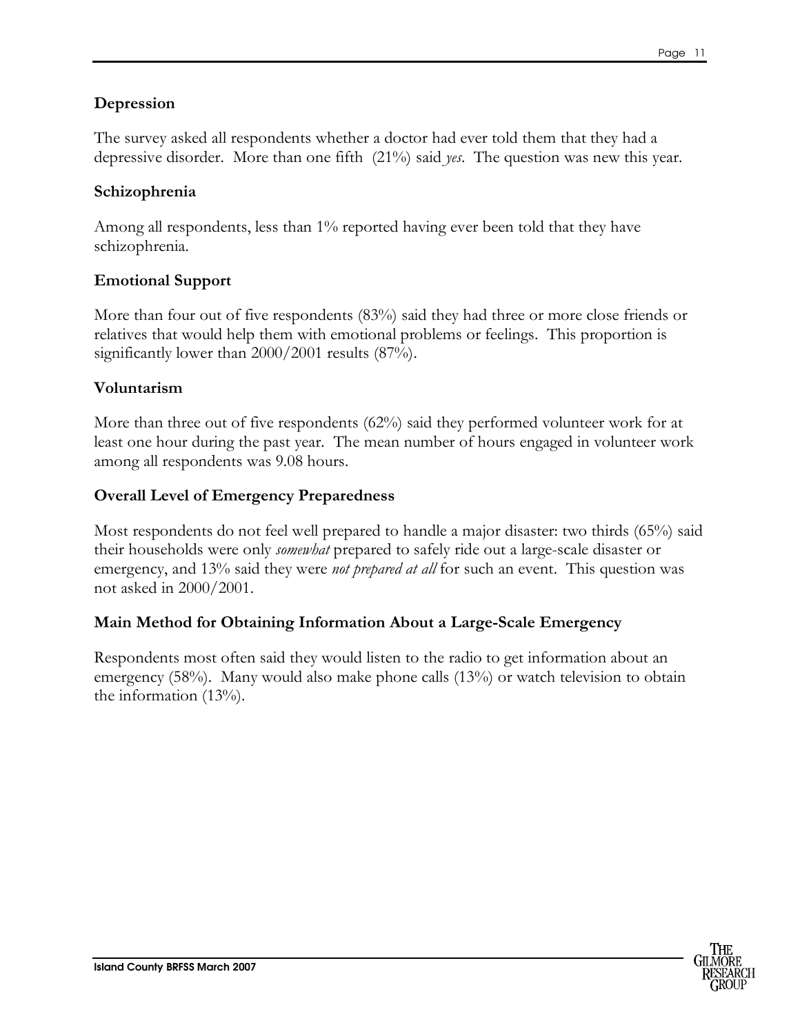### Depression

The survey asked all respondents whether a doctor had ever told them that they had a depressive disorder. More than one fifth (21%) said *yes*. The question was new this year.

### Schizophrenia

Among all respondents, less than 1% reported having ever been told that they have schizophrenia.

### Emotional Support

More than four out of five respondents (83%) said they had three or more close friends or relatives that would help them with emotional problems or feelings. This proportion is significantly lower than 2000/2001 results (87%).

### Voluntarism

More than three out of five respondents (62%) said they performed volunteer work for at least one hour during the past year. The mean number of hours engaged in volunteer work among all respondents was 9.08 hours.

### Overall Level of Emergency Preparedness

Most respondents do not feel well prepared to handle a major disaster: two thirds (65%) said their households were only *somewhat* prepared to safely ride out a large-scale disaster or emergency, and 13% said they were *not prepared at all* for such an event. This question was not asked in 2000/2001.

### Main Method for Obtaining Information About a Large-Scale Emergency

Respondents most often said they would listen to the radio to get information about an emergency (58%). Many would also make phone calls (13%) or watch television to obtain the information (13%).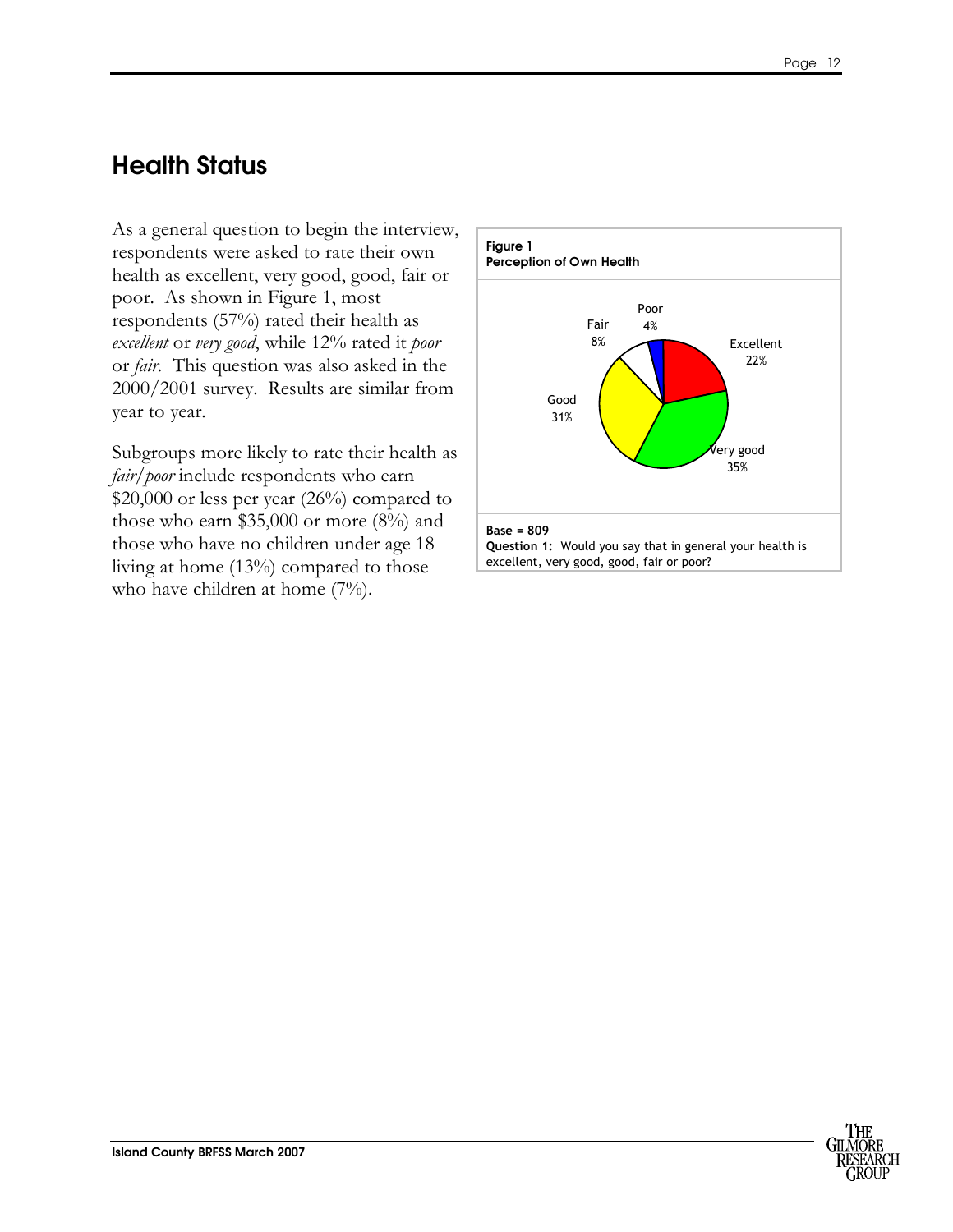## Health Status

As a general question to begin the interview, respondents were asked to rate their own health as excellent, very good, good, fair or poor. As shown in Figure 1, most respondents (57%) rated their health as *excellent* or *very good*, while 12% rated it *poor* or *fair.* This question was also asked in the 2000/2001 survey. Results are similar from year to year.

Subgroups more likely to rate their health as *fair/poor* include respondents who earn $20,000 or less per year (26%) compared to those who earn $35,000 or more (8%) and those who have no children under age 18 living at home (13%) compared to those who have children at home (7%).

**Figure 1**
**Perception of Own Health**

| Rating | Percent |
|---|---|
| Excellent | 22% |
| Very good | 35% |
| Good | 31% |
| Fair | 8% |
| Poor | 4% |

**Base = 809**
**Question 1:** Would you say that in general your health is excellent, very good, good, fair or poor?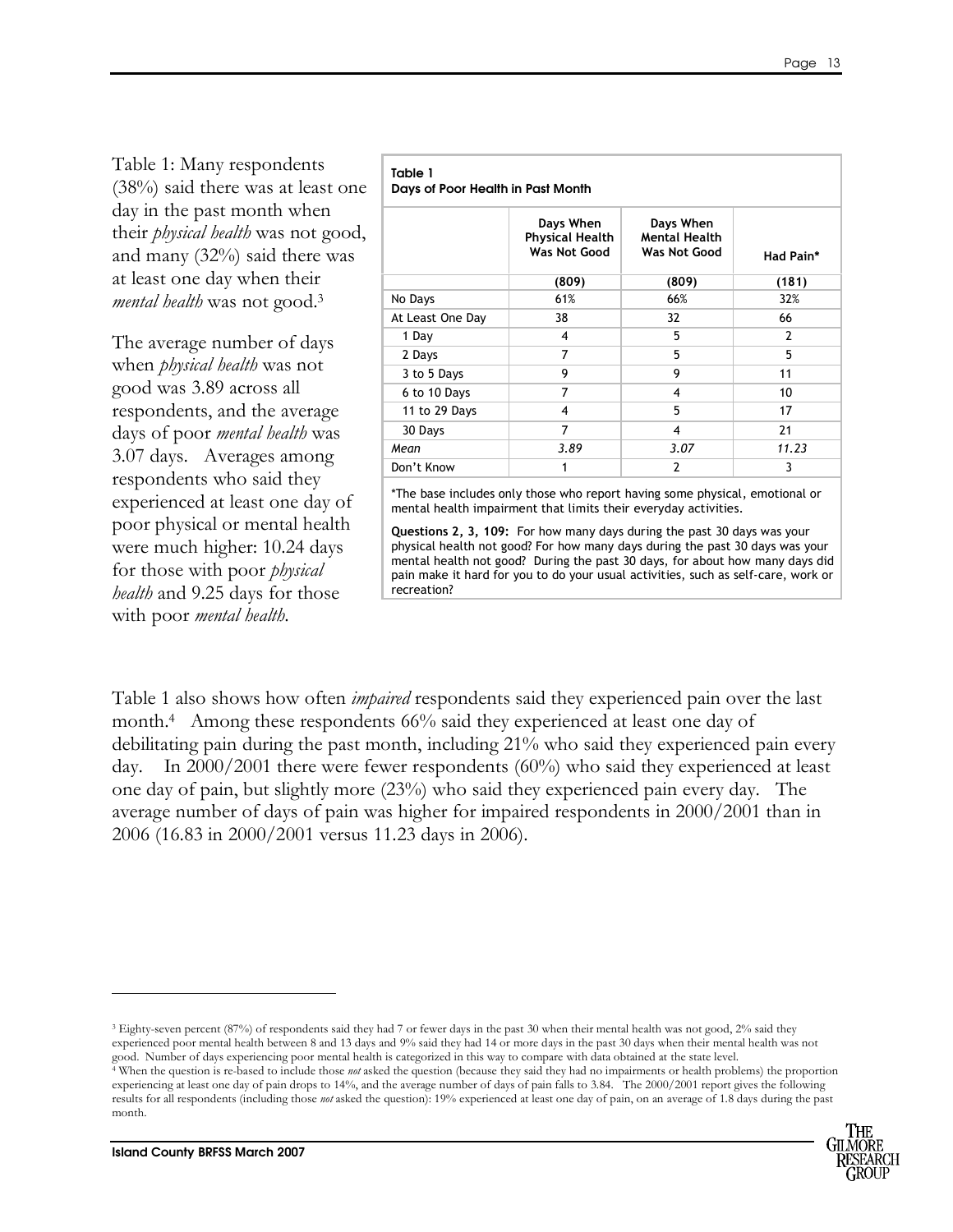Table 1: Many respondents (38%) said there was at least one day in the past month when their *physical health* was not good, and many (32%) said there was at least one day when their *mental health* was not good.[3]

The average number of days when *physical health* was not good was 3.89 across all respondents, and the average days of poor *mental health* was 3.07 days. Averages among respondents who said they experienced at least one day of poor physical or mental health were much higher: 10.24 days for those with poor *physical health* and 9.25 days for those with poor *mental health*.

**Table 1**
**Days of Poor Health in Past Month**

| | Days When Physical Health Was Not Good | Days When Mental Health Was Not Good | Had Pain* |
|---|---|---|---|
| | (809) | (809) | (181) |
| No Days | 61% | 66% | 32% |
| At Least One Day | 38 | 32 | 66 |
| 1 Day | 4 | 5 | 2 |
| 2 Days | 7 | 5 | 5 |
| 3 to 5 Days | 9 | 9 | 11 |
| 6 to 10 Days | 7 | 4 | 10 |
| 11 to 29 Days | 4 | 5 | 17 |
| 30 Days | 7 | 4 | 21 |
| *Mean* | *3.89* | *3.07* | *11.23* |
| Don't Know | 1 | 2 | 3 |

*The base includes only those who report having some physical, emotional or mental health impairment that limits their everyday activities.

**Questions 2, 3, 109:** For how many days during the past 30 days was your physical health not good? For how many days during the past 30 days was your mental health not good? During the past 30 days, for about how many days did pain make it hard for you to do your usual activities, such as self-care, work or recreation?

Table 1 also shows how often *impaired* respondents said they experienced pain over the last month.[4] Among these respondents 66% said they experienced at least one day of debilitating pain during the past month, including 21% who said they experienced pain every day. In 2000/2001 there were fewer respondents (60%) who said they experienced at least one day of pain, but slightly more (23%) who said they experienced pain every day. The average number of days of pain was higher for impaired respondents in 2000/2001 than in 2006 (16.83 in 2000/2001 versus 11.23 days in 2006).

[3] Eighty-seven percent (87%) of respondents said they had 7 or fewer days in the past 30 when their mental health was not good, 2% said they experienced poor mental health between 8 and 13 days and 9% said they had 14 or more days in the past 30 days when their mental health was not good. Number of days experiencing poor mental health is categorized in this way to compare with data obtained at the state level.

[4] When the question is re-based to include those *not* asked the question (because they said they had no impairments or health problems) the proportion experiencing at least one day of pain drops to 14%, and the average number of days of pain falls to 3.84. The 2000/2001 report gives the following results for all respondents (including those *not* asked the question): 19% experienced at least one day of pain, on an average of 1.8 days during the past month.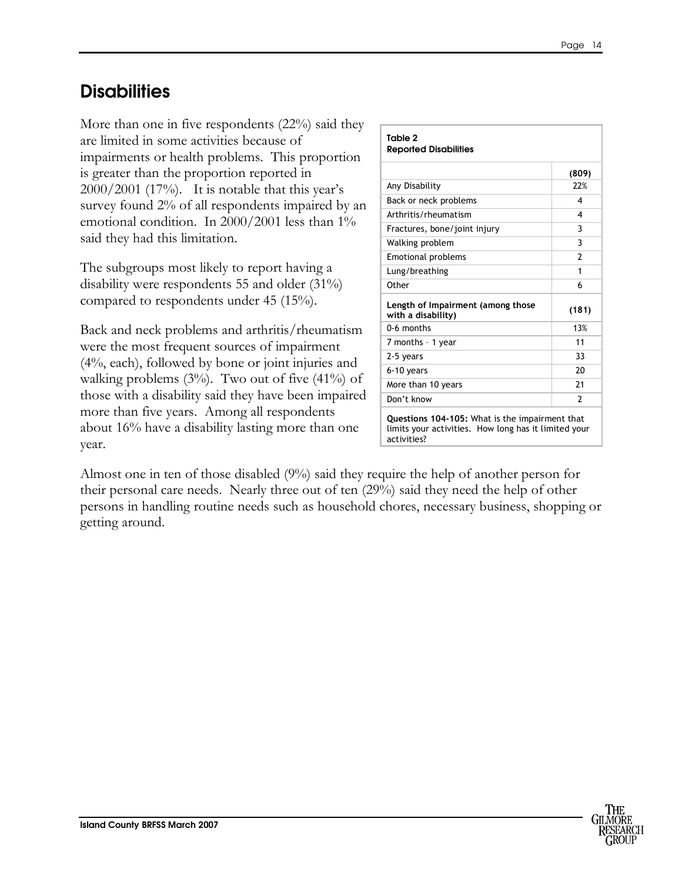## Disabilities

More than one in five respondents (22%) said they are limited in some activities because of impairments or health problems. This proportion is greater than the proportion reported in 2000/2001 (17%). It is notable that this year's survey found 2% of all respondents impaired by an emotional condition. In 2000/2001 less than 1% said they had this limitation.

The subgroups most likely to report having a disability were respondents 55 and older (31%) compared to respondents under 45 (15%).

Back and neck problems and arthritis/rheumatism were the most frequent sources of impairment (4%, each), followed by bone or joint injuries and walking problems (3%). Two out of five (41%) of those with a disability said they have been impaired more than five years. Among all respondents about 16% have a disability lasting more than one year.

**Table 2**
**Reported Disabilities**

| | **(809)** |
|---|---|
| Any Disability | 22% |
| Back or neck problems | 4 |
| Arthritis/rheumatism | 4 |
| Fractures, bone/joint injury | 3 |
| Walking problem | 3 |
| Emotional problems | 2 |
| Lung/breathing | 1 |
| Other | 6 |
| **Length of Impairment (among those with a disability)** | **(181)** |
| 0-6 months | 13% |
| 7 months – 1 year | 11 |
| 2-5 years | 33 |
| 6-10 years | 20 |
| More than 10 years | 21 |
| Don't know | 2 |

**Questions 104-105:** What is the impairment that limits your activities. How long has it limited your activities?

Almost one in ten of those disabled (9%) said they require the help of another person for their personal care needs. Nearly three out of ten (29%) said they need the help of other persons in handling routine needs such as household chores, necessary business, shopping or getting around.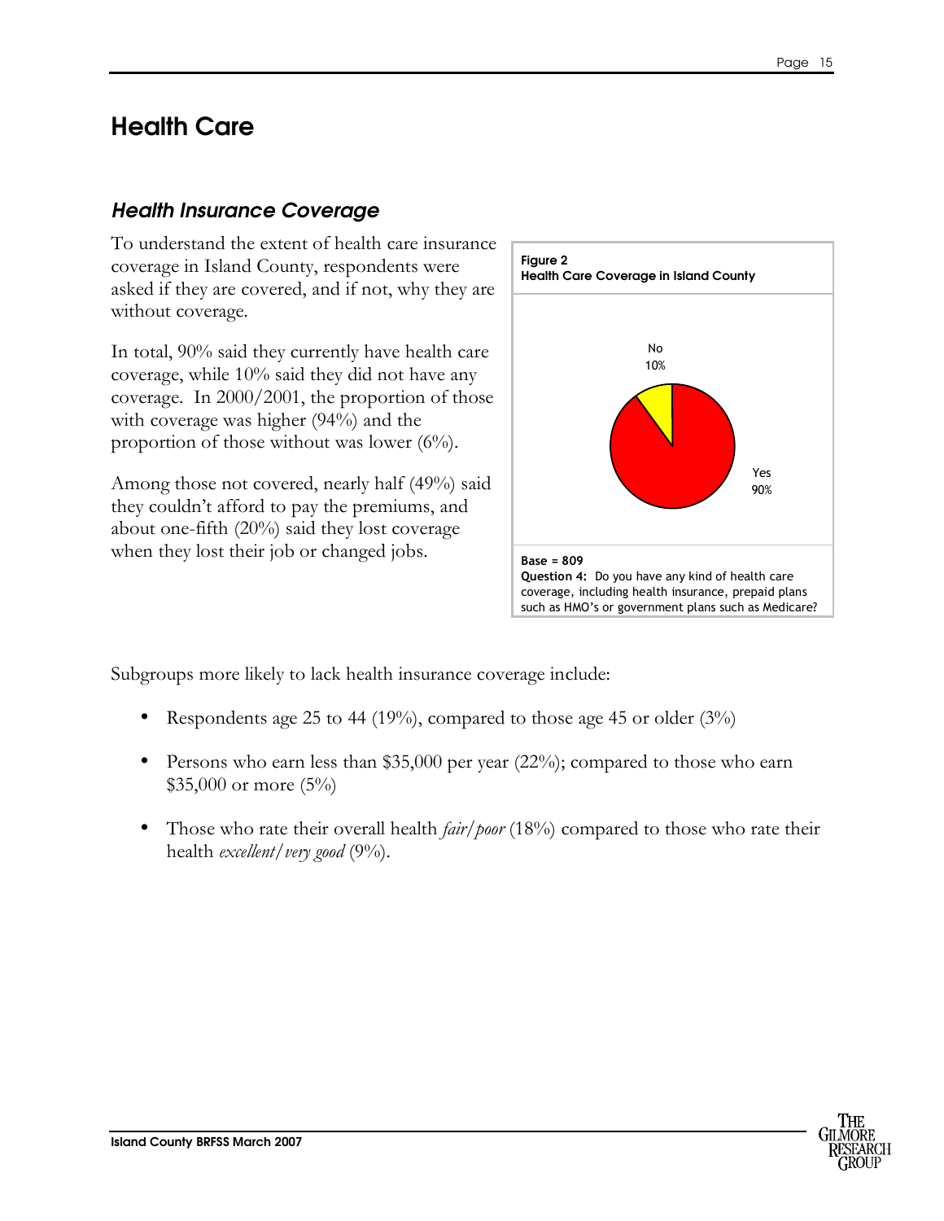# Health Care

## *Health Insurance Coverage*

To understand the extent of health care insurance coverage in Island County, respondents were asked if they are covered, and if not, why they are without coverage.

In total, 90% said they currently have health care coverage, while 10% said they did not have any coverage. In 2000/2001, the proportion of those with coverage was higher (94%) and the proportion of those without was lower (6%).

Among those not covered, nearly half (49%) said they couldn't afford to pay the premiums, and about one-fifth (20%) said they lost coverage when they lost their job or changed jobs.

**Figure 2**
**Health Care Coverage in Island County**

No 10%

Yes 90%

**Base = 809**
**Question 4:** Do you have any kind of health care coverage, including health insurance, prepaid plans such as HMO's or government plans such as Medicare?

Subgroups more likely to lack health insurance coverage include:

- Respondents age 25 to 44 (19%), compared to those age 45 or older (3%)
- Persons who earn less than \$35,000 per year (22%); compared to those who earn \$35,000 or more (5%)
- Those who rate their overall health *fair/poor* (18%) compared to those who rate their health *excellent/very good* (9%).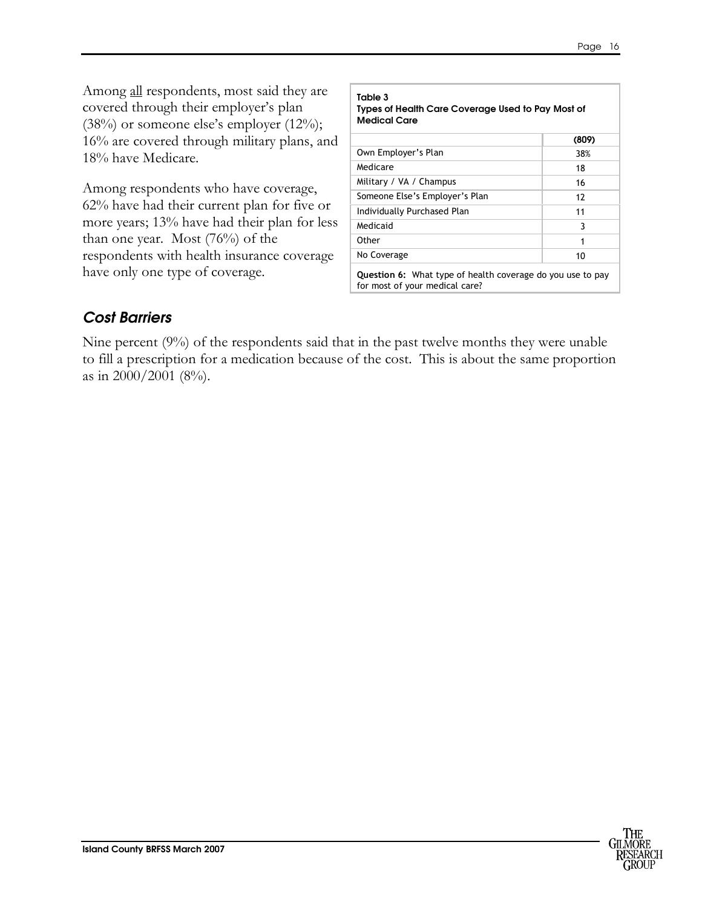Among all respondents, most said they are covered through their employer's plan (38%) or someone else's employer (12%); 16% are covered through military plans, and 18% have Medicare.

Among respondents who have coverage, 62% have had their current plan for five or more years; 13% have had their plan for less than one year. Most (76%) of the respondents with health insurance coverage have only one type of coverage.

**Table 3**
**Types of Health Care Coverage Used to Pay Most of Medical Care**

| | (809) |
|---|---|
| Own Employer's Plan | 38% |
| Medicare | 18 |
| Military / VA / Champus | 16 |
| Someone Else's Employer's Plan | 12 |
| Individually Purchased Plan | 11 |
| Medicaid | 3 |
| Other | 1 |
| No Coverage | 10 |

**Question 6:** What type of health coverage do you use to pay for most of your medical care?

### *Cost Barriers*

Nine percent (9%) of the respondents said that in the past twelve months they were unable to fill a prescription for a medication because of the cost. This is about the same proportion as in 2000/2001 (8%).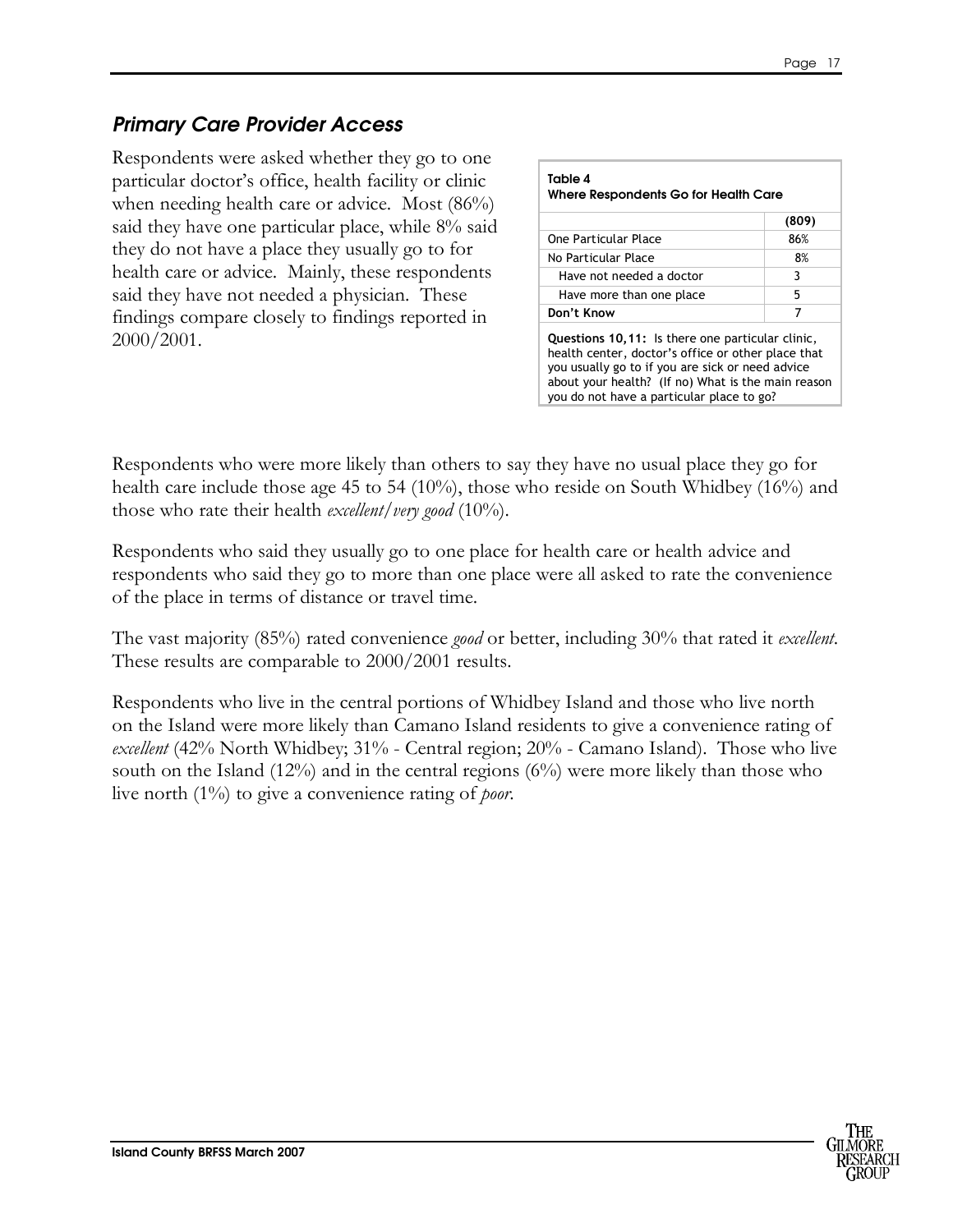## *Primary Care Provider Access*

Respondents were asked whether they go to one particular doctor's office, health facility or clinic when needing health care or advice. Most (86%) said they have one particular place, while 8% said they do not have a place they usually go to for health care or advice. Mainly, these respondents said they have not needed a physician. These findings compare closely to findings reported in 2000/2001.

**Table 4**
**Where Respondents Go for Health Care**

| | (809) |
|---|---|
| One Particular Place | 86% |
| No Particular Place | 8% |
| Have not needed a doctor | 3 |
| Have more than one place | 5 |
| **Don't Know** | 7 |

**Questions 10,11:** Is there one particular clinic, health center, doctor's office or other place that you usually go to if you are sick or need advice about your health? (If no) What is the main reason you do not have a particular place to go?

Respondents who were more likely than others to say they have no usual place they go for health care include those age 45 to 54 (10%), those who reside on South Whidbey (16%) and those who rate their health *excellent/very good* (10%).

Respondents who said they usually go to one place for health care or health advice and respondents who said they go to more than one place were all asked to rate the convenience of the place in terms of distance or travel time.

The vast majority (85%) rated convenience *good* or better, including 30% that rated it *excellent*. These results are comparable to 2000/2001 results.

Respondents who live in the central portions of Whidbey Island and those who live north on the Island were more likely than Camano Island residents to give a convenience rating of *excellent* (42% North Whidbey; 31% - Central region; 20% - Camano Island). Those who live south on the Island (12%) and in the central regions (6%) were more likely than those who live north (1%) to give a convenience rating of *poor*.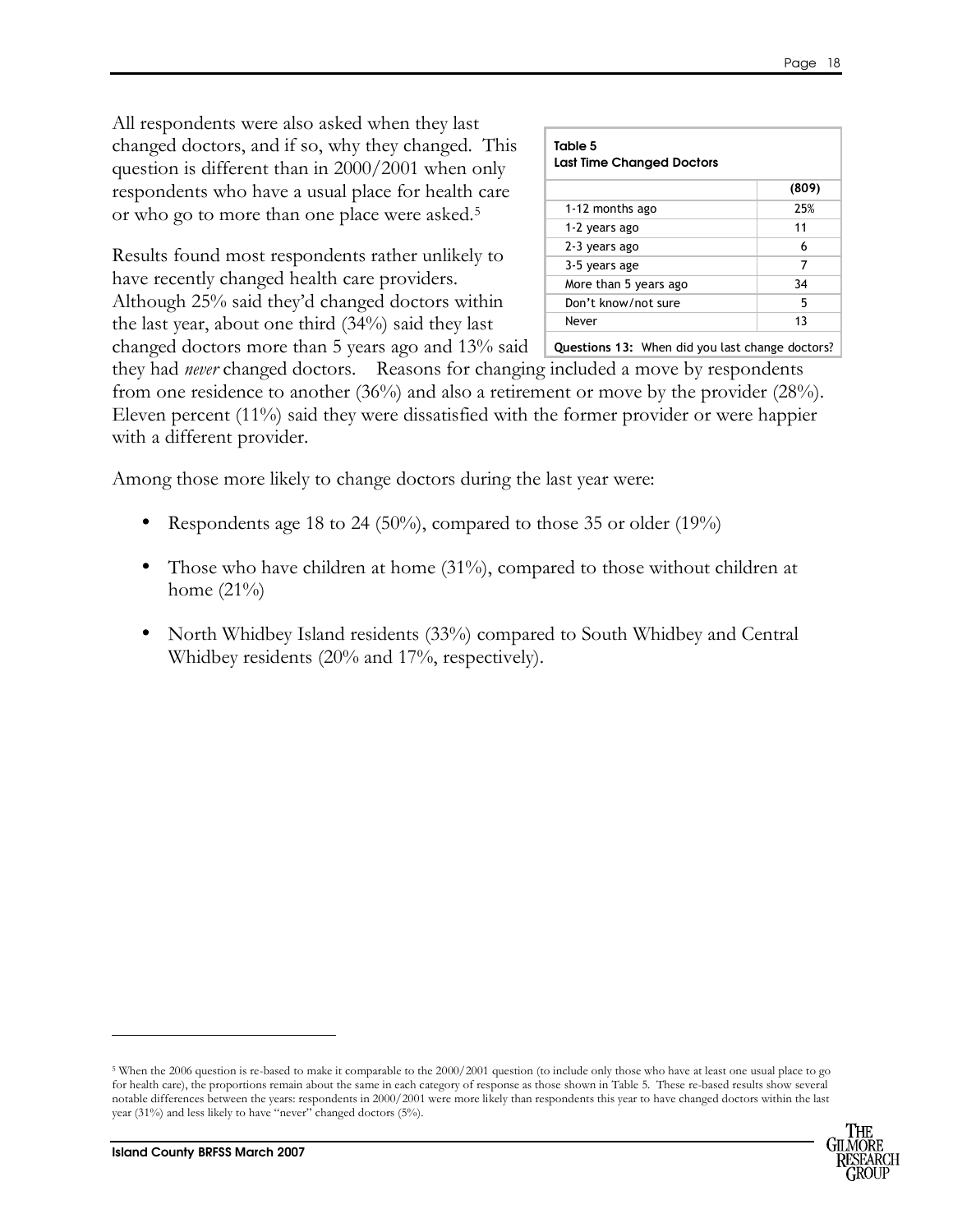All respondents were also asked when they last changed doctors, and if so, why they changed. This question is different than in 2000/2001 when only respondents who have a usual place for health care or who go to more than one place were asked.[5]

**Table 5**
**Last Time Changed Doctors**

| | (809) |
|---|---|
| 1-12 months ago | 25% |
| 1-2 years ago | 11 |
| 2-3 years ago | 6 |
| 3-5 years age | 7 |
| More than 5 years ago | 34 |
| Don't know/not sure | 5 |
| Never | 13 |

**Questions 13:** When did you last change doctors?

Results found most respondents rather unlikely to have recently changed health care providers. Although 25% said they'd changed doctors within the last year, about one third (34%) said they last changed doctors more than 5 years ago and 13% said they had *never* changed doctors. Reasons for changing included a move by respondents from one residence to another (36%) and also a retirement or move by the provider (28%). Eleven percent (11%) said they were dissatisfied with the former provider or were happier with a different provider.

Among those more likely to change doctors during the last year were:

- Respondents age 18 to 24 (50%), compared to those 35 or older (19%)
- Those who have children at home (31%), compared to those without children at home (21%)
- North Whidbey Island residents (33%) compared to South Whidbey and Central Whidbey residents (20% and 17%, respectively).

[5] When the 2006 question is re-based to make it comparable to the 2000/2001 question (to include only those who have at least one usual place to go for health care), the proportions remain about the same in each category of response as those shown in Table 5. These re-based results show several notable differences between the years: respondents in 2000/2001 were more likely than respondents this year to have changed doctors within the last year (31%) and less likely to have "never" changed doctors (5%).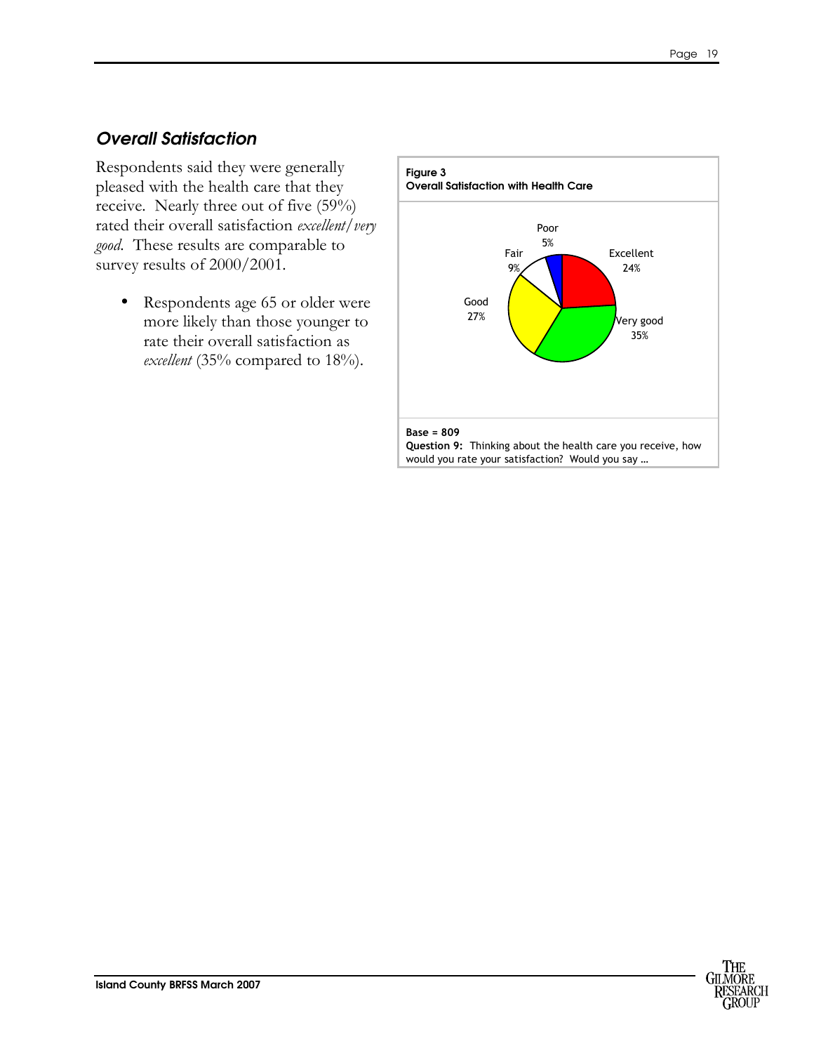## *Overall Satisfaction*

Respondents said they were generally pleased with the health care that they receive. Nearly three out of five (59%) rated their overall satisfaction *excellent/very good*. These results are comparable to survey results of 2000/2001.

- Respondents age 65 or older were more likely than those younger to rate their overall satisfaction as *excellent* (35% compared to 18%).

**Figure 3**
**Overall Satisfaction with Health Care**

| Rating | Percent |
|---|---|
| Excellent | 24% |
| Very good | 35% |
| Good | 27% |
| Fair | 9% |
| Poor | 5% |

**Base = 809**
**Question 9:** Thinking about the health care you receive, how would you rate your satisfaction? Would you say …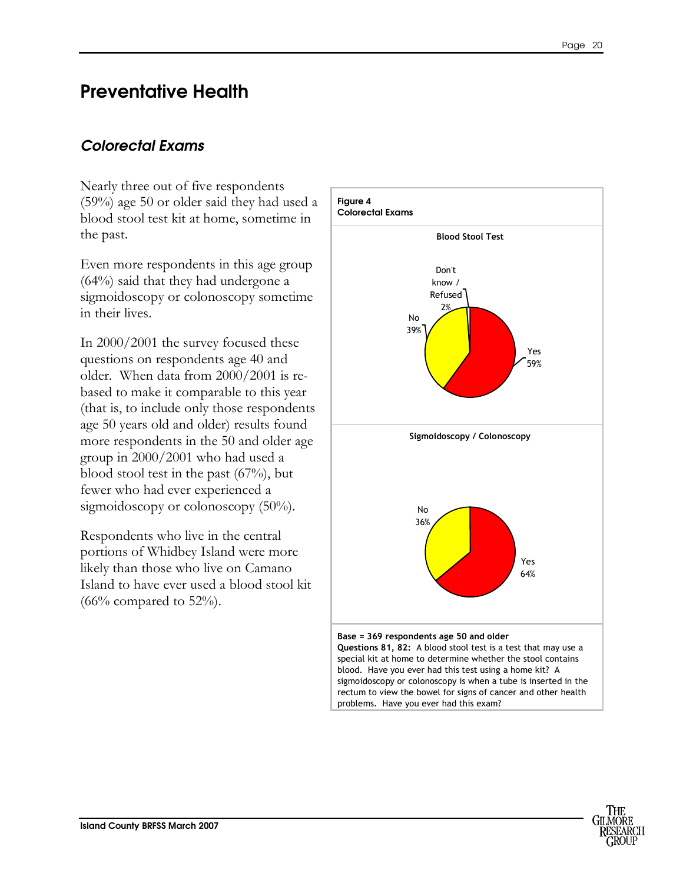# Preventative Health

## *Colorectal Exams*

Nearly three out of five respondents (59%) age 50 or older said they had used a blood stool test kit at home, sometime in the past.

Even more respondents in this age group (64%) said that they had undergone a sigmoidoscopy or colonoscopy sometime in their lives.

In 2000/2001 the survey focused these questions on respondents age 40 and older. When data from 2000/2001 is re-based to make it comparable to this year (that is, to include only those respondents age 50 years old and older) results found more respondents in the 50 and older age group in 2000/2001 who had used a blood stool test in the past (67%), but fewer who had ever experienced a sigmoidoscopy or colonoscopy (50%).

Respondents who live in the central portions of Whidbey Island were more likely than those who live on Camano Island to have ever used a blood stool kit (66% compared to 52%).

**Figure 4**
**Colorectal Exams**

**Blood Stool Test**

| Response | Percent |
|---|---|
| Yes | 59% |
| No | 39% |
| Don't know / Refused | 2% |

**Sigmoidoscopy / Colonoscopy**

| Response | Percent |
|---|---|
| Yes | 64% |
| No | 36% |

**Base = 369 respondents age 50 and older**
**Questions 81, 82:** A blood stool test is a test that may use a special kit at home to determine whether the stool contains blood. Have you ever had this test using a home kit? A sigmoidoscopy or colonoscopy is when a tube is inserted in the rectum to view the bowel for signs of cancer and other health problems. Have you ever had this exam?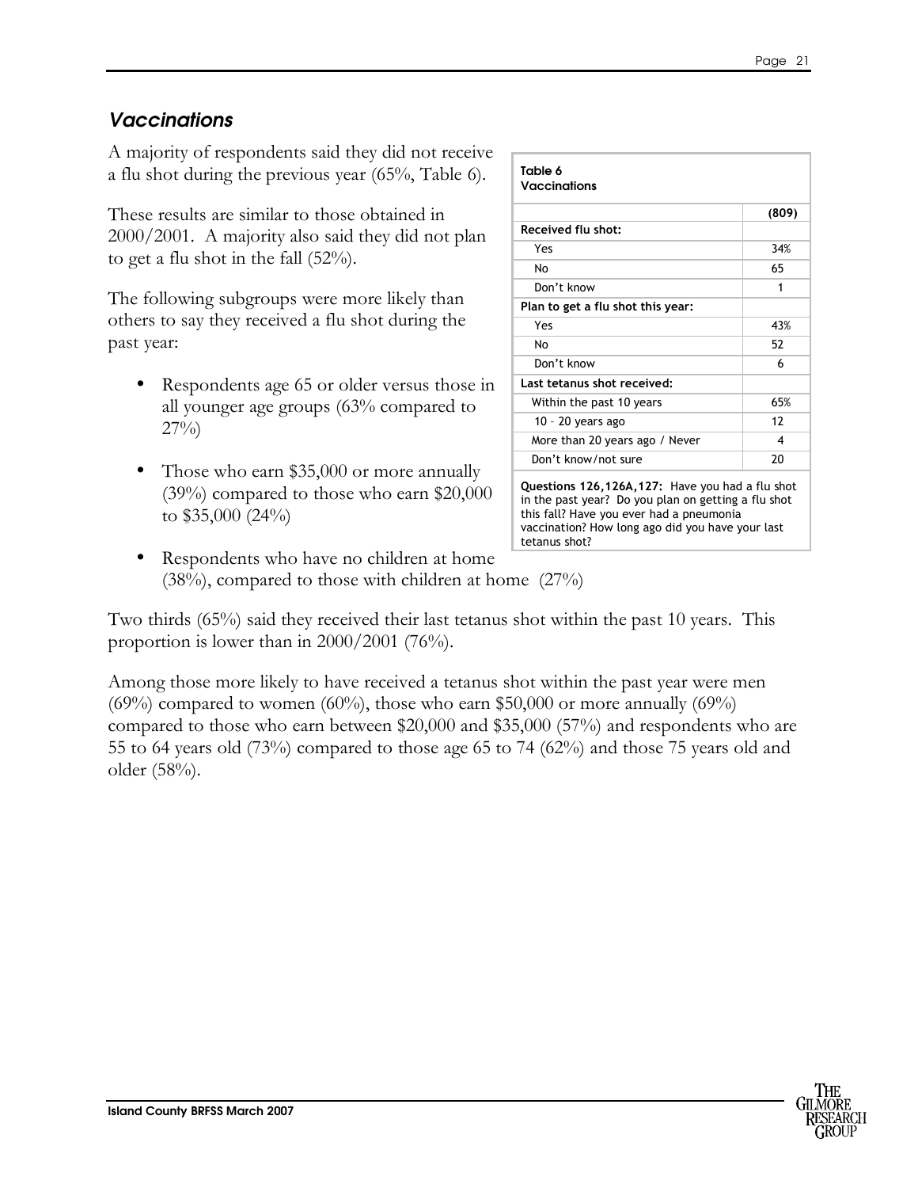## *Vaccinations*

A majority of respondents said they did not receive a flu shot during the previous year (65%, Table 6).

These results are similar to those obtained in 2000/2001. A majority also said they did not plan to get a flu shot in the fall (52%).

The following subgroups were more likely than others to say they received a flu shot during the past year:

- Respondents age 65 or older versus those in all younger age groups (63% compared to 27%)
- Those who earn $35,000 or more annually (39%) compared to those who earn $20,000 to $35,000 (24%)
- Respondents who have no children at home (38%), compared to those with children at home (27%)

**Table 6**
**Vaccinations**

| | (809) |
|---|---|
| **Received flu shot:** | |
| Yes | 34% |
| No | 65 |
| Don't know | 1 |
| **Plan to get a flu shot this year:** | |
| Yes | 43% |
| No | 52 |
| Don't know | 6 |
| **Last tetanus shot received:** | |
| Within the past 10 years | 65% |
| 10 – 20 years ago | 12 |
| More than 20 years ago / Never | 4 |
| Don't know/not sure | 20 |

**Questions 126,126A,127:** Have you had a flu shot in the past year? Do you plan on getting a flu shot this fall? Have you ever had a pneumonia vaccination? How long ago did you have your last tetanus shot?

Two thirds (65%) said they received their last tetanus shot within the past 10 years. This proportion is lower than in 2000/2001 (76%).

Among those more likely to have received a tetanus shot within the past year were men (69%) compared to women (60%), those who earn $50,000 or more annually (69%) compared to those who earn between $20,000 and $35,000 (57%) and respondents who are 55 to 64 years old (73%) compared to those age 65 to 74 (62%) and those 75 years old and older (58%).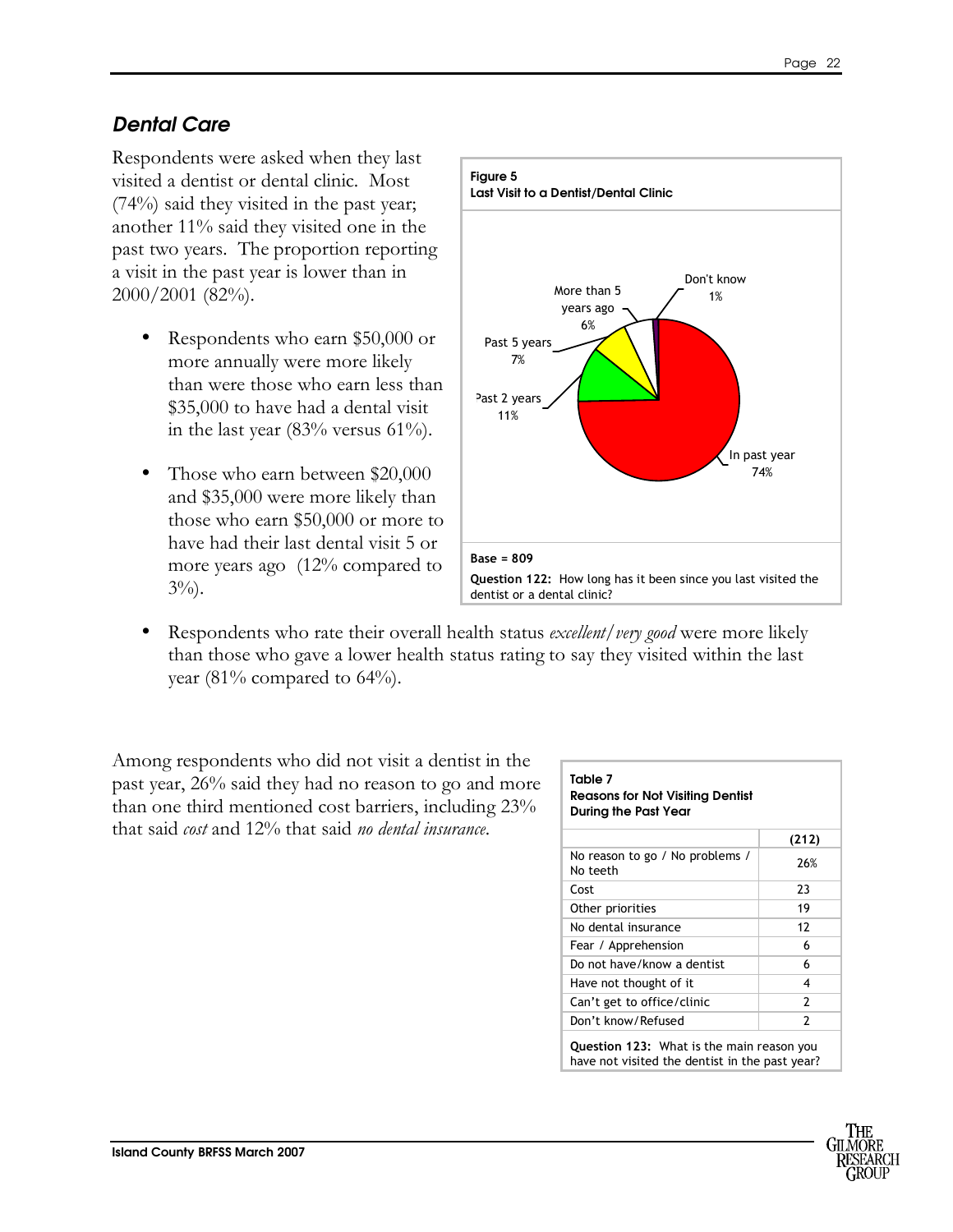## *Dental Care*

Respondents were asked when they last visited a dentist or dental clinic. Most (74%) said they visited in the past year; another 11% said they visited one in the past two years. The proportion reporting a visit in the past year is lower than in 2000/2001 (82%).

- Respondents who earn $50,000 or more annually were more likely than were those who earn less than $35,000 to have had a dental visit in the last year (83% versus 61%).
- Those who earn between $20,000 and $35,000 were more likely than those who earn $50,000 or more to have had their last dental visit 5 or more years ago (12% compared to 3%).
- Respondents who rate their overall health status *excellent/very good* were more likely than those who gave a lower health status rating to say they visited within the last year (81% compared to 64%).

**Figure 5**
**Last Visit to a Dentist/Dental Clinic**

| Last visit | % |
|---|---|
| In past year | 74% |
| Past 2 years | 11% |
| Past 5 years | 7% |
| More than 5 years ago | 6% |
| Don't know | 1% |

**Base = 809**

**Question 122:** How long has it been since you last visited the dentist or a dental clinic?

Among respondents who did not visit a dentist in the past year, 26% said they had no reason to go and more than one third mentioned cost barriers, including 23% that said *cost* and 12% that said *no dental insurance*.

**Table 7**
**Reasons for Not Visiting Dentist During the Past Year**

| | (212) |
|---|---|
| No reason to go / No problems / No teeth | 26% |
| Cost | 23 |
| Other priorities | 19 |
| No dental insurance | 12 |
| Fear / Apprehension | 6 |
| Do not have/know a dentist | 6 |
| Have not thought of it | 4 |
| Can't get to office/clinic | 2 |
| Don't know/Refused | 2 |

**Question 123:** What is the main reason you have not visited the dentist in the past year?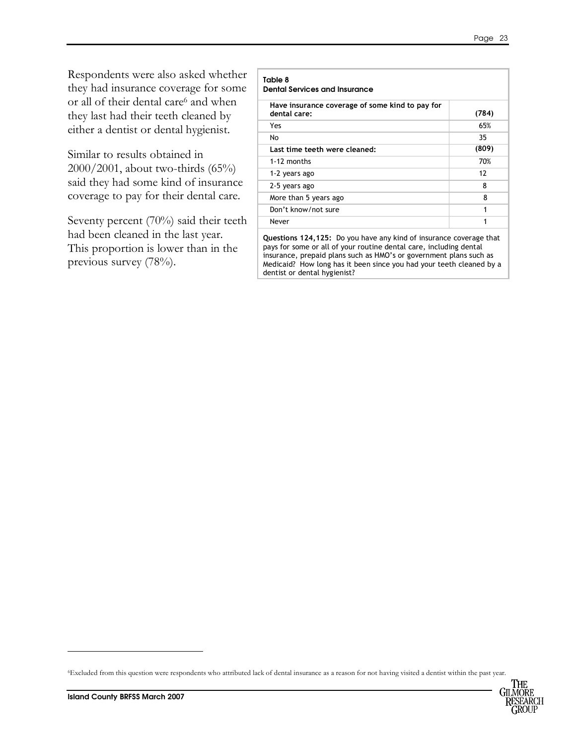Respondents were also asked whether they had insurance coverage for some or all of their dental care[6] and when they last had their teeth cleaned by either a dentist or dental hygienist.

Similar to results obtained in 2000/2001, about two-thirds (65%) said they had some kind of insurance coverage to pay for their dental care.

Seventy percent (70%) said their teeth had been cleaned in the last year. This proportion is lower than in the previous survey (78%).

**Table 8**
**Dental Services and Insurance**

| **Have insurance coverage of some kind to pay for dental care:** | **(784)** |
|---|---|
| Yes | 65% |
| No | 35 |
| **Last time teeth were cleaned:** | **(809)** |
| 1-12 months | 70% |
| 1-2 years ago | 12 |
| 2-5 years ago | 8 |
| More than 5 years ago | 8 |
| Don't know/not sure | 1 |
| Never | 1 |

**Questions 124,125:** Do you have any kind of insurance coverage that pays for some or all of your routine dental care, including dental insurance, prepaid plans such as HMO's or government plans such as Medicaid? How long has it been since you had your teeth cleaned by a dentist or dental hygienist?

[6]Excluded from this question were respondents who attributed lack of dental insurance as a reason for not having visited a dentist within the past year.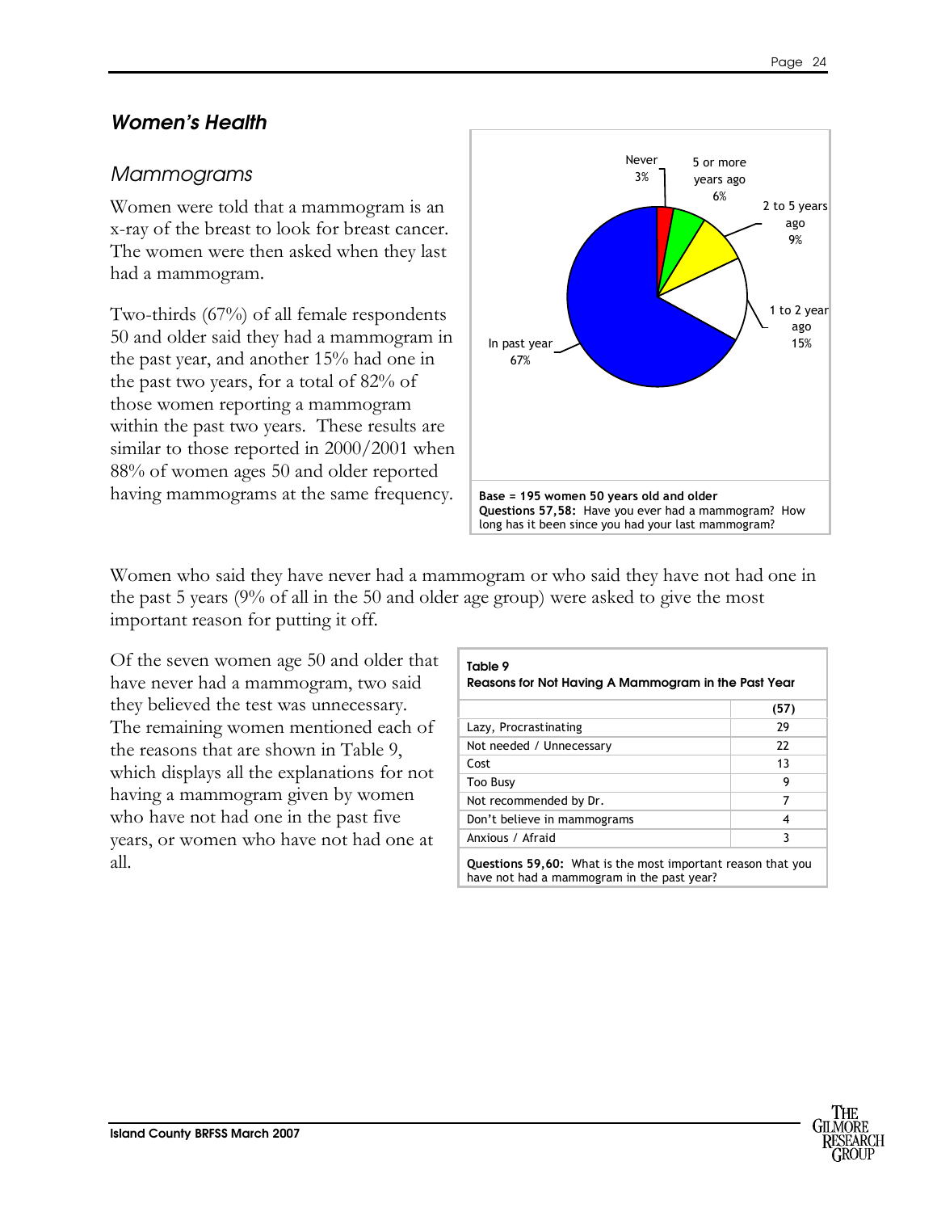## Women's Health

### Mammograms

Women were told that a mammogram is an x-ray of the breast to look for breast cancer. The women were then asked when they last had a mammogram.

Two-thirds (67%) of all female respondents 50 and older said they had a mammogram in the past year, and another 15% had one in the past two years, for a total of 82% of those women reporting a mammogram within the past two years. These results are similar to those reported in 2000/2001 when 88% of women ages 50 and older reported having mammograms at the same frequency.

Never 3%

5 or more years ago 6%

2 to 5 years ago 9%

1 to 2 year ago 15%

In past year 67%

**Base = 195 women 50 years old and older**
**Questions 57,58:** Have you ever had a mammogram? How long has it been since you had your last mammogram?

Women who said they have never had a mammogram or who said they have not had one in the past 5 years (9% of all in the 50 and older age group) were asked to give the most important reason for putting it off.

Of the seven women age 50 and older that have never had a mammogram, two said they believed the test was unnecessary. The remaining women mentioned each of the reasons that are shown in Table 9, which displays all the explanations for not having a mammogram given by women who have not had one in the past five years, or women who have not had one at all.

**Table 9**
**Reasons for Not Having A Mammogram in the Past Year**

| | (57) |
|---|---|
| Lazy, Procrastinating | 29 |
| Not needed / Unnecessary | 22 |
| Cost | 13 |
| Too Busy | 9 |
| Not recommended by Dr. | 7 |
| Don't believe in mammograms | 4 |
| Anxious / Afraid | 3 |

**Questions 59,60:** What is the most important reason that you have not had a mammogram in the past year?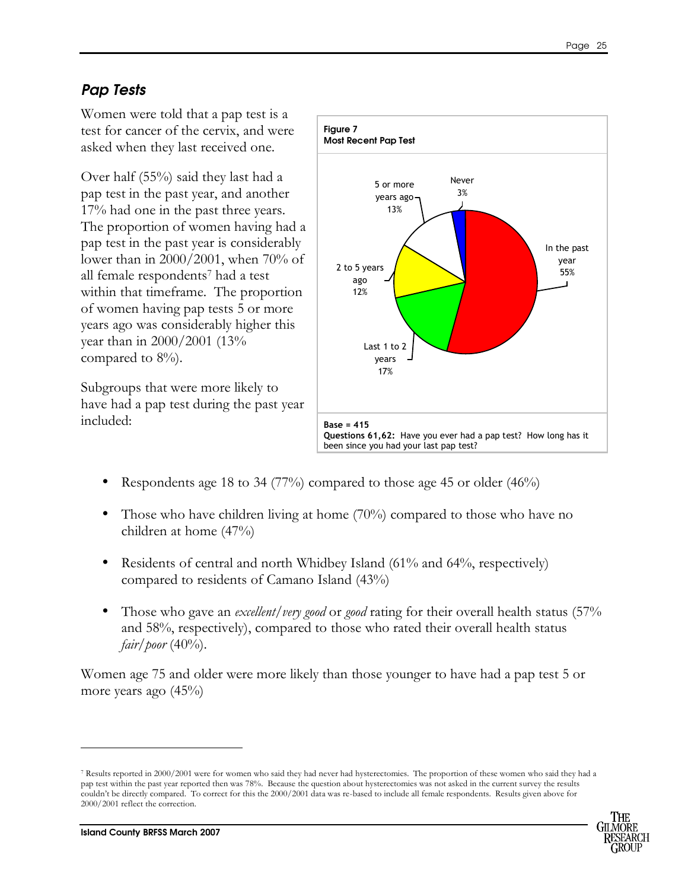## *Pap Tests*

Women were told that a pap test is a test for cancer of the cervix, and were asked when they last received one.

Over half (55%) said they last had a pap test in the past year, and another 17% had one in the past three years. The proportion of women having had a pap test in the past year is considerably lower than in 2000/2001, when 70% of all female respondents[7] had a test within that timeframe. The proportion of women having pap tests 5 or more years ago was considerably higher this year than in 2000/2001 (13% compared to 8%).

Subgroups that were more likely to have had a pap test during the past year included:

**Figure 7**
**Most Recent Pap Test**

- In the past year: 55%
- Last 1 to 2 years: 17%
- 2 to 5 years ago: 12%
- 5 or more years ago: 13%
- Never: 3%

**Base = 415**
**Questions 61,62:** Have you ever had a pap test? How long has it been since you had your last pap test?

- Respondents age 18 to 34 (77%) compared to those age 45 or older (46%)
- Those who have children living at home (70%) compared to those who have no children at home (47%)
- Residents of central and north Whidbey Island (61% and 64%, respectively) compared to residents of Camano Island (43%)
- Those who gave an *excellent/very good* or *good* rating for their overall health status (57% and 58%, respectively), compared to those who rated their overall health status *fair/poor* (40%).

Women age 75 and older were more likely than those younger to have had a pap test 5 or more years ago (45%)

---

[7] Results reported in 2000/2001 were for women who said they had never had hysterectomies. The proportion of these women who said they had a pap test within the past year reported then was 78%. Because the question about hysterectomies was not asked in the current survey the results couldn't be directly compared. To correct for this the 2000/2001 data was re-based to include all female respondents. Results given above for 2000/2001 reflect the correction.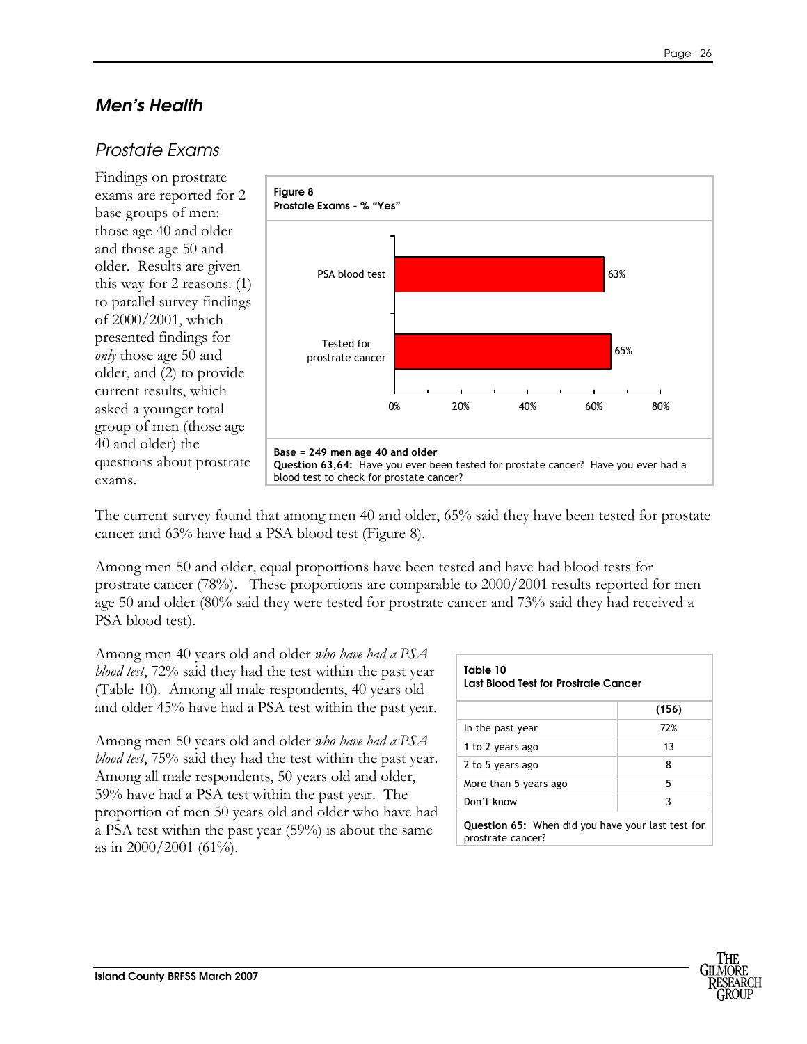## Men's Health

### Prostate Exams

Findings on prostrate exams are reported for 2 base groups of men: those age 40 and older and those age 50 and older. Results are given this way for 2 reasons: (1) to parallel survey findings of 2000/2001, which presented findings for *only* those age 50 and older, and (2) to provide current results, which asked a younger total group of men (those age 40 and older) the questions about prostrate exams.

**Figure 8**
**Prostate Exams - % "Yes"**

| | % "Yes" |
|---|---|
| PSA blood test | 63% |
| Tested for prostrate cancer | 65% |

**Base = 249 men age 40 and older**
**Question 63,64:** Have you ever been tested for prostate cancer? Have you ever had a blood test to check for prostate cancer?

The current survey found that among men 40 and older, 65% said they have been tested for prostate cancer and 63% have had a PSA blood test (Figure 8).

Among men 50 and older, equal proportions have been tested and have had blood tests for prostrate cancer (78%). These proportions are comparable to 2000/2001 results reported for men age 50 and older (80% said they were tested for prostrate cancer and 73% said they had received a PSA blood test).

Among men 40 years old and older *who have had a PSA blood test*, 72% said they had the test within the past year (Table 10). Among all male respondents, 40 years old and older 45% have had a PSA test within the past year.

Among men 50 years old and older *who have had a PSA blood test*, 75% said they had the test within the past year. Among all male respondents, 50 years old and older, 59% have had a PSA test within the past year. The proportion of men 50 years old and older who have had a PSA test within the past year (59%) is about the same as in 2000/2001 (61%).

**Table 10**
**Last Blood Test for Prostrate Cancer**

| | (156) |
|---|---|
| In the past year | 72% |
| 1 to 2 years ago | 13 |
| 2 to 5 years ago | 8 |
| More than 5 years ago | 5 |
| Don't know | 3 |

**Question 65:** When did you have your last test for prostate cancer?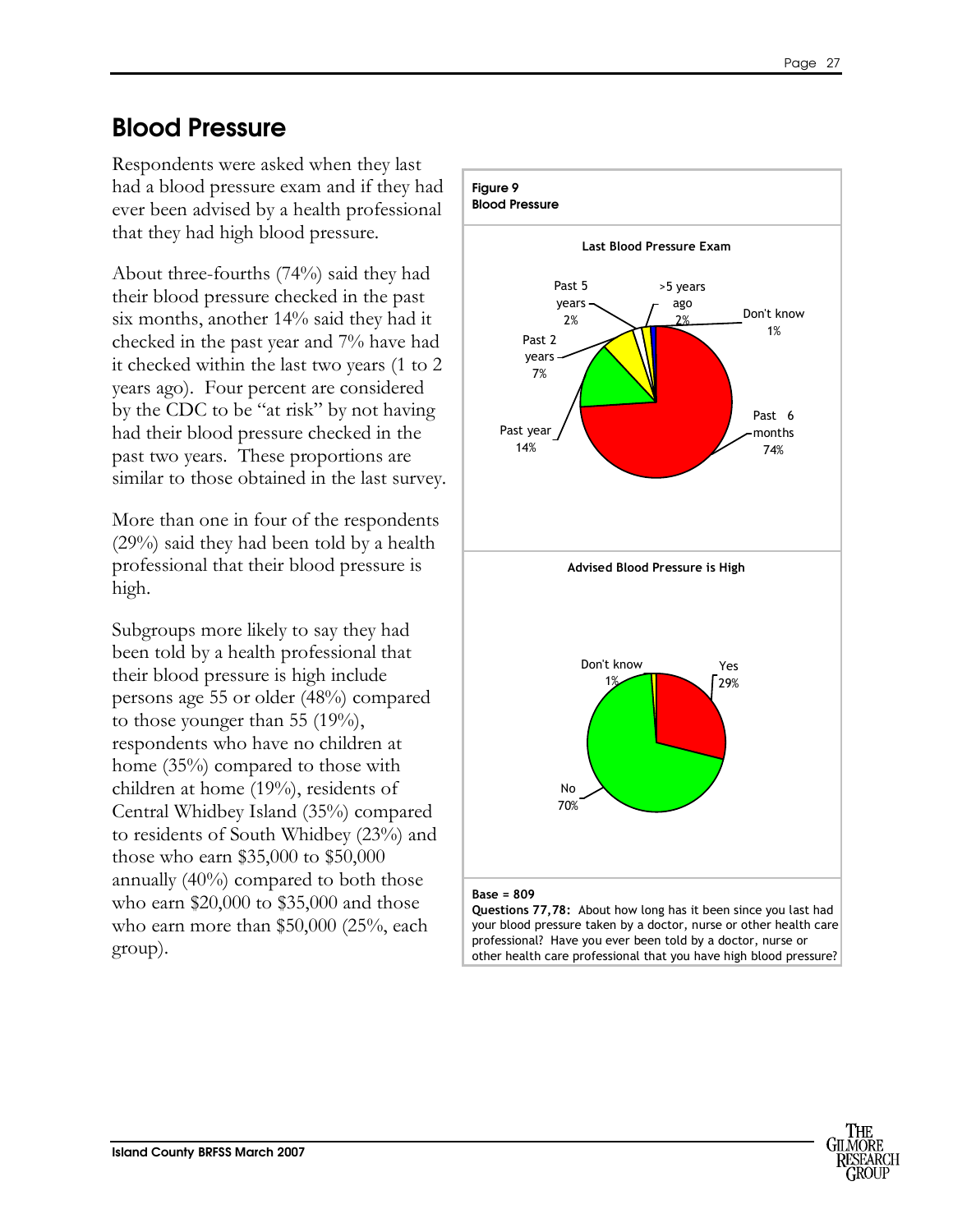## Blood Pressure

Respondents were asked when they last had a blood pressure exam and if they had ever been advised by a health professional that they had high blood pressure.

About three-fourths (74%) said they had their blood pressure checked in the past six months, another 14% said they had it checked in the past year and 7% have had it checked within the last two years (1 to 2 years ago). Four percent are considered by the CDC to be "at risk" by not having had their blood pressure checked in the past two years. These proportions are similar to those obtained in the last survey.

More than one in four of the respondents (29%) said they had been told by a health professional that their blood pressure is high.

Subgroups more likely to say they had been told by a health professional that their blood pressure is high include persons age 55 or older (48%) compared to those younger than 55 (19%), respondents who have no children at home (35%) compared to those with children at home (19%), residents of Central Whidbey Island (35%) compared to residents of South Whidbey (23%) and those who earn $35,000 to $50,000 annually (40%) compared to both those who earn $20,000 to $35,000 and those who earn more than $50,000 (25%, each group).

**Figure 9**
**Blood Pressure**

**Last Blood Pressure Exam**

| Response | Percent |
|---|---|
| Past 6 months | 74% |
| Past year | 14% |
| Past 2 years | 7% |
| Past 5 years | 2% |
| >5 years ago | 2% |
| Don't know | 1% |

**Advised Blood Pressure is High**

| Response | Percent |
|---|---|
| Yes | 29% |
| No | 70% |
| Don't know | 1% |

**Base = 809**

**Questions 77,78:** About how long has it been since you last had your blood pressure taken by a doctor, nurse or other health care professional? Have you ever been told by a doctor, nurse or other health care professional that you have high blood pressure?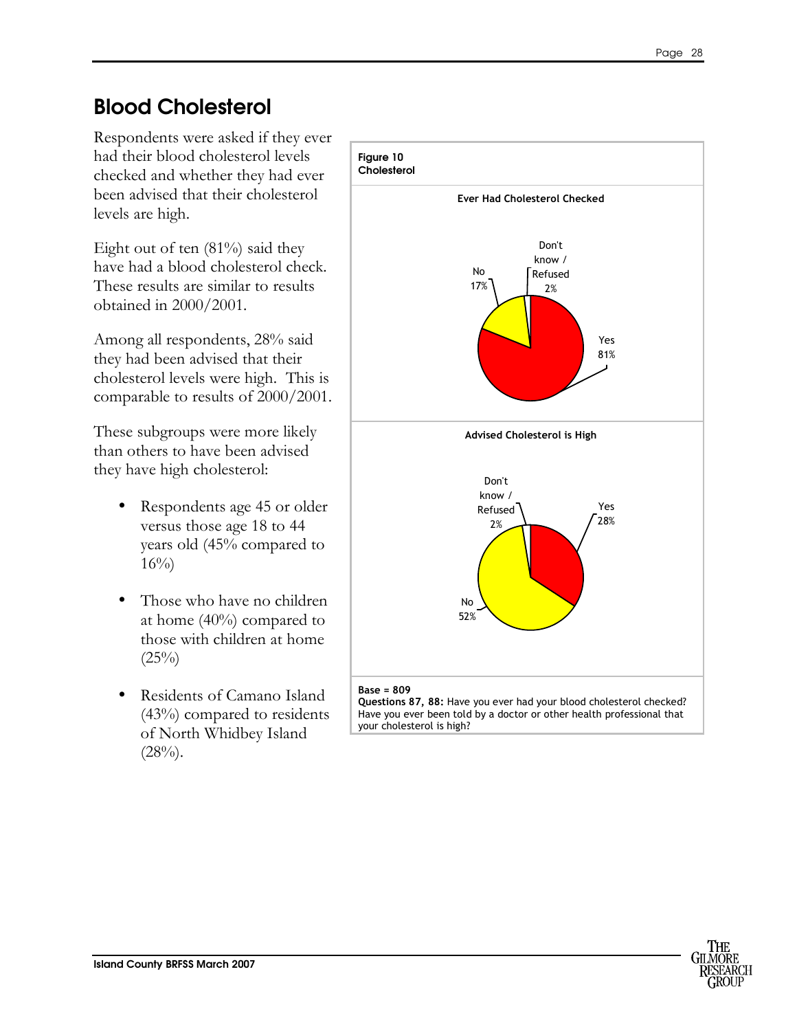# Blood Cholesterol

Respondents were asked if they ever had their blood cholesterol levels checked and whether they had ever been advised that their cholesterol levels are high.

Eight out of ten (81%) said they have had a blood cholesterol check. These results are similar to results obtained in 2000/2001.

Among all respondents, 28% said they had been advised that their cholesterol levels were high. This is comparable to results of 2000/2001.

These subgroups were more likely than others to have been advised they have high cholesterol:

- Respondents age 45 or older versus those age 18 to 44 years old (45% compared to 16%)
- Those who have no children at home (40%) compared to those with children at home (25%)
- Residents of Camano Island (43%) compared to residents of North Whidbey Island (28%).

**Figure 10**
**Cholesterol**

**Ever Had Cholesterol Checked**

| Response | Percent |
|---|---|
| Yes | 81% |
| No | 17% |
| Don't know / Refused | 2% |

**Advised Cholesterol is High**

| Response | Percent |
|---|---|
| Yes | 28% |
| No | 52% |
| Don't know / Refused | 2% |

**Base = 809**
**Questions 87, 88:** Have you ever had your blood cholesterol checked? Have you ever been told by a doctor or other health professional that your cholesterol is high?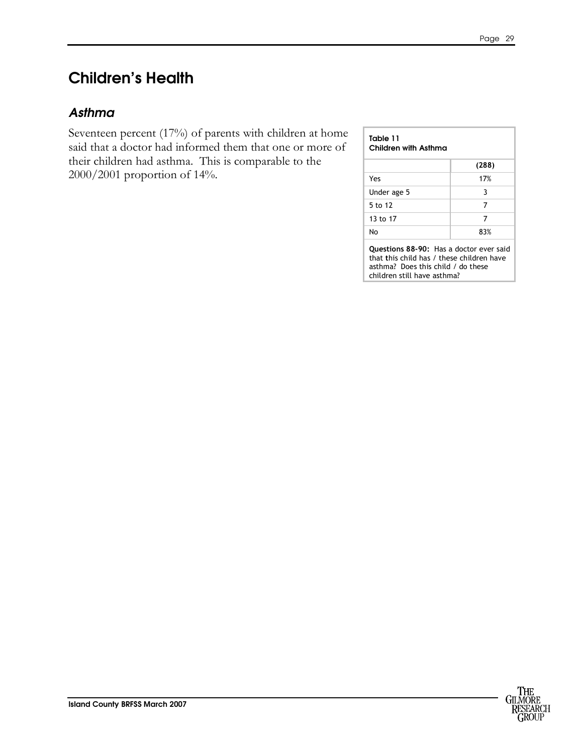# Children's Health

## *Asthma*

Seventeen percent (17%) of parents with children at home said that a doctor had informed them that one or more of their children had asthma. This is comparable to the 2000/2001 proportion of 14%.

**Table 11**
**Children with Asthma**

| | (288) |
|---|---|
| Yes | 17% |
| Under age 5 | 3 |
| 5 to 12 | 7 |
| 13 to 17 | 7 |
| No | 83% |

**Questions 88-90:** Has a doctor ever said that this child has / these children have asthma? Does this child / do these children still have asthma?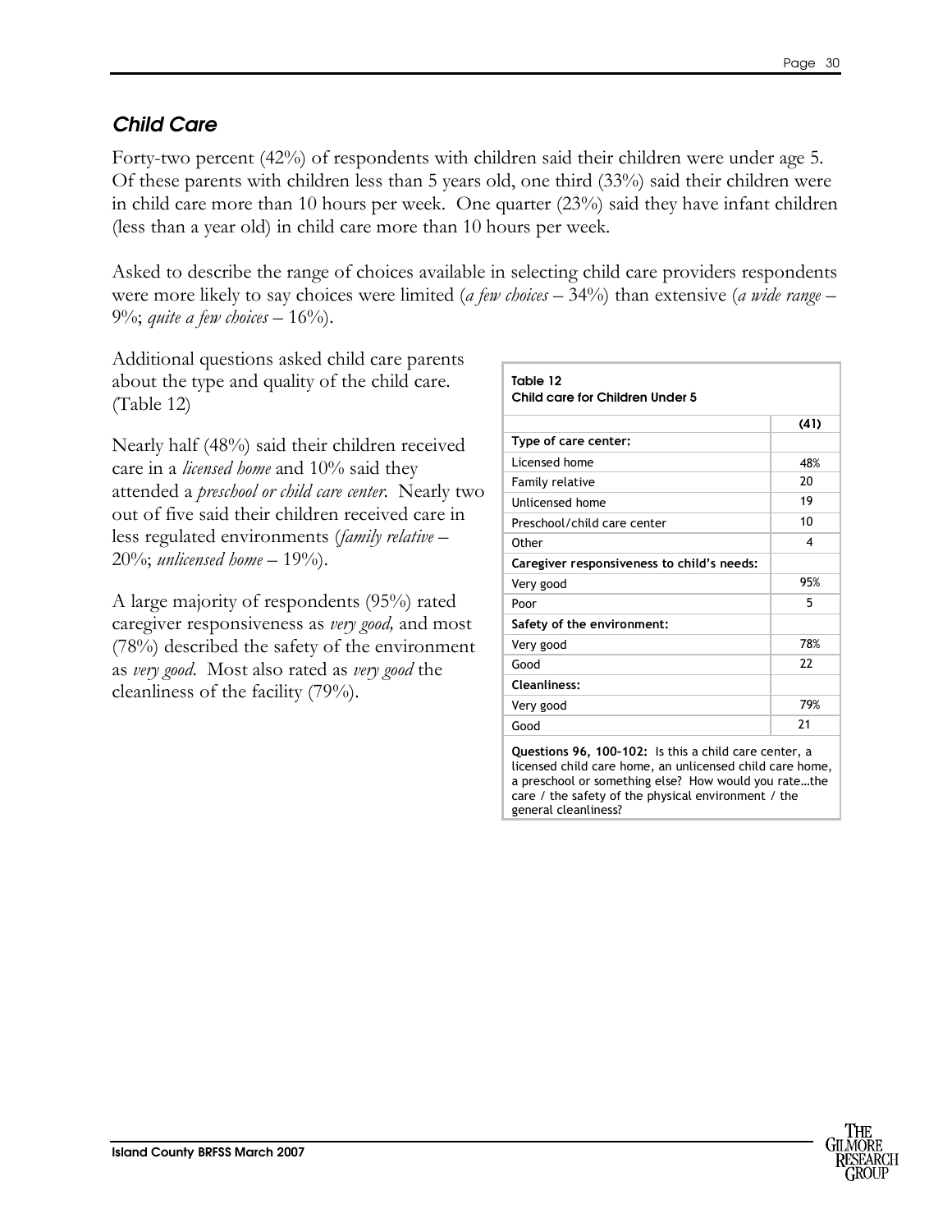## *Child Care*

Forty-two percent (42%) of respondents with children said their children were under age 5. Of these parents with children less than 5 years old, one third (33%) said their children were in child care more than 10 hours per week. One quarter (23%) said they have infant children (less than a year old) in child care more than 10 hours per week.

Asked to describe the range of choices available in selecting child care providers respondents were more likely to say choices were limited (*a few choices* – 34%) than extensive (*a wide range* – 9%; *quite a few choices* – 16%).

Additional questions asked child care parents about the type and quality of the child care. (Table 12)

Nearly half (48%) said their children received care in a *licensed home* and 10% said they attended a *preschool or child care center*. Nearly two out of five said their children received care in less regulated environments (*family relative* – 20%; *unlicensed home* – 19%).

A large majority of respondents (95%) rated caregiver responsiveness as *very good,* and most (78%) described the safety of the environment as *very good*. Most also rated as *very good* the cleanliness of the facility (79%).

**Table 12**
**Child care for Children Under 5**

| | (41) |
|---|---|
| **Type of care center:** | |
| Licensed home | 48% |
| Family relative | 20 |
| Unlicensed home | 19 |
| Preschool/child care center | 10 |
| Other | 4 |
| **Caregiver responsiveness to child's needs:** | |
| Very good | 95% |
| Poor | 5 |
| **Safety of the environment:** | |
| Very good | 78% |
| Good | 22 |
| **Cleanliness:** | |
| Very good | 79% |
| Good | 21 |

**Questions 96, 100-102:** Is this a child care center, a licensed child care home, an unlicensed child care home, a preschool or something else? How would you rate…the care / the safety of the physical environment / the general cleanliness?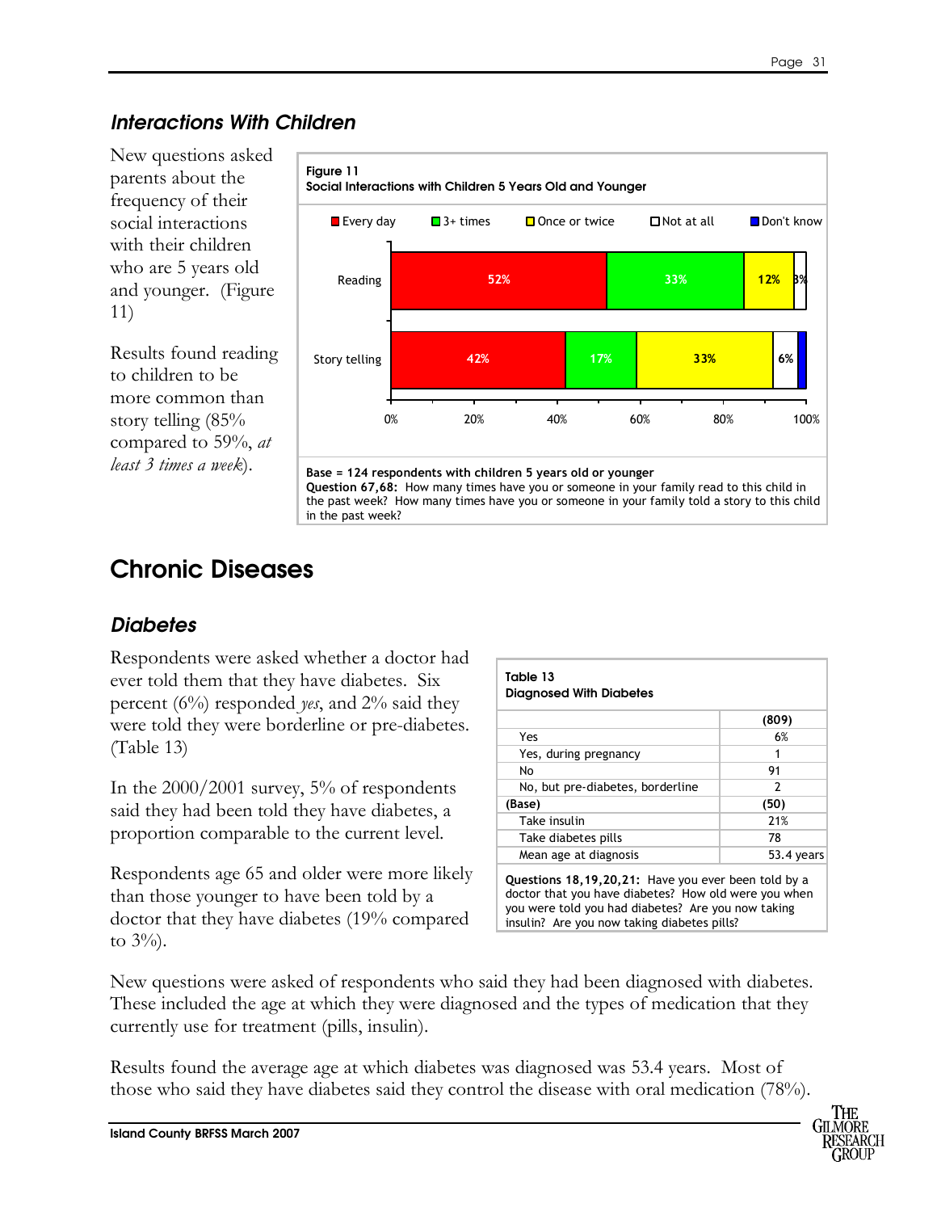### *Interactions With Children*

New questions asked parents about the frequency of their social interactions with their children who are 5 years old and younger. (Figure 11)

Results found reading to children to be more common than story telling (85% compared to 59%, *at least 3 times a week*).

**Figure 11**
**Social Interactions with Children 5 Years Old and Younger**

| | Every day | 3+ times | Once or twice | Not at all | Don't know |
|---|---|---|---|---|---|
| Reading | 52% | 33% | 12% | 3% | |
| Story telling | 42% | 17% | 33% | 6% | |

**Base = 124 respondents with children 5 years old or younger**
**Question 67,68:** How many times have you or someone in your family read to this child in the past week? How many times have you or someone in your family told a story to this child in the past week?

## Chronic Diseases

### *Diabetes*

Respondents were asked whether a doctor had ever told them that they have diabetes. Six percent (6%) responded *yes*, and 2% said they were told they were borderline or pre-diabetes. (Table 13)

In the 2000/2001 survey, 5% of respondents said they had been told they have diabetes, a proportion comparable to the current level.

Respondents age 65 and older were more likely than those younger to have been told by a doctor that they have diabetes (19% compared to 3%).

**Table 13**
**Diagnosed With Diabetes**

| | **(809)** |
|---|---|
| Yes | 6% |
| Yes, during pregnancy | 1 |
| No | 91 |
| No, but pre-diabetes, borderline | 2 |
| **(Base)** | **(50)** |
| Take insulin | 21% |
| Take diabetes pills | 78 |
| Mean age at diagnosis | 53.4 years |

**Questions 18,19,20,21:** Have you ever been told by a doctor that you have diabetes? How old were you when you were told you had diabetes? Are you now taking insulin? Are you now taking diabetes pills?

New questions were asked of respondents who said they had been diagnosed with diabetes. These included the age at which they were diagnosed and the types of medication that they currently use for treatment (pills, insulin).

Results found the average age at which diabetes was diagnosed was 53.4 years. Most of those who said they have diabetes said they control the disease with oral medication (78%).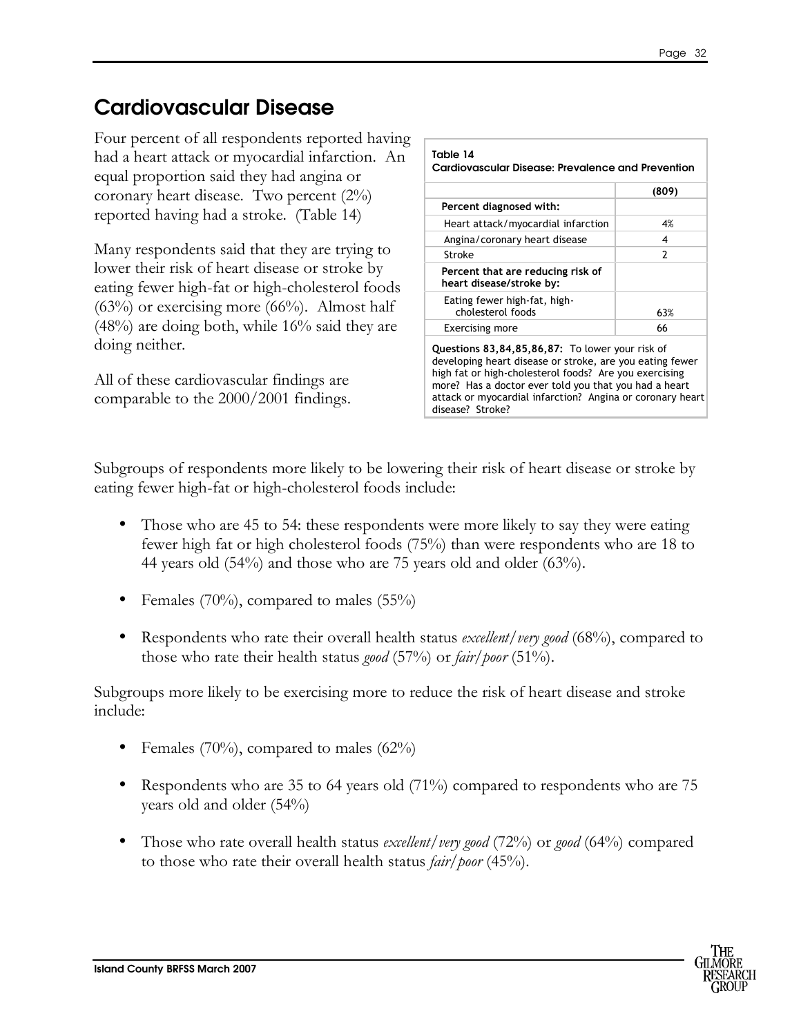## Cardiovascular Disease

Four percent of all respondents reported having had a heart attack or myocardial infarction. An equal proportion said they had angina or coronary heart disease. Two percent (2%) reported having had a stroke. (Table 14)

Many respondents said that they are trying to lower their risk of heart disease or stroke by eating fewer high-fat or high-cholesterol foods (63%) or exercising more (66%). Almost half (48%) are doing both, while 16% said they are doing neither.

All of these cardiovascular findings are comparable to the 2000/2001 findings.

**Table 14**
**Cardiovascular Disease: Prevalence and Prevention**

| | (809) |
|---|---|
| **Percent diagnosed with:** | |
| Heart attack/myocardial infarction | 4% |
| Angina/coronary heart disease | 4 |
| Stroke | 2 |
| **Percent that are reducing risk of heart disease/stroke by:** | |
| Eating fewer high-fat, high-cholesterol foods | 63% |
| Exercising more | 66 |

**Questions 83,84,85,86,87:** To lower your risk of developing heart disease or stroke, are you eating fewer high fat or high-cholesterol foods? Are you exercising more? Has a doctor ever told you that you had a heart attack or myocardial infarction? Angina or coronary heart disease? Stroke?

Subgroups of respondents more likely to be lowering their risk of heart disease or stroke by eating fewer high-fat or high-cholesterol foods include:

- Those who are 45 to 54: these respondents were more likely to say they were eating fewer high fat or high cholesterol foods (75%) than were respondents who are 18 to 44 years old (54%) and those who are 75 years old and older (63%).
- Females (70%), compared to males (55%)
- Respondents who rate their overall health status *excellent/very good* (68%), compared to those who rate their health status *good* (57%) or *fair/poor* (51%).

Subgroups more likely to be exercising more to reduce the risk of heart disease and stroke include:

- Females (70%), compared to males (62%)
- Respondents who are 35 to 64 years old (71%) compared to respondents who are 75 years old and older (54%)
- Those who rate overall health status *excellent/very good* (72%) or *good* (64%) compared to those who rate their overall health status *fair/poor* (45%).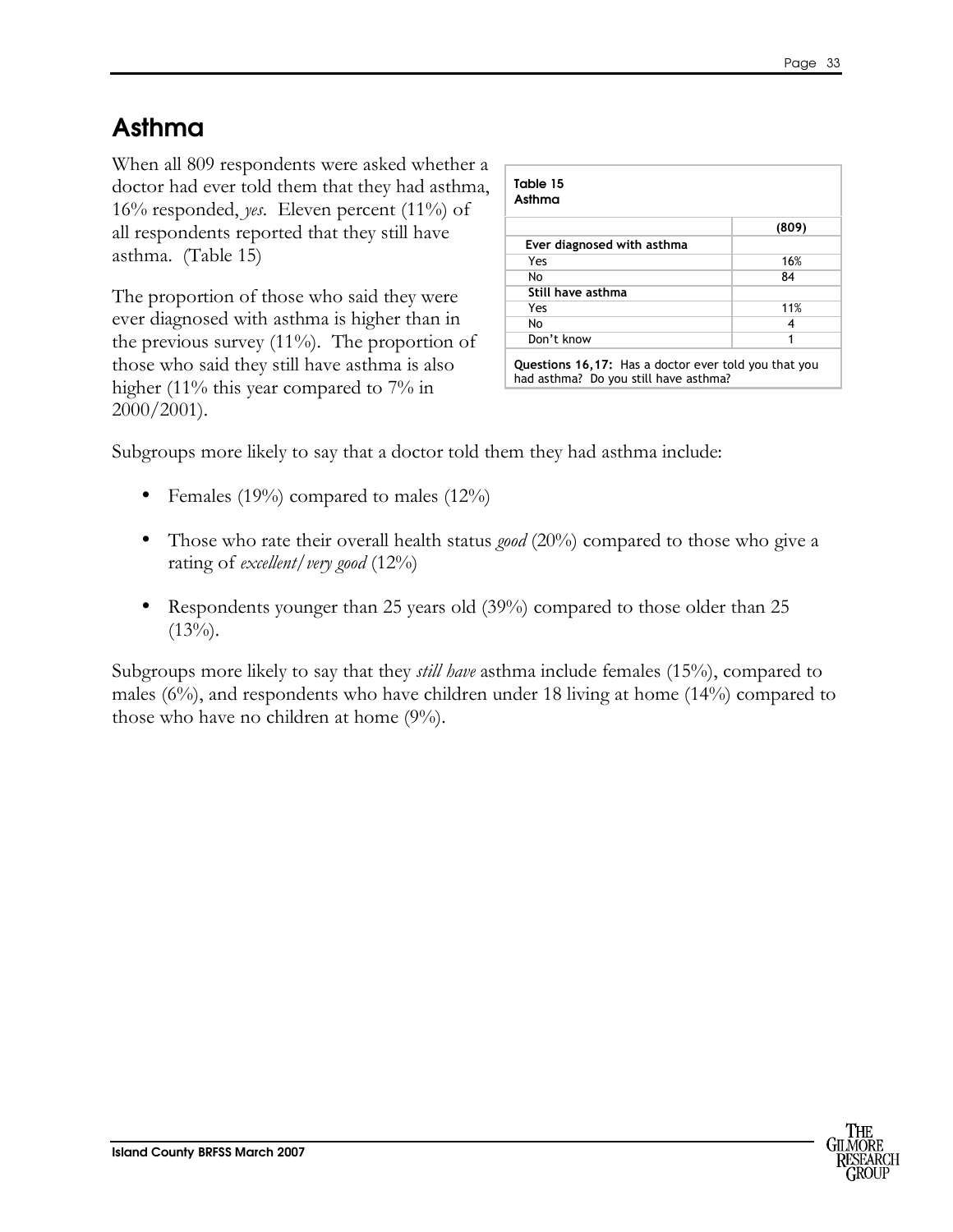## Asthma

When all 809 respondents were asked whether a doctor had ever told them that they had asthma, 16% responded, *yes*. Eleven percent (11%) of all respondents reported that they still have asthma. (Table 15)

The proportion of those who said they were ever diagnosed with asthma is higher than in the previous survey (11%). The proportion of those who said they still have asthma is also higher (11% this year compared to 7% in 2000/2001).

**Table 15**
**Asthma**

| | (809) |
|---|---|
| **Ever diagnosed with asthma** | |
| Yes | 16% |
| No | 84 |
| **Still have asthma** | |
| Yes | 11% |
| No | 4 |
| Don't know | 1 |

**Questions 16,17:** Has a doctor ever told you that you had asthma? Do you still have asthma?

Subgroups more likely to say that a doctor told them they had asthma include:

- Females (19%) compared to males (12%)
- Those who rate their overall health status *good* (20%) compared to those who give a rating of *excellent/very good* (12%)
- Respondents younger than 25 years old (39%) compared to those older than 25 (13%).

Subgroups more likely to say that they *still have* asthma include females (15%), compared to males (6%), and respondents who have children under 18 living at home (14%) compared to those who have no children at home (9%).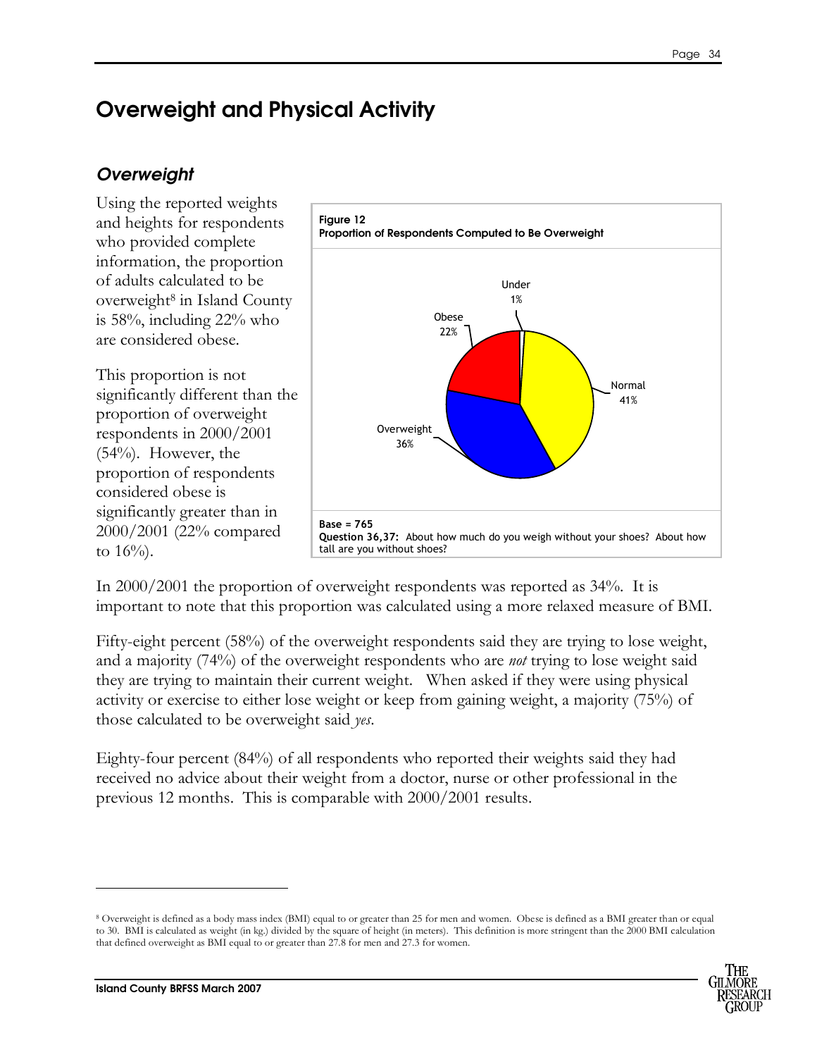# Overweight and Physical Activity

## *Overweight*

Using the reported weights and heights for respondents who provided complete information, the proportion of adults calculated to be overweight[8] in Island County is 58%, including 22% who are considered obese.

This proportion is not significantly different than the proportion of overweight respondents in 2000/2001 (54%). However, the proportion of respondents considered obese is significantly greater than in 2000/2001 (22% compared to 16%).

**Figure 12**
**Proportion of Respondents Computed to Be Overweight**

| Category | Percent |
|---|---|
| Under | 1% |
| Normal | 41% |
| Overweight | 36% |
| Obese | 22% |

**Base = 765**
**Question 36,37:** About how much do you weigh without your shoes? About how tall are you without shoes?

In 2000/2001 the proportion of overweight respondents was reported as 34%. It is important to note that this proportion was calculated using a more relaxed measure of BMI.

Fifty-eight percent (58%) of the overweight respondents said they are trying to lose weight, and a majority (74%) of the overweight respondents who are *not* trying to lose weight said they are trying to maintain their current weight. When asked if they were using physical activity or exercise to either lose weight or keep from gaining weight, a majority (75%) of those calculated to be overweight said *yes*.

Eighty-four percent (84%) of all respondents who reported their weights said they had received no advice about their weight from a doctor, nurse or other professional in the previous 12 months. This is comparable with 2000/2001 results.

---

[8] Overweight is defined as a body mass index (BMI) equal to or greater than 25 for men and women. Obese is defined as a BMI greater than or equal to 30. BMI is calculated as weight (in kg.) divided by the square of height (in meters). This definition is more stringent than the 2000 BMI calculation that defined overweight as BMI equal to or greater than 27.8 for men and 27.3 for women.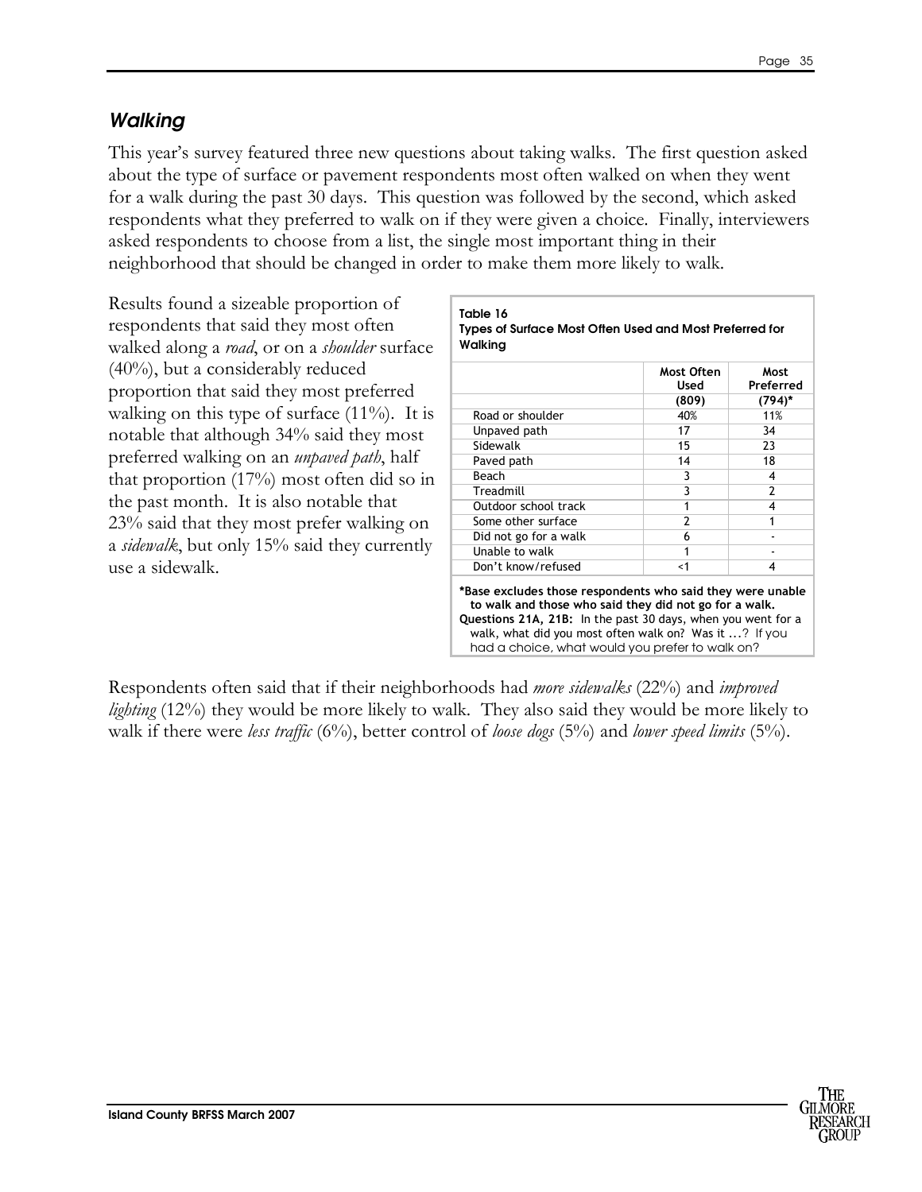## *Walking*

This year's survey featured three new questions about taking walks. The first question asked about the type of surface or pavement respondents most often walked on when they went for a walk during the past 30 days. This question was followed by the second, which asked respondents what they preferred to walk on if they were given a choice. Finally, interviewers asked respondents to choose from a list, the single most important thing in their neighborhood that should be changed in order to make them more likely to walk.

Results found a sizeable proportion of respondents that said they most often walked along a *road*, or on a *shoulder* surface (40%), but a considerably reduced proportion that said they most preferred walking on this type of surface (11%). It is notable that although 34% said they most preferred walking on an *unpaved path*, half that proportion (17%) most often did so in the past month. It is also notable that 23% said that they most prefer walking on a *sidewalk*, but only 15% said they currently use a sidewalk.

**Table 16**
**Types of Surface Most Often Used and Most Preferred for Walking**

| | Most Often Used | Most Preferred |
|---|---|---|
| | (809) | (794)* |
| Road or shoulder | 40% | 11% |
| Unpaved path | 17 | 34 |
| Sidewalk | 15 | 23 |
| Paved path | 14 | 18 |
| Beach | 3 | 4 |
| Treadmill | 3 | 2 |
| Outdoor school track | 1 | 4 |
| Some other surface | 2 | 1 |
| Did not go for a walk | 6 | - |
| Unable to walk | 1 | - |
| Don't know/refused | <1 | 4 |

**\*Base excludes those respondents who said they were unable to walk and those who said they did not go for a walk.**
**Questions 21A, 21B:** In the past 30 days, when you went for a walk, what did you most often walk on? Was it ...? If you had a choice, what would you prefer to walk on?

Respondents often said that if their neighborhoods had *more sidewalks* (22%) and *improved lighting* (12%) they would be more likely to walk. They also said they would be more likely to walk if there were *less traffic* (6%), better control of *loose dogs* (5%) and *lower speed limits* (5%).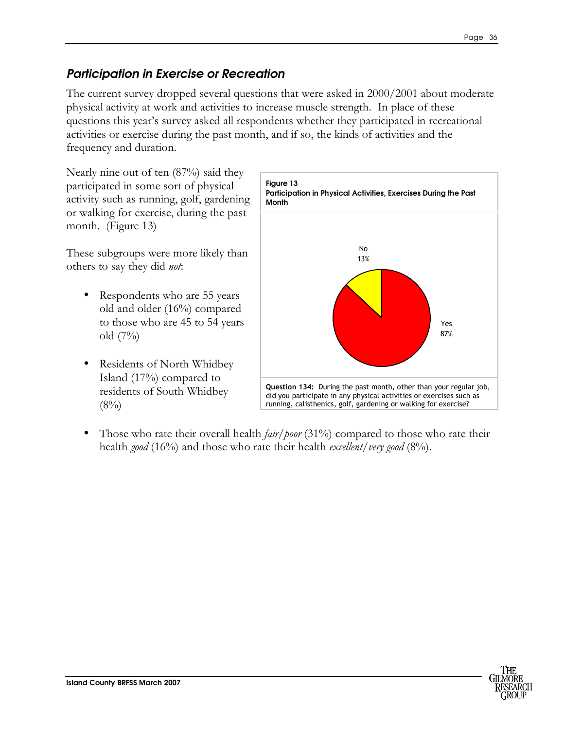## *Participation in Exercise or Recreation*

The current survey dropped several questions that were asked in 2000/2001 about moderate physical activity at work and activities to increase muscle strength. In place of these questions this year's survey asked all respondents whether they participated in recreational activities or exercise during the past month, and if so, the kinds of activities and the frequency and duration.

Nearly nine out of ten (87%) said they participated in some sort of physical activity such as running, golf, gardening or walking for exercise, during the past month. (Figure 13)

**Figure 13**
**Participation in Physical Activities, Exercises During the Past Month**

| Response | Percent |
|---|---|
| Yes | 87% |
| No | 13% |

**Question 134:** During the past month, other than your regular job, did you participate in any physical activities or exercises such as running, calisthenics, golf, gardening or walking for exercise?

These subgroups were more likely than others to say they did *not*:

- Respondents who are 55 years old and older (16%) compared to those who are 45 to 54 years old (7%)
- Residents of North Whidbey Island (17%) compared to residents of South Whidbey (8%)
- Those who rate their overall health *fair/poor* (31%) compared to those who rate their health *good* (16%) and those who rate their health *excellent/very good* (8%).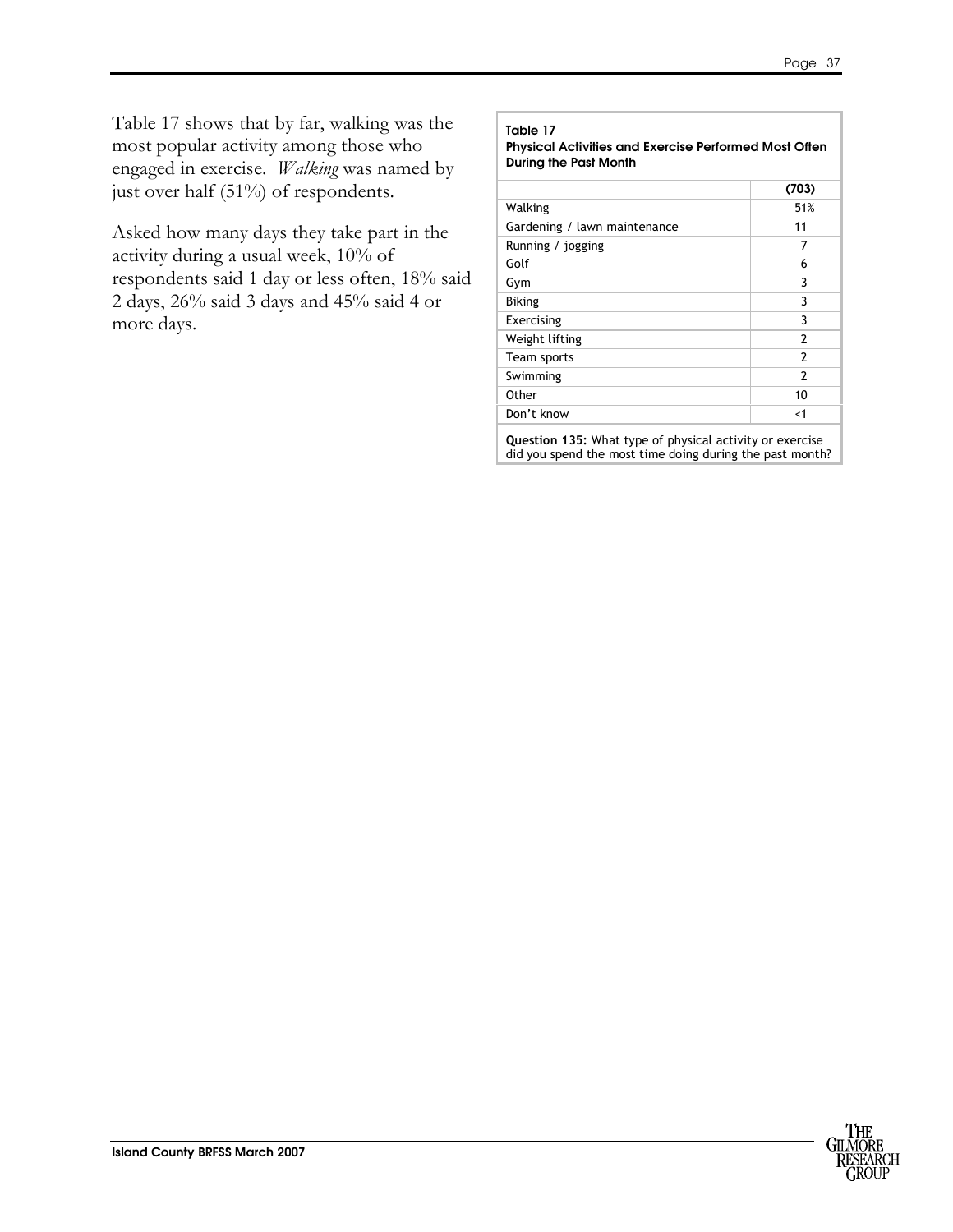Table 17 shows that by far, walking was the most popular activity among those who engaged in exercise. *Walking* was named by just over half (51%) of respondents.

Asked how many days they take part in the activity during a usual week, 10% of respondents said 1 day or less often, 18% said 2 days, 26% said 3 days and 45% said 4 or more days.

**Table 17**
**Physical Activities and Exercise Performed Most Often During the Past Month**

| | (703) |
|---|---|
| Walking | 51% |
| Gardening / lawn maintenance | 11 |
| Running / jogging | 7 |
| Golf | 6 |
| Gym | 3 |
| Biking | 3 |
| Exercising | 3 |
| Weight lifting | 2 |
| Team sports | 2 |
| Swimming | 2 |
| Other | 10 |
| Don't know | <1 |

**Question 135:** What type of physical activity or exercise did you spend the most time doing during the past month?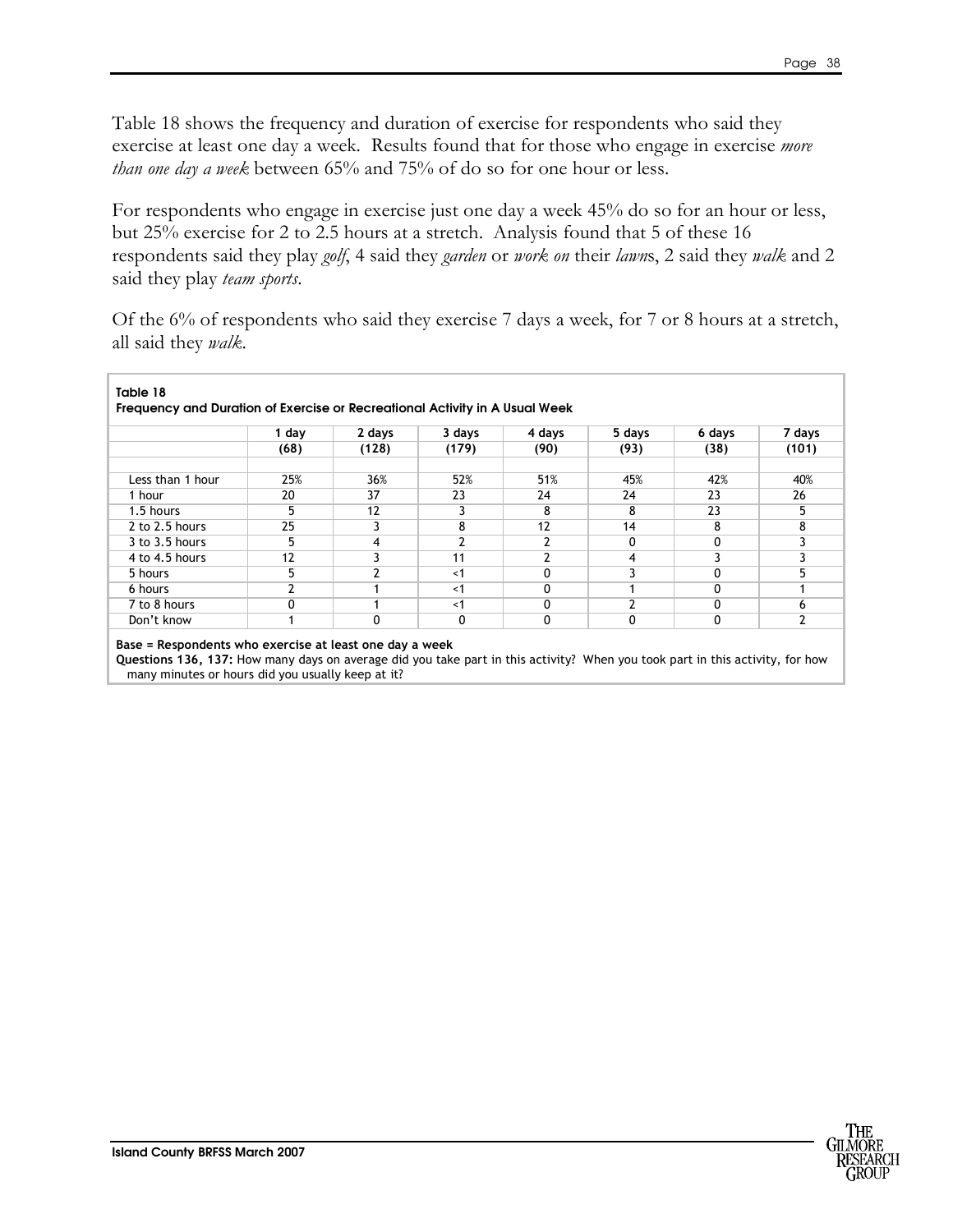Table 18 shows the frequency and duration of exercise for respondents who said they exercise at least one day a week. Results found that for those who engage in exercise *more than one day a week* between 65% and 75% of do so for one hour or less.

For respondents who engage in exercise just one day a week 45% do so for an hour or less, but 25% exercise for 2 to 2.5 hours at a stretch. Analysis found that 5 of these 16 respondents said they play *golf*, 4 said they *garden* or *work on* their *lawn*s, 2 said they *walk* and 2 said they play *team sports*.

Of the 6% of respondents who said they exercise 7 days a week, for 7 or 8 hours at a stretch, all said they *walk*.

**Table 18**
**Frequency and Duration of Exercise or Recreational Activity in A Usual Week**

| | 1 day (68) | 2 days (128) | 3 days (179) | 4 days (90) | 5 days (93) | 6 days (38) | 7 days (101) |
|---|---|---|---|---|---|---|---|
| Less than 1 hour | 25% | 36% | 52% | 51% | 45% | 42% | 40% |
| 1 hour | 20 | 37 | 23 | 24 | 24 | 23 | 26 |
| 1.5 hours | 5 | 12 | 3 | 8 | 8 | 23 | 5 |
| 2 to 2.5 hours | 25 | 3 | 8 | 12 | 14 | 8 | 8 |
| 3 to 3.5 hours | 5 | 4 | 2 | 2 | 0 | 0 | 3 |
| 4 to 4.5 hours | 12 | 3 | 11 | 2 | 4 | 3 | 3 |
| 5 hours | 5 | 2 | <1 | 0 | 3 | 0 | 5 |
| 6 hours | 2 | 1 | <1 | 0 | 1 | 0 | 1 |
| 7 to 8 hours | 0 | 1 | <1 | 0 | 2 | 0 | 6 |
| Don't know | 1 | 0 | 0 | 0 | 0 | 0 | 2 |

**Base = Respondents who exercise at least one day a week**
**Questions 136, 137:** How many days on average did you take part in this activity? When you took part in this activity, for how many minutes or hours did you usually keep at it?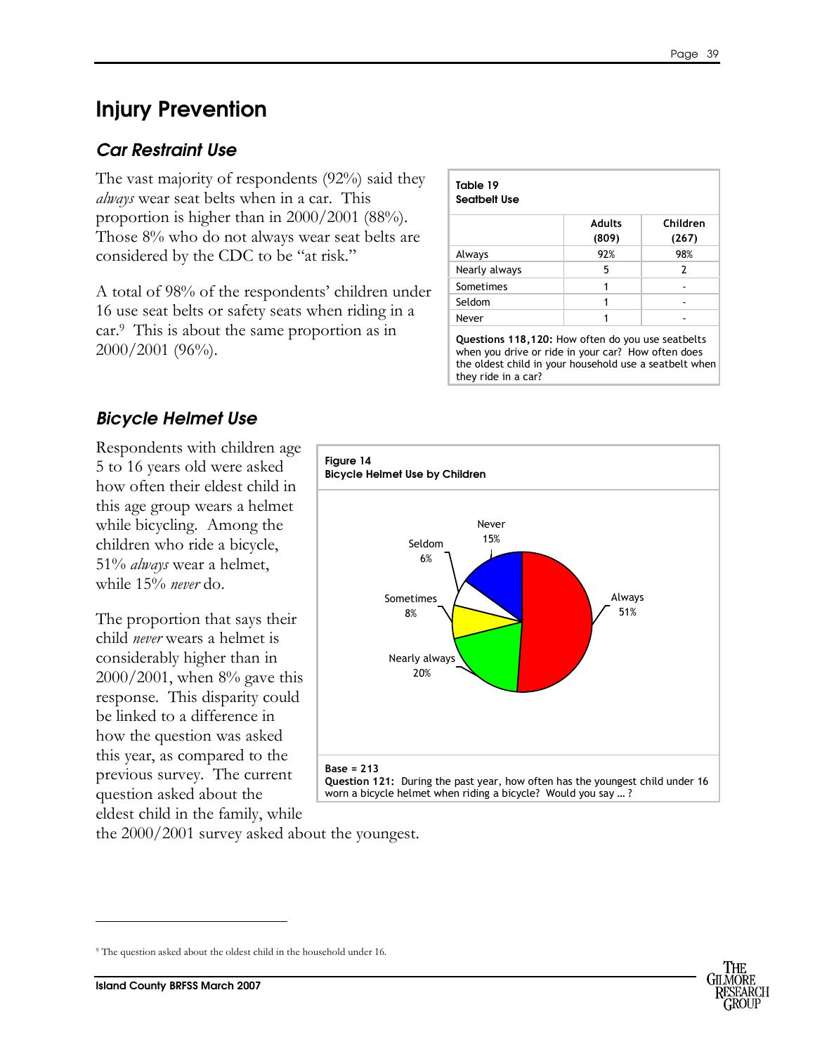# Injury Prevention

## *Car Restraint Use*

The vast majority of respondents (92%) said they *always* wear seat belts when in a car. This proportion is higher than in 2000/2001 (88%). Those 8% who do not always wear seat belts are considered by the CDC to be "at risk."

A total of 98% of the respondents' children under 16 use seat belts or safety seats when riding in a car.[9] This is about the same proportion as in 2000/2001 (96%).

**Table 19**
**Seatbelt Use**

| | Adults (809) | Children (267) |
|---|---|---|
| Always | 92% | 98% |
| Nearly always | 5 | 2 |
| Sometimes | 1 | - |
| Seldom | 1 | - |
| Never | 1 | - |

**Questions 118,120:** How often do you use seatbelts when you drive or ride in your car? How often does the oldest child in your household use a seatbelt when they ride in a car?

## *Bicycle Helmet Use*

Respondents with children age 5 to 16 years old were asked how often their eldest child in this age group wears a helmet while bicycling. Among the children who ride a bicycle, 51% *always* wear a helmet, while 15% *never* do.

The proportion that says their child *never* wears a helmet is considerably higher than in 2000/2001, when 8% gave this response. This disparity could be linked to a difference in how the question was asked this year, as compared to the previous survey. The current question asked about the eldest child in the family, while the 2000/2001 survey asked about the youngest.

**Figure 14**
**Bicycle Helmet Use by Children**

| Response | Percent |
|---|---|
| Always | 51% |
| Nearly always | 20% |
| Sometimes | 8% |
| Seldom | 6% |
| Never | 15% |

**Base = 213**
**Question 121:** During the past year, how often has the youngest child under 16 worn a bicycle helmet when riding a bicycle? Would you say … ?

[9] The question asked about the oldest child in the household under 16.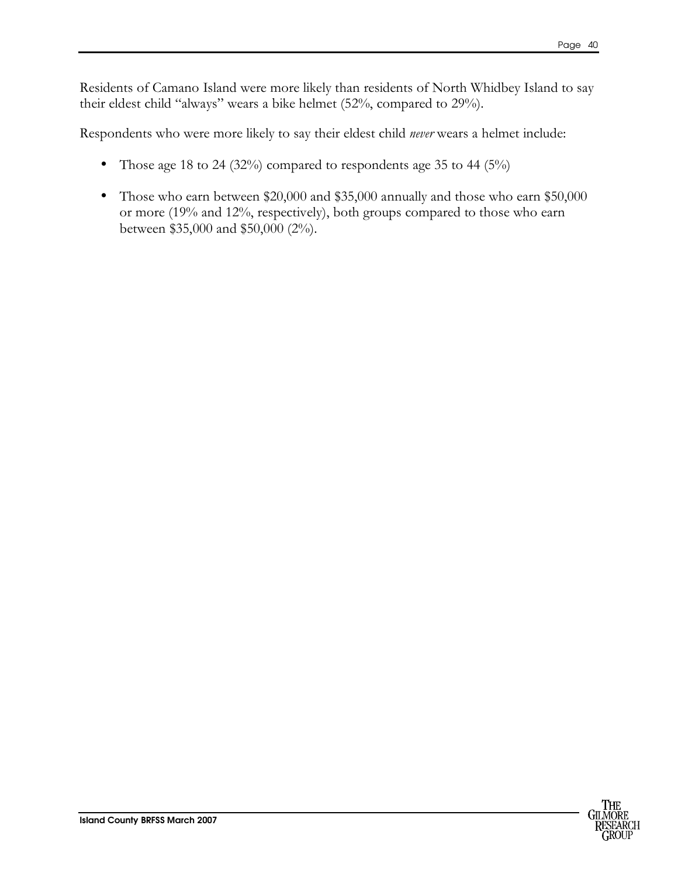Residents of Camano Island were more likely than residents of North Whidbey Island to say their eldest child "always" wears a bike helmet (52%, compared to 29%).

Respondents who were more likely to say their eldest child *never* wears a helmet include:

- Those age 18 to 24 (32%) compared to respondents age 35 to 44 (5%)
- Those who earn between $20,000 and $35,000 annually and those who earn $50,000 or more (19% and 12%, respectively), both groups compared to those who earn between $35,000 and $50,000 (2%).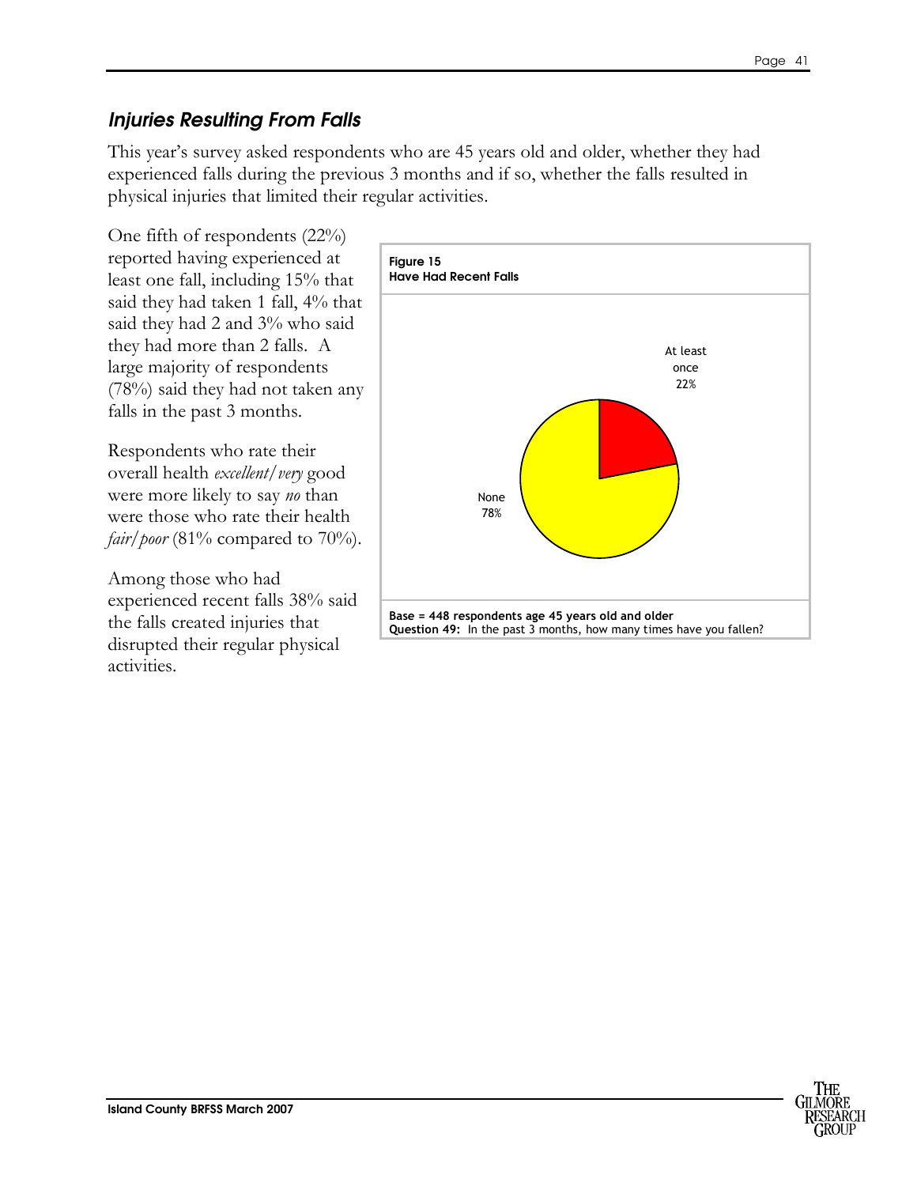### *Injuries Resulting From Falls*

This year's survey asked respondents who are 45 years old and older, whether they had experienced falls during the previous 3 months and if so, whether the falls resulted in physical injuries that limited their regular activities.

One fifth of respondents (22%) reported having experienced at least one fall, including 15% that said they had taken 1 fall, 4% that said they had 2 and 3% who said they had more than 2 falls. A large majority of respondents (78%) said they had not taken any falls in the past 3 months.

Respondents who rate their overall health *excellent/very* good were more likely to say *no* than were those who rate their health *fair/poor* (81% compared to 70%).

Among those who had experienced recent falls 38% said the falls created injuries that disrupted their regular physical activities.

**Figure 15**
**Have Had Recent Falls**

At least once 22%

None 78%

**Base = 448 respondents age 45 years old and older**
**Question 49:** In the past 3 months, how many times have you fallen?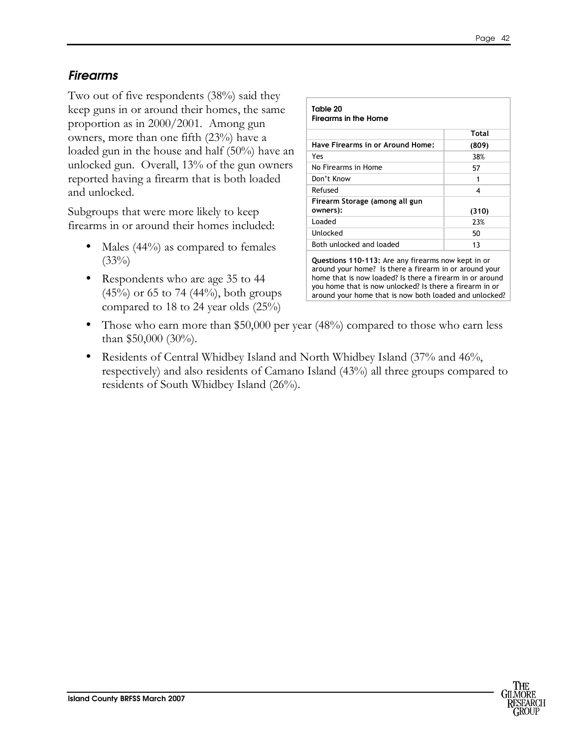## *Firearms*

Two out of five respondents (38%) said they keep guns in or around their homes, the same proportion as in 2000/2001. Among gun owners, more than one fifth (23%) have a loaded gun in the house and half (50%) have an unlocked gun. Overall, 13% of the gun owners reported having a firearm that is both loaded and unlocked.

**Table 20**
**Firearms in the Home**

| | Total |
|---|---|
| **Have Firearms in or Around Home:** | **(809)** |
| Yes | 38% |
| No Firearms in Home | 57 |
| Don't Know | 1 |
| Refused | 4 |
| **Firearm Storage (among all gun owners):** | **(310)** |
| Loaded | 23% |
| Unlocked | 50 |
| Both unlocked and loaded | 13 |

**Questions 110-113:** Are any firearms now kept in or around your home? Is there a firearm in or around your home that is now loaded? Is there a firearm in or around you home that is now unlocked? Is there a firearm in or around your home that is now both loaded and unlocked?

Subgroups that were more likely to keep firearms in or around their homes included:

- Males (44%) as compared to females (33%)
- Respondents who are age 35 to 44 (45%) or 65 to 74 (44%), both groups compared to 18 to 24 year olds (25%)
- Those who earn more than $50,000 per year (48%) compared to those who earn less than $50,000 (30%).
- Residents of Central Whidbey Island and North Whidbey Island (37% and 46%, respectively) and also residents of Camano Island (43%) all three groups compared to residents of South Whidbey Island (26%).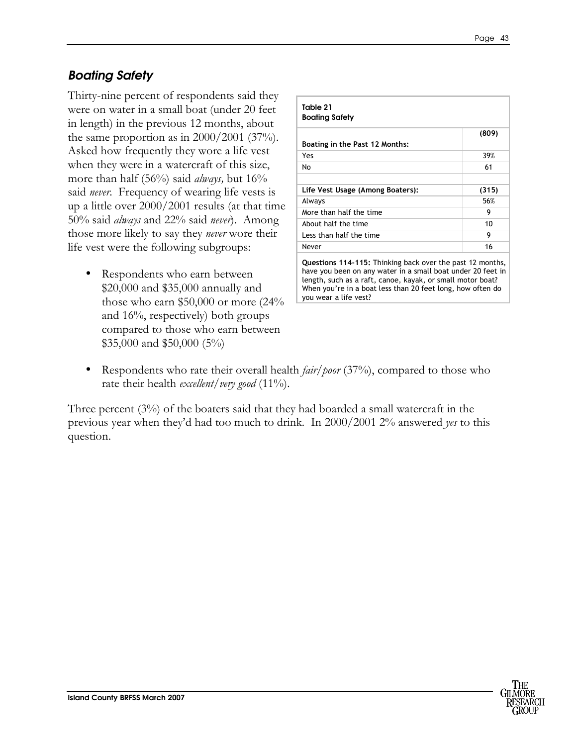## *Boating Safety*

Thirty-nine percent of respondents said they were on water in a small boat (under 20 feet in length) in the previous 12 months, about the same proportion as in 2000/2001 (37%). Asked how frequently they wore a life vest when they were in a watercraft of this size, more than half (56%) said *always,* but 16% said *never*. Frequency of wearing life vests is up a little over 2000/2001 results (at that time 50% said *always* and 22% said *never*). Among those more likely to say they *never* wore their life vest were the following subgroups:

**Table 21**
**Boating Safety**

| | (809) |
|---|---|
| **Boating in the Past 12 Months:** | |
| Yes | 39% |
| No | 61 |
| | |
| **Life Vest Usage (Among Boaters):** | **(315)** |
| Always | 56% |
| More than half the time | 9 |
| About half the time | 10 |
| Less than half the time | 9 |
| Never | 16 |

**Questions 114-115:** Thinking back over the past 12 months, have you been on any water in a small boat under 20 feet in length, such as a raft, canoe, kayak, or small motor boat? When you're in a boat less than 20 feet long, how often do you wear a life vest?

- Respondents who earn between \$20,000 and \$35,000 annually and those who earn \$50,000 or more (24% and 16%, respectively) both groups compared to those who earn between \$35,000 and \$50,000 (5%)
- Respondents who rate their overall health *fair/poor* (37%), compared to those who rate their health *excellent/very good* (11%).

Three percent (3%) of the boaters said that they had boarded a small watercraft in the previous year when they'd had too much to drink. In 2000/2001 2% answered *yes* to this question.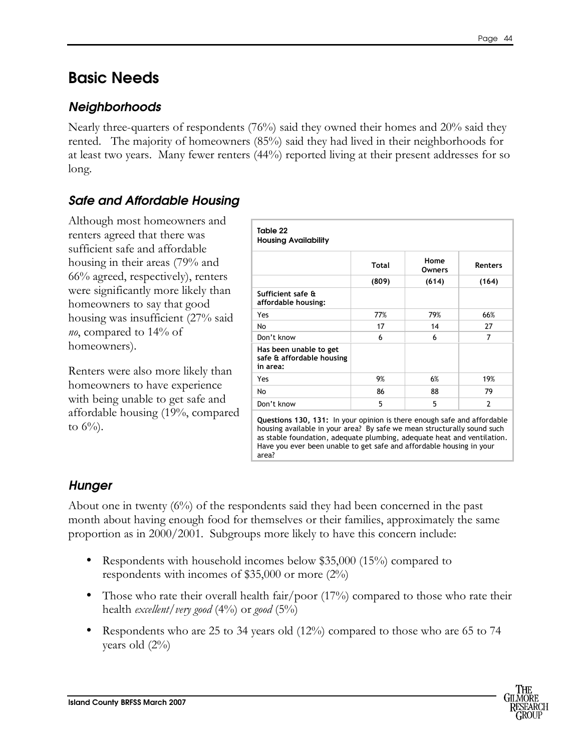# Basic Needs

## *Neighborhoods*

Nearly three-quarters of respondents (76%) said they owned their homes and 20% said they rented. The majority of homeowners (85%) said they had lived in their neighborhoods for at least two years. Many fewer renters (44%) reported living at their present addresses for so long.

## *Safe and Affordable Housing*

Although most homeowners and renters agreed that there was sufficient safe and affordable housing in their areas (79% and 66% agreed, respectively), renters were significantly more likely than homeowners to say that good housing was insufficient (27% said *no*, compared to 14% of homeowners).

Renters were also more likely than homeowners to have experience with being unable to get safe and affordable housing (19%, compared to 6%).

**Table 22**
**Housing Availability**

| | Total | Home Owners | Renters |
|---|---|---|---|
| | (809) | (614) | (164) |
| **Sufficient safe & affordable housing:** | | | |
| Yes | 77% | 79% | 66% |
| No | 17 | 14 | 27 |
| Don't know | 6 | 6 | 7 |
| **Has been unable to get safe & affordable housing in area:** | | | |
| Yes | 9% | 6% | 19% |
| No | 86 | 88 | 79 |
| Don't know | 5 | 5 | 2 |

**Questions 130, 131:** In your opinion is there enough safe and affordable housing available in your area? By safe we mean structurally sound such as stable foundation, adequate plumbing, adequate heat and ventilation. Have you ever been unable to get safe and affordable housing in your area?

## *Hunger*

About one in twenty (6%) of the respondents said they had been concerned in the past month about having enough food for themselves or their families, approximately the same proportion as in 2000/2001. Subgroups more likely to have this concern include:

- Respondents with household incomes below $35,000 (15%) compared to respondents with incomes of $35,000 or more (2%)
- Those who rate their overall health fair/poor (17%) compared to those who rate their health *excellent/very good* (4%) or *good* (5%)
- Respondents who are 25 to 34 years old (12%) compared to those who are 65 to 74 years old (2%)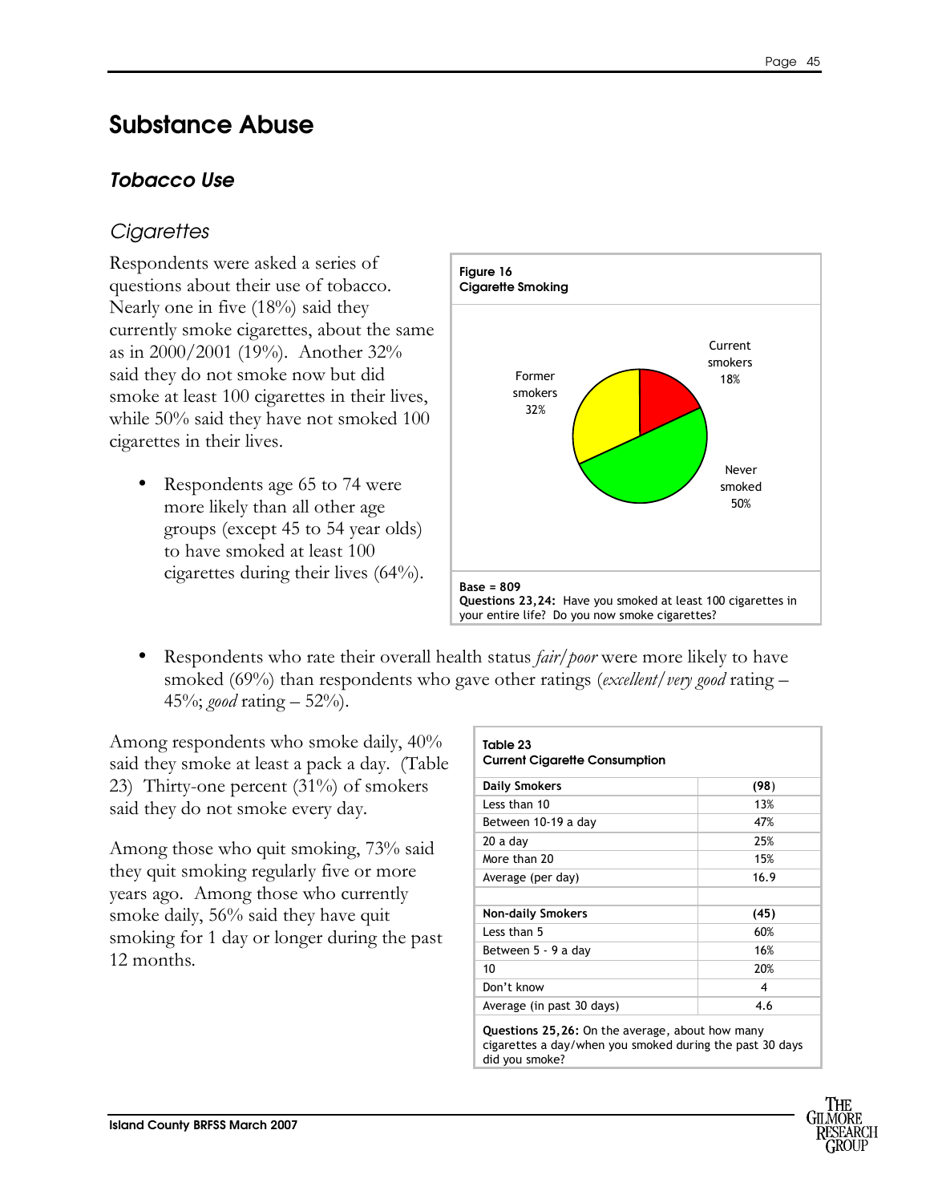# Substance Abuse

## *Tobacco Use*

### Cigarettes

Respondents were asked a series of questions about their use of tobacco. Nearly one in five (18%) said they currently smoke cigarettes, about the same as in 2000/2001 (19%). Another 32% said they do not smoke now but did smoke at least 100 cigarettes in their lives, while 50% said they have not smoked 100 cigarettes in their lives.

- Respondents age 65 to 74 were more likely than all other age groups (except 45 to 54 year olds) to have smoked at least 100 cigarettes during their lives (64%).

**Figure 16**
**Cigarette Smoking**

Current smokers 18%

Former smokers 32%

Never smoked 50%

**Base = 809**
**Questions 23,24:** Have you smoked at least 100 cigarettes in your entire life? Do you now smoke cigarettes?

- Respondents who rate their overall health status *fair/poor* were more likely to have smoked (69%) than respondents who gave other ratings (*excellent/very good* rating – 45%; *good* rating – 52%).

Among respondents who smoke daily, 40% said they smoke at least a pack a day. (Table 23) Thirty-one percent (31%) of smokers said they do not smoke every day.

Among those who quit smoking, 73% said they quit smoking regularly five or more years ago. Among those who currently smoke daily, 56% said they have quit smoking for 1 day or longer during the past 12 months.

**Table 23**
**Current Cigarette Consumption**

| **Daily Smokers** | **(98)** |
|---|---|
| Less than 10 | 13% |
| Between 10-19 a day | 47% |
| 20 a day | 25% |
| More than 20 | 15% |
| Average (per day) | 16.9 |
| | |
| **Non-daily Smokers** | **(45)** |
| Less than 5 | 60% |
| Between 5 - 9 a day | 16% |
| 10 | 20% |
| Don't know | 4 |
| Average (in past 30 days) | 4.6 |

**Questions 25,26:** On the average, about how many cigarettes a day/when you smoked during the past 30 days did you smoke?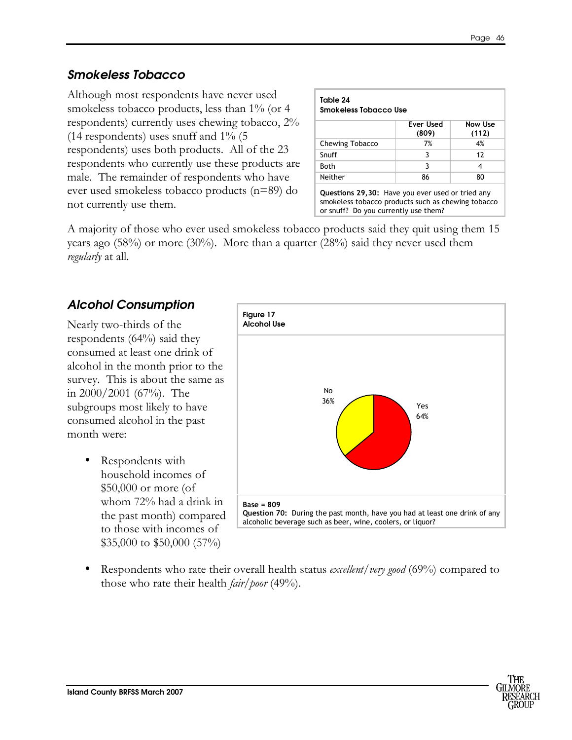## *Smokeless Tobacco*

Although most respondents have never used smokeless tobacco products, less than 1% (or 4 respondents) currently uses chewing tobacco, 2% (14 respondents) uses snuff and 1% (5 respondents) uses both products. All of the 23 respondents who currently use these products are male. The remainder of respondents who have ever used smokeless tobacco products (n=89) do not currently use them.

**Table 24**
**Smokeless Tobacco Use**

| | Ever Used (809) | Now Use (112) |
|---|---|---|
| Chewing Tobacco | 7% | 4% |
| Snuff | 3 | 12 |
| Both | 3 | 4 |
| Neither | 86 | 80 |

**Questions 29,30:** Have you ever used or tried any smokeless tobacco products such as chewing tobacco or snuff? Do you currently use them?

A majority of those who ever used smokeless tobacco products said they quit using them 15 years ago (58%) or more (30%). More than a quarter (28%) said they never used them *regularly* at all.

## *Alcohol Consumption*

Nearly two-thirds of the respondents (64%) said they consumed at least one drink of alcohol in the month prior to the survey. This is about the same as in 2000/2001 (67%). The subgroups most likely to have consumed alcohol in the past month were:

**Figure 17**
**Alcohol Use**

No 36%
Yes 64%

**Base = 809**
**Question 70:** During the past month, have you had at least one drink of any alcoholic beverage such as beer, wine, coolers, or liquor?

- Respondents with household incomes of $50,000 or more (of whom 72% had a drink in the past month) compared to those with incomes of $35,000 to $50,000 (57%)
- Respondents who rate their overall health status *excellent/very good* (69%) compared to those who rate their health *fair/poor* (49%).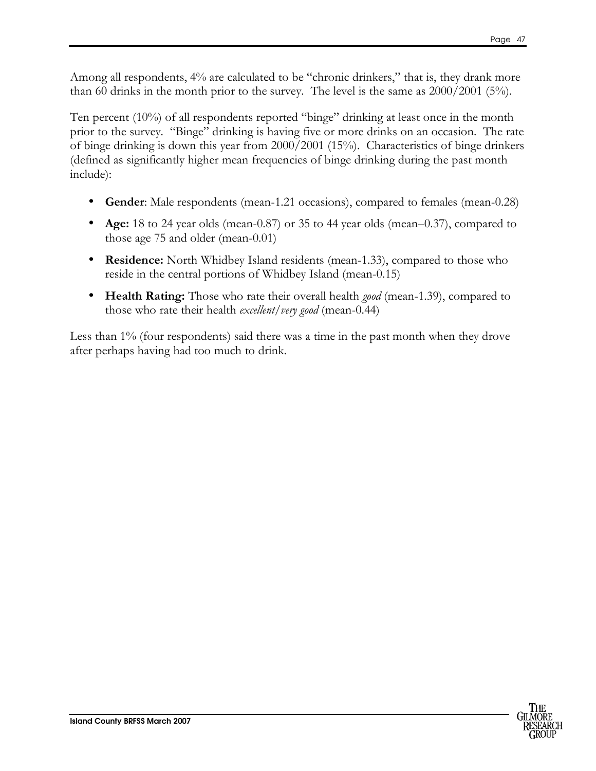Among all respondents, 4% are calculated to be "chronic drinkers," that is, they drank more than 60 drinks in the month prior to the survey. The level is the same as 2000/2001 (5%).

Ten percent (10%) of all respondents reported "binge" drinking at least once in the month prior to the survey. "Binge" drinking is having five or more drinks on an occasion. The rate of binge drinking is down this year from 2000/2001 (15%). Characteristics of binge drinkers (defined as significantly higher mean frequencies of binge drinking during the past month include):

- **Gender**: Male respondents (mean-1.21 occasions), compared to females (mean-0.28)
- **Age:** 18 to 24 year olds (mean-0.87) or 35 to 44 year olds (mean–0.37), compared to those age 75 and older (mean-0.01)
- **Residence:** North Whidbey Island residents (mean-1.33), compared to those who reside in the central portions of Whidbey Island (mean-0.15)
- **Health Rating:** Those who rate their overall health *good* (mean-1.39), compared to those who rate their health *excellent/very good* (mean-0.44)

Less than 1% (four respondents) said there was a time in the past month when they drove after perhaps having had too much to drink.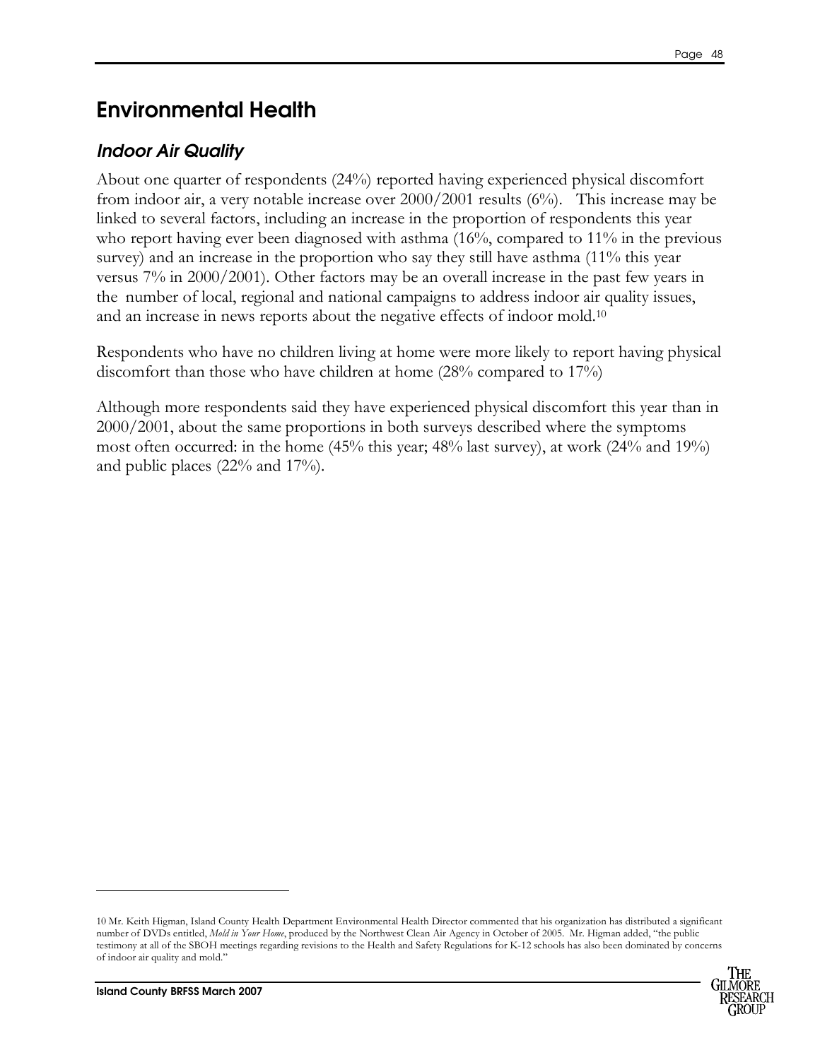# Environmental Health

## *Indoor Air Quality*

About one quarter of respondents (24%) reported having experienced physical discomfort from indoor air, a very notable increase over 2000/2001 results (6%). This increase may be linked to several factors, including an increase in the proportion of respondents this year who report having ever been diagnosed with asthma (16%, compared to 11% in the previous survey) and an increase in the proportion who say they still have asthma (11% this year versus 7% in 2000/2001). Other factors may be an overall increase in the past few years in the number of local, regional and national campaigns to address indoor air quality issues, and an increase in news reports about the negative effects of indoor mold.[10]

Respondents who have no children living at home were more likely to report having physical discomfort than those who have children at home (28% compared to 17%)

Although more respondents said they have experienced physical discomfort this year than in 2000/2001, about the same proportions in both surveys described where the symptoms most often occurred: in the home (45% this year; 48% last survey), at work (24% and 19%) and public places (22% and 17%).

---

10 Mr. Keith Higman, Island County Health Department Environmental Health Director commented that his organization has distributed a significant number of DVDs entitled, *Mold in Your Home*, produced by the Northwest Clean Air Agency in October of 2005. Mr. Higman added, "the public testimony at all of the SBOH meetings regarding revisions to the Health and Safety Regulations for K-12 schools has also been dominated by concerns of indoor air quality and mold."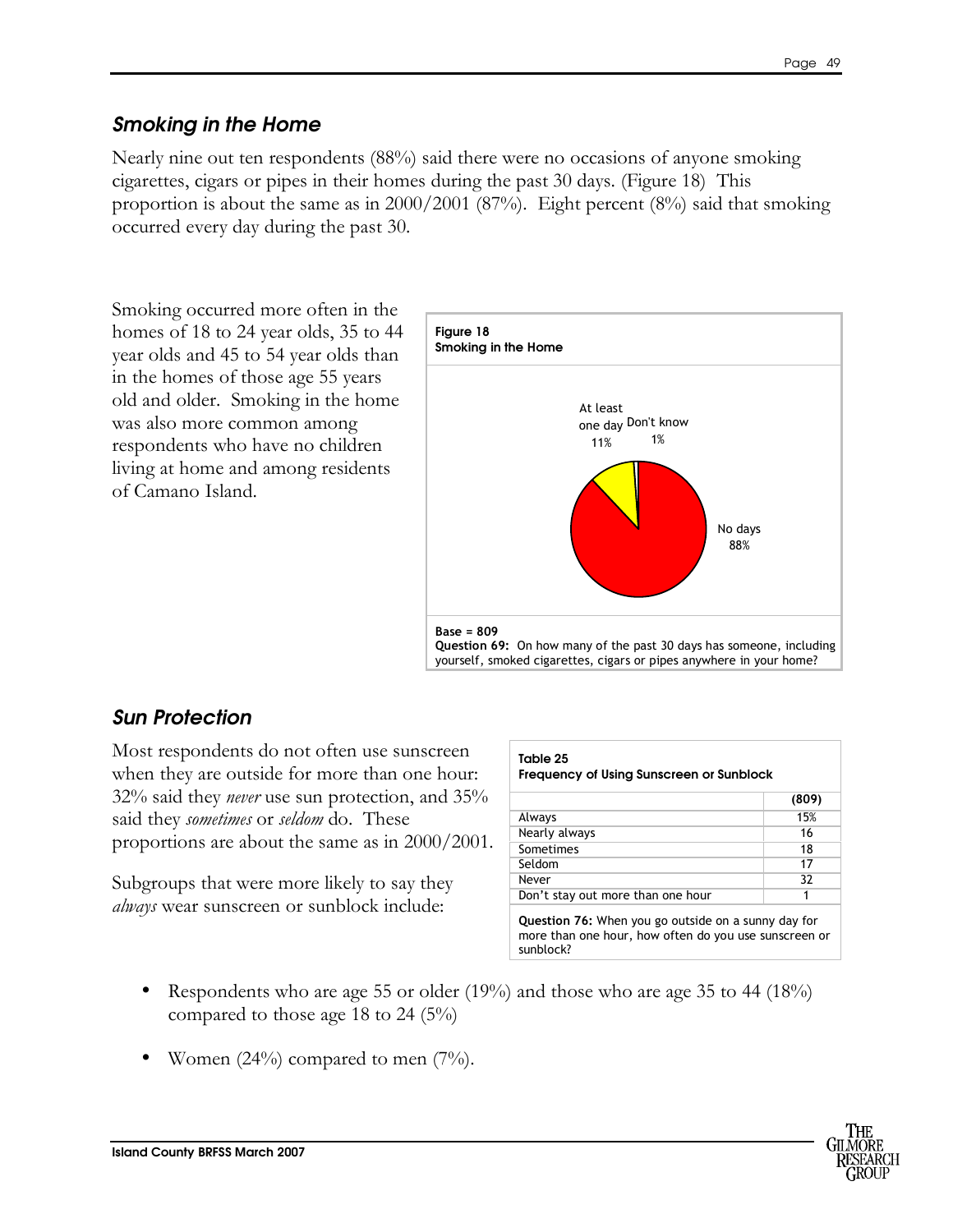## *Smoking in the Home*

Nearly nine out ten respondents (88%) said there were no occasions of anyone smoking cigarettes, cigars or pipes in their homes during the past 30 days. (Figure 18) This proportion is about the same as in 2000/2001 (87%). Eight percent (8%) said that smoking occurred every day during the past 30.

Smoking occurred more often in the homes of 18 to 24 year olds, 35 to 44 year olds and 45 to 54 year olds than in the homes of those age 55 years old and older. Smoking in the home was also more common among respondents who have no children living at home and among residents of Camano Island.

**Figure 18**
**Smoking in the Home**

At least one day 11%
Don't know 1%
No days 88%

**Base = 809**
**Question 69:** On how many of the past 30 days has someone, including yourself, smoked cigarettes, cigars or pipes anywhere in your home?

## *Sun Protection*

Most respondents do not often use sunscreen when they are outside for more than one hour: 32% said they *never* use sun protection, and 35% said they *sometimes* or *seldom* do. These proportions are about the same as in 2000/2001.

Subgroups that were more likely to say they *always* wear sunscreen or sunblock include:

**Table 25**
**Frequency of Using Sunscreen or Sunblock**

| | **(809)** |
|---|---|
| Always | 15% |
| Nearly always | 16 |
| Sometimes | 18 |
| Seldom | 17 |
| Never | 32 |
| Don't stay out more than one hour | 1 |

**Question 76:** When you go outside on a sunny day for more than one hour, how often do you use sunscreen or sunblock?

- Respondents who are age 55 or older (19%) and those who are age 35 to 44 (18%) compared to those age 18 to 24 (5%)
- Women (24%) compared to men (7%).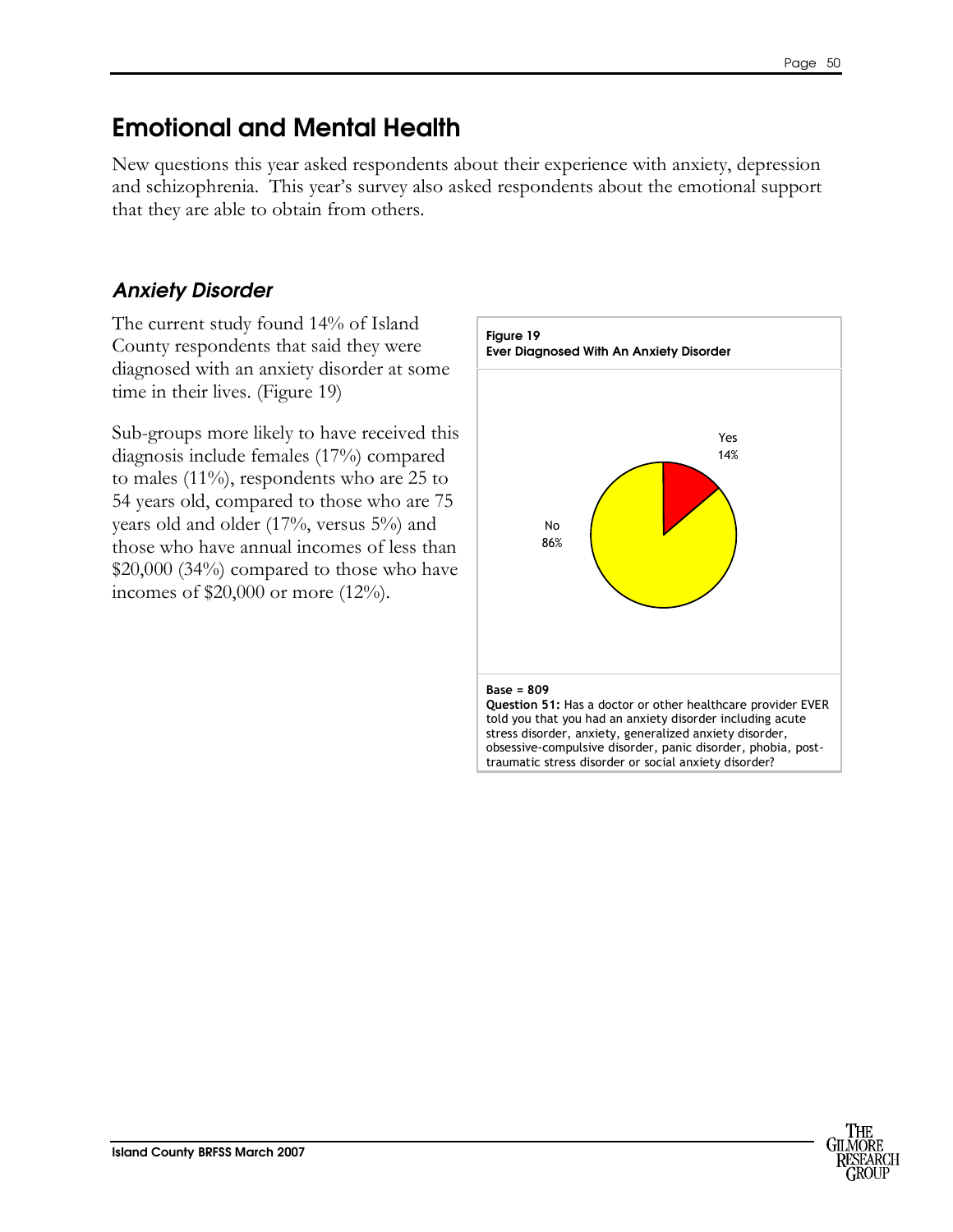# Emotional and Mental Health

New questions this year asked respondents about their experience with anxiety, depression and schizophrenia. This year's survey also asked respondents about the emotional support that they are able to obtain from others.

## *Anxiety Disorder*

The current study found 14% of Island County respondents that said they were diagnosed with an anxiety disorder at some time in their lives. (Figure 19)

Sub-groups more likely to have received this diagnosis include females (17%) compared to males (11%), respondents who are 25 to 54 years old, compared to those who are 75 years old and older (17%, versus 5%) and those who have annual incomes of less than $20,000 (34%) compared to those who have incomes of $20,000 or more (12%).

**Figure 19**
**Ever Diagnosed With An Anxiety Disorder**

Yes 14%

No 86%

**Base = 809**
**Question 51:** Has a doctor or other healthcare provider EVER told you that you had an anxiety disorder including acute stress disorder, anxiety, generalized anxiety disorder, obsessive-compulsive disorder, panic disorder, phobia, post-traumatic stress disorder or social anxiety disorder?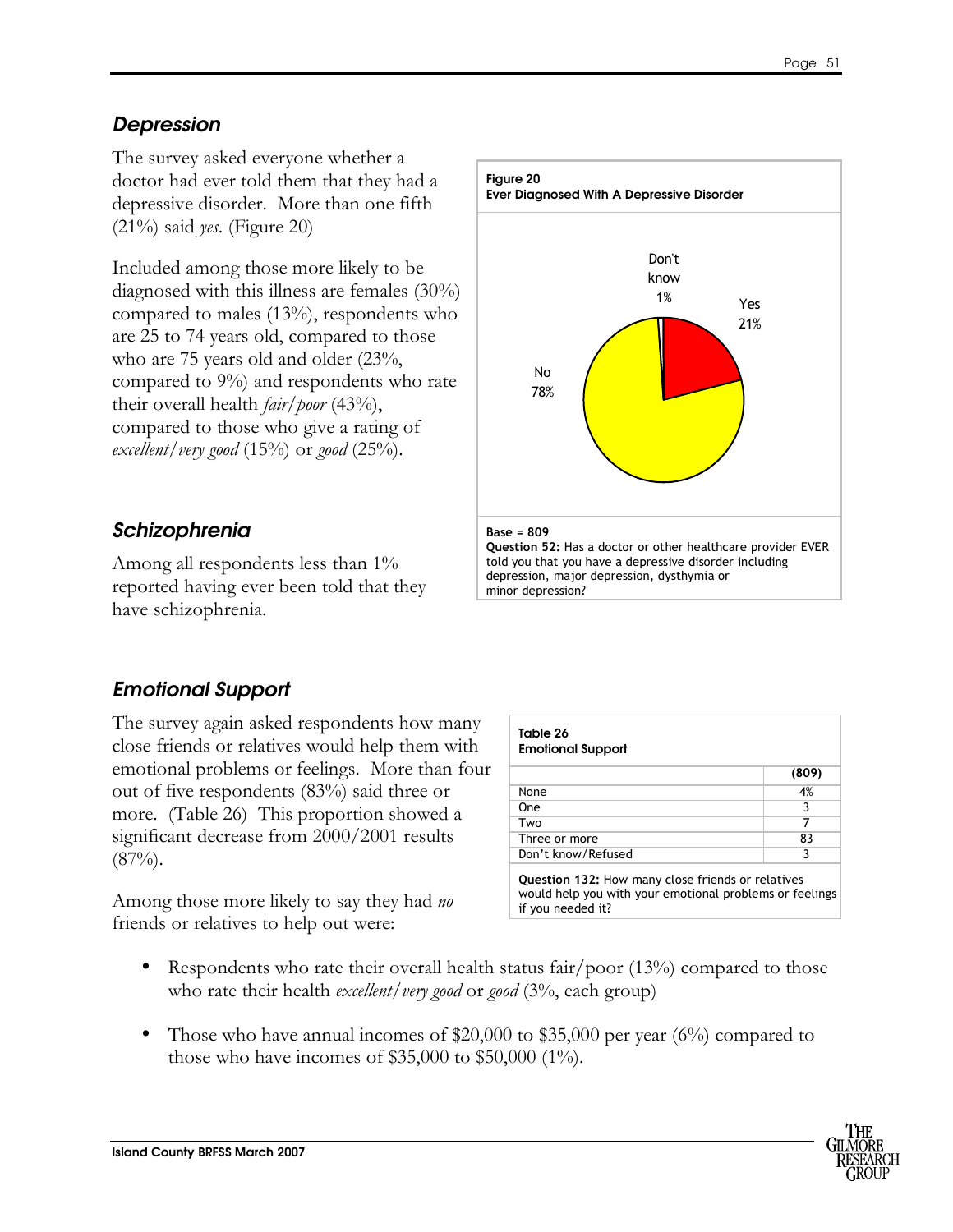## Depression

The survey asked everyone whether a doctor had ever told them that they had a depressive disorder. More than one fifth (21%) said *yes*. (Figure 20)

Included among those more likely to be diagnosed with this illness are females (30%) compared to males (13%), respondents who are 25 to 74 years old, compared to those who are 75 years old and older (23%, compared to 9%) and respondents who rate their overall health *fair/poor* (43%), compared to those who give a rating of *excellent/very good* (15%) or *good* (25%).

**Figure 20**
**Ever Diagnosed With A Depressive Disorder**

| Response | Percent |
|---|---|
| Yes | 21% |
| No | 78% |
| Don't know | 1% |

**Base = 809**
**Question 52:** Has a doctor or other healthcare provider EVER told you that you have a depressive disorder including depression, major depression, dysthymia or minor depression?

## Schizophrenia

Among all respondents less than 1% reported having ever been told that they have schizophrenia.

## Emotional Support

The survey again asked respondents how many close friends or relatives would help them with emotional problems or feelings. More than four out of five respondents (83%) said three or more. (Table 26) This proportion showed a significant decrease from 2000/2001 results (87%).

**Table 26**
**Emotional Support**

| | (809) |
|---|---|
| None | 4% |
| One | 3 |
| Two | 7 |
| Three or more | 83 |
| Don't know/Refused | 3 |

**Question 132:** How many close friends or relatives would help you with your emotional problems or feelings if you needed it?

Among those more likely to say they had *no* friends or relatives to help out were:

- Respondents who rate their overall health status fair/poor (13%) compared to those who rate their health *excellent/very good* or *good* (3%, each group)
- Those who have annual incomes of $20,000 to $35,000 per year (6%) compared to those who have incomes of $35,000 to $50,000 (1%).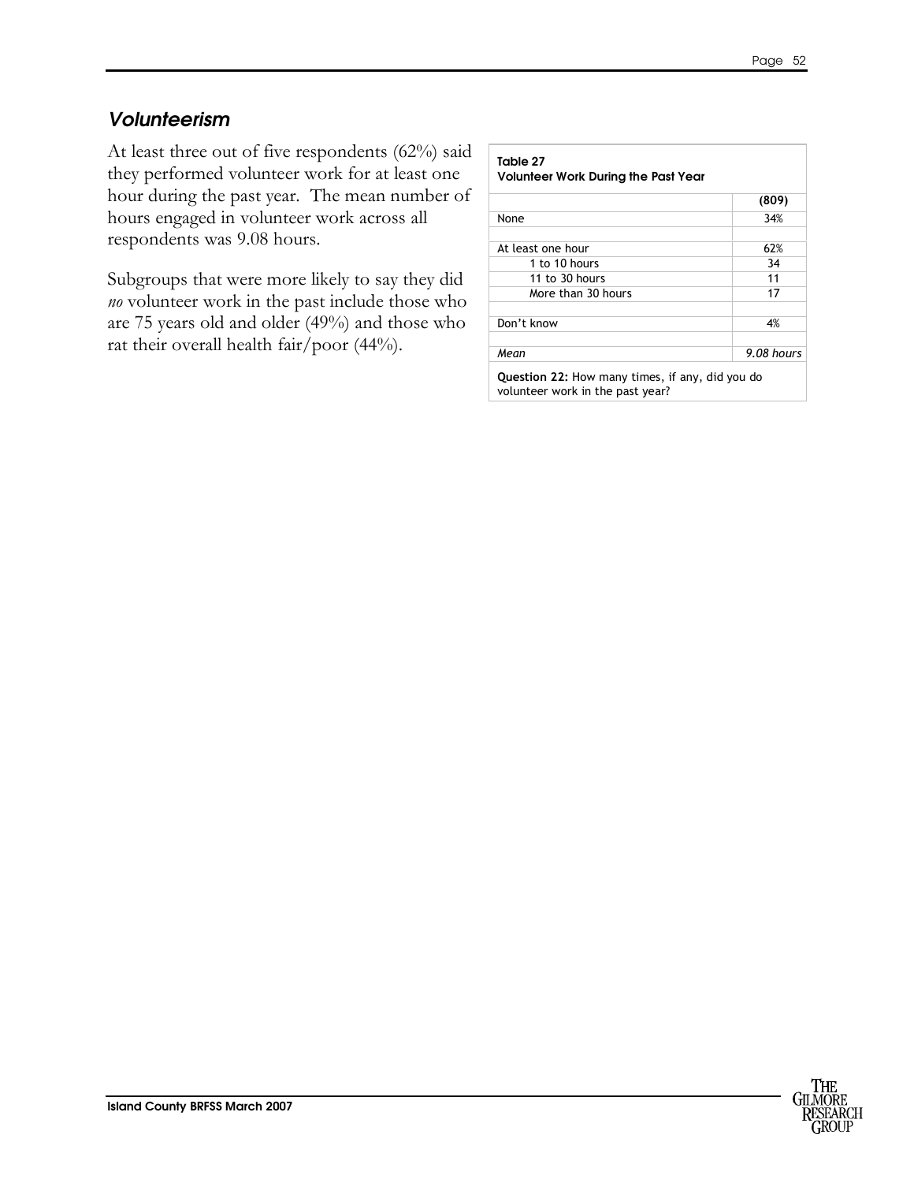## *Volunteerism*

At least three out of five respondents (62%) said they performed volunteer work for at least one hour during the past year. The mean number of hours engaged in volunteer work across all respondents was 9.08 hours.

Subgroups that were more likely to say they did *no* volunteer work in the past include those who are 75 years old and older (49%) and those who rat their overall health fair/poor (44%).

**Table 27**
**Volunteer Work During the Past Year**

| | (809) |
|---|---|
| None | 34% |
| | |
| At least one hour | 62% |
| 1 to 10 hours | 34 |
| 11 to 30 hours | 11 |
| More than 30 hours | 17 |
| | |
| Don't know | 4% |
| | |
| *Mean* | *9.08 hours* |

**Question 22:** How many times, if any, did you do volunteer work in the past year?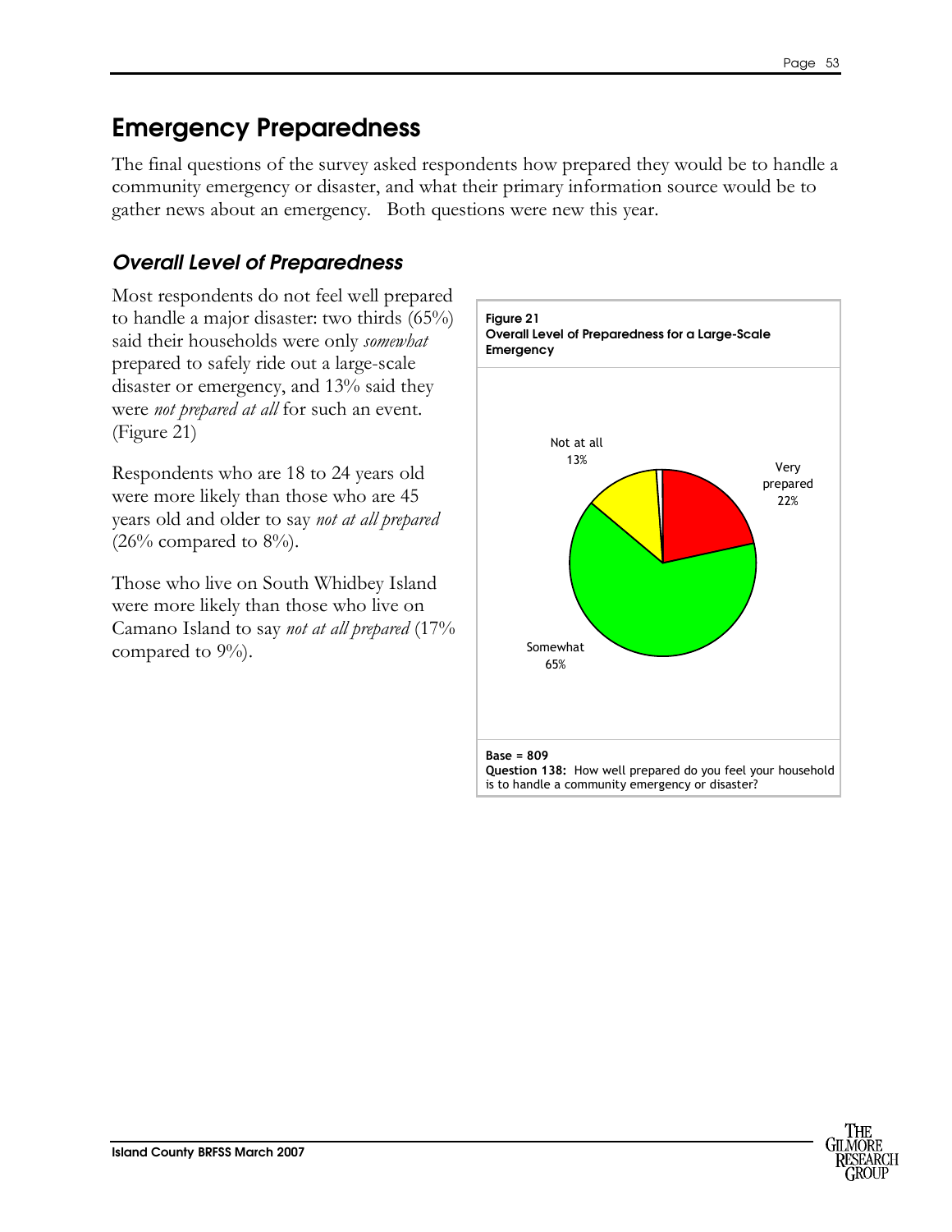# Emergency Preparedness

The final questions of the survey asked respondents how prepared they would be to handle a community emergency or disaster, and what their primary information source would be to gather news about an emergency. Both questions were new this year.

## *Overall Level of Preparedness*

Most respondents do not feel well prepared to handle a major disaster: two thirds (65%) said their households were only *somewhat* prepared to safely ride out a large-scale disaster or emergency, and 13% said they were *not prepared at all* for such an event. (Figure 21)

Respondents who are 18 to 24 years old were more likely than those who are 45 years old and older to say *not at all prepared* (26% compared to 8%).

Those who live on South Whidbey Island were more likely than those who live on Camano Island to say *not at all prepared* (17% compared to 9%).

**Figure 21**
**Overall Level of Preparedness for a Large-Scale Emergency**

| Response | Percent |
|---|---|
| Very prepared | 22% |
| Somewhat | 65% |
| Not at all | 13% |

**Base = 809**
**Question 138:** How well prepared do you feel your household is to handle a community emergency or disaster?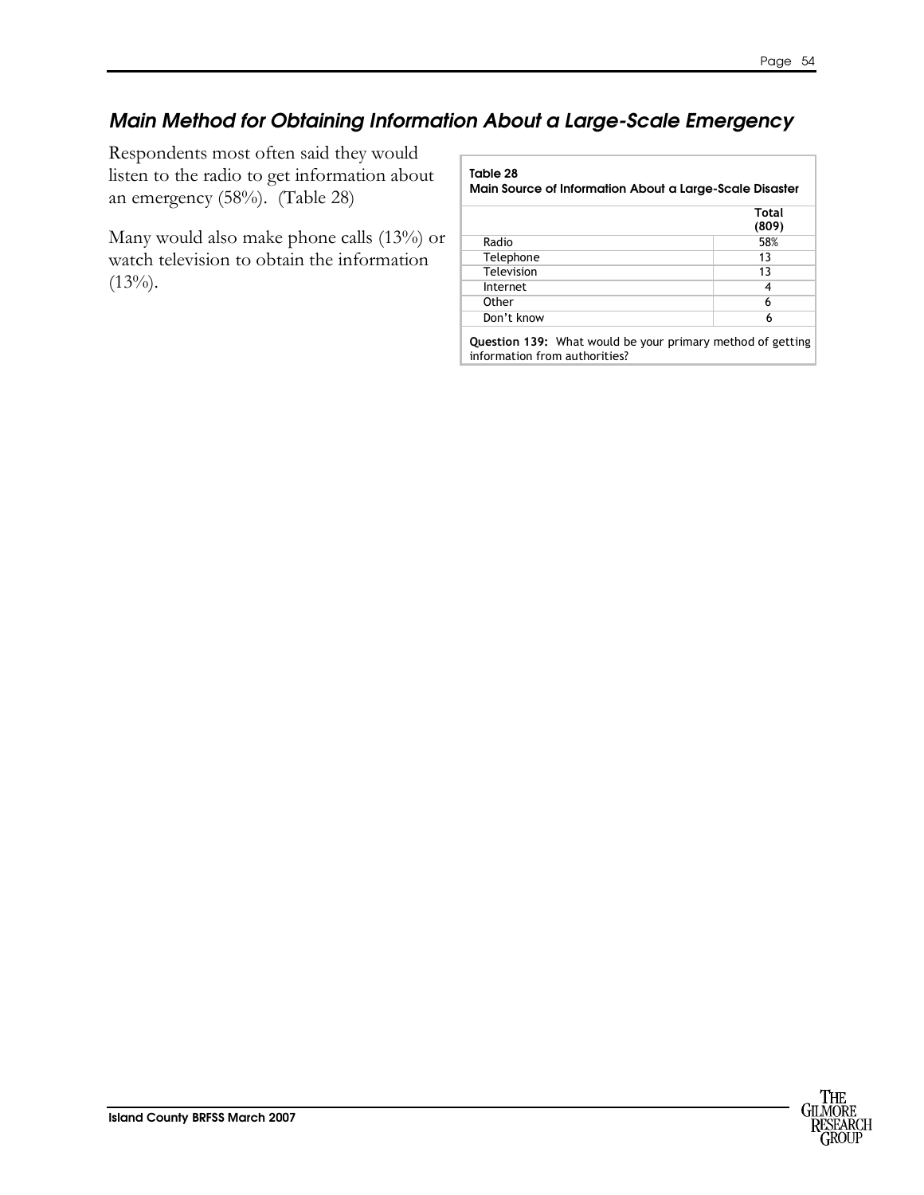## *Main Method for Obtaining Information About a Large-Scale Emergency*

Respondents most often said they would listen to the radio to get information about an emergency (58%). (Table 28)

Many would also make phone calls (13%) or watch television to obtain the information (13%).

**Table 28**
**Main Source of Information About a Large-Scale Disaster**

| | Total (809) |
|---|---|
| Radio | 58% |
| Telephone | 13 |
| Television | 13 |
| Internet | 4 |
| Other | 6 |
| Don't know | 6 |

**Question 139:** What would be your primary method of getting information from authorities?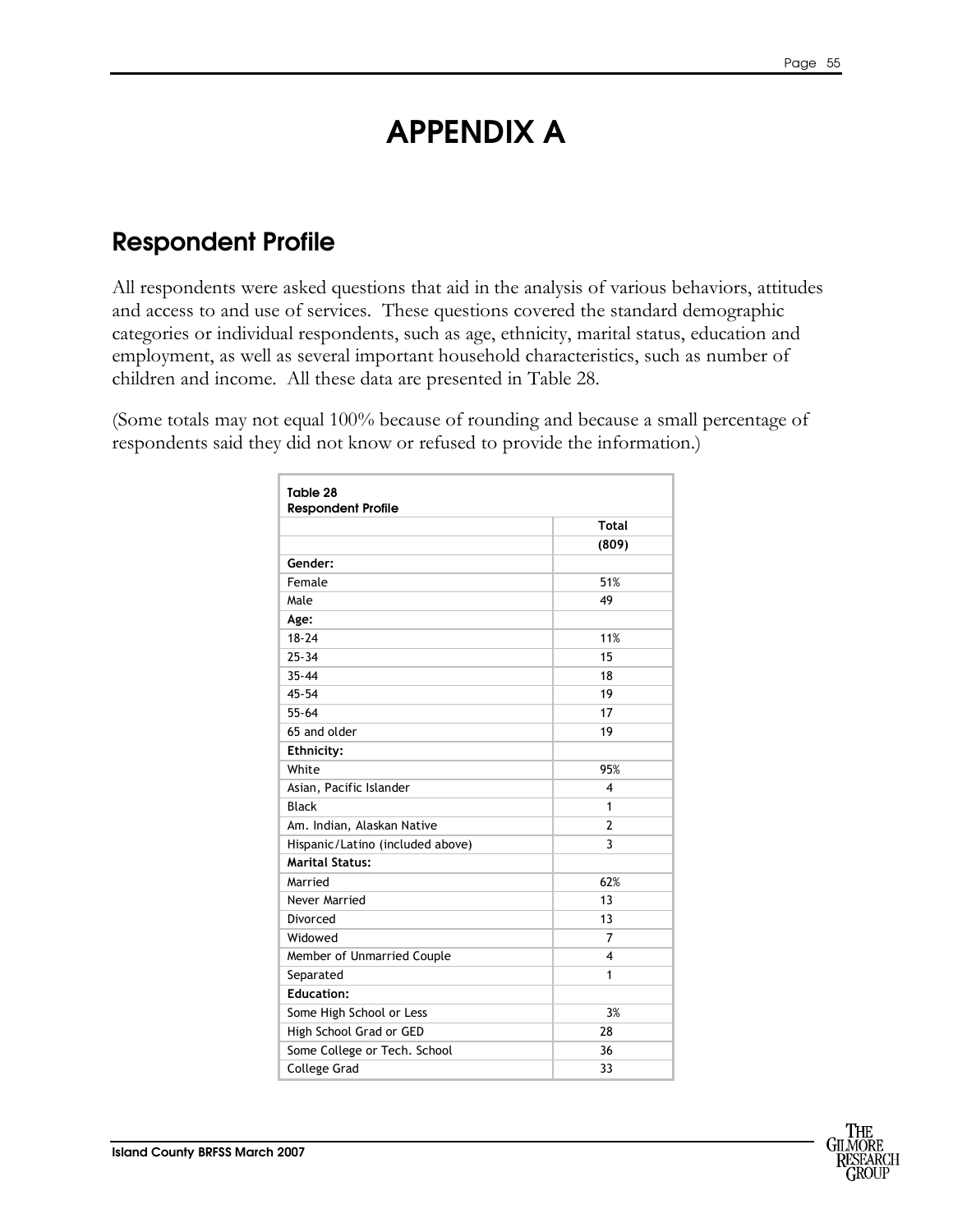# APPENDIX A

## Respondent Profile

All respondents were asked questions that aid in the analysis of various behaviors, attitudes and access to and use of services. These questions covered the standard demographic categories or individual respondents, such as age, ethnicity, marital status, education and employment, as well as several important household characteristics, such as number of children and income. All these data are presented in Table 28.

(Some totals may not equal 100% because of rounding and because a small percentage of respondents said they did not know or refused to provide the information.)

**Table 28**
**Respondent Profile**

| | Total |
|---|---|
| | (809) |
| **Gender:** | |
| Female | 51% |
| Male | 49 |
| **Age:** | |
| 18-24 | 11% |
| 25-34 | 15 |
| 35-44 | 18 |
| 45-54 | 19 |
| 55-64 | 17 |
| 65 and older | 19 |
| **Ethnicity:** | |
| White | 95% |
| Asian, Pacific Islander | 4 |
| Black | 1 |
| Am. Indian, Alaskan Native | 2 |
| Hispanic/Latino (included above) | 3 |
| **Marital Status:** | |
| Married | 62% |
| Never Married | 13 |
| Divorced | 13 |
| Widowed | 7 |
| Member of Unmarried Couple | 4 |
| Separated | 1 |
| **Education:** | |
| Some High School or Less | 3% |
| High School Grad or GED | 28 |
| Some College or Tech. School | 36 |
| College Grad | 33 |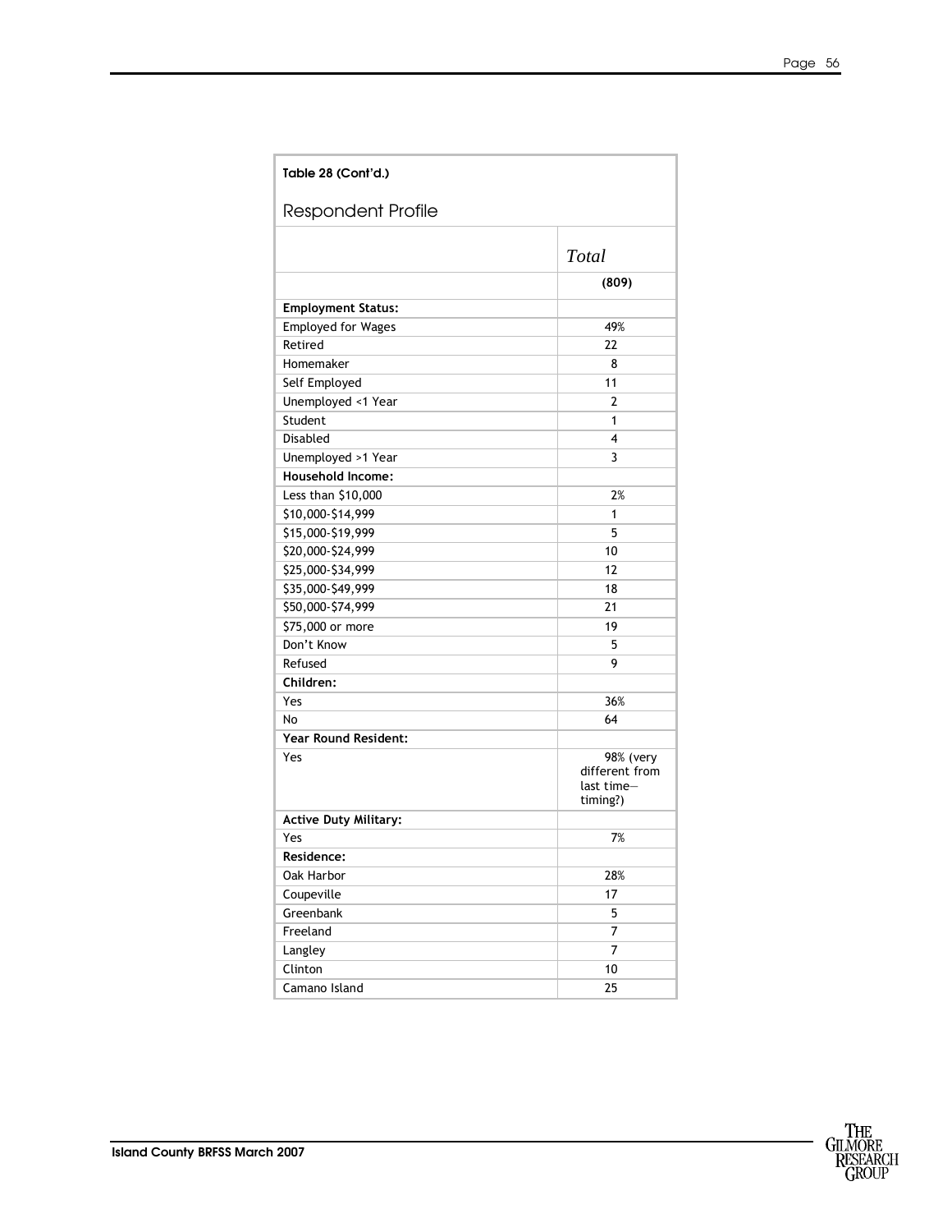**Table 28 (Cont'd.)**

## Respondent Profile

| | *Total* |
|---|---|
| | **(809)** |
| **Employment Status:** | |
| Employed for Wages | 49% |
| Retired | 22 |
| Homemaker | 8 |
| Self Employed | 11 |
| Unemployed <1 Year | 2 |
| Student | 1 |
| Disabled | 4 |
| Unemployed >1 Year | 3 |
| **Household Income:** | |
| Less than $10,000 | 2% |
| $10,000-$14,999 | 1 |
| $15,000-$19,999 | 5 |
| $20,000-$24,999 | 10 |
| $25,000-$34,999 | 12 |
| $35,000-$49,999 | 18 |
| $50,000-$74,999 | 21 |
| $75,000 or more | 19 |
| Don't Know | 5 |
| Refused | 9 |
| **Children:** | |
| Yes | 36% |
| No | 64 |
| **Year Round Resident:** | |
| Yes | 98% (very different from last time—timing?) |
| **Active Duty Military:** | |
| Yes | 7% |
| **Residence:** | |
| Oak Harbor | 28% |
| Coupeville | 17 |
| Greenbank | 5 |
| Freeland | 7 |
| Langley | 7 |
| Clinton | 10 |
| Camano Island | 25 |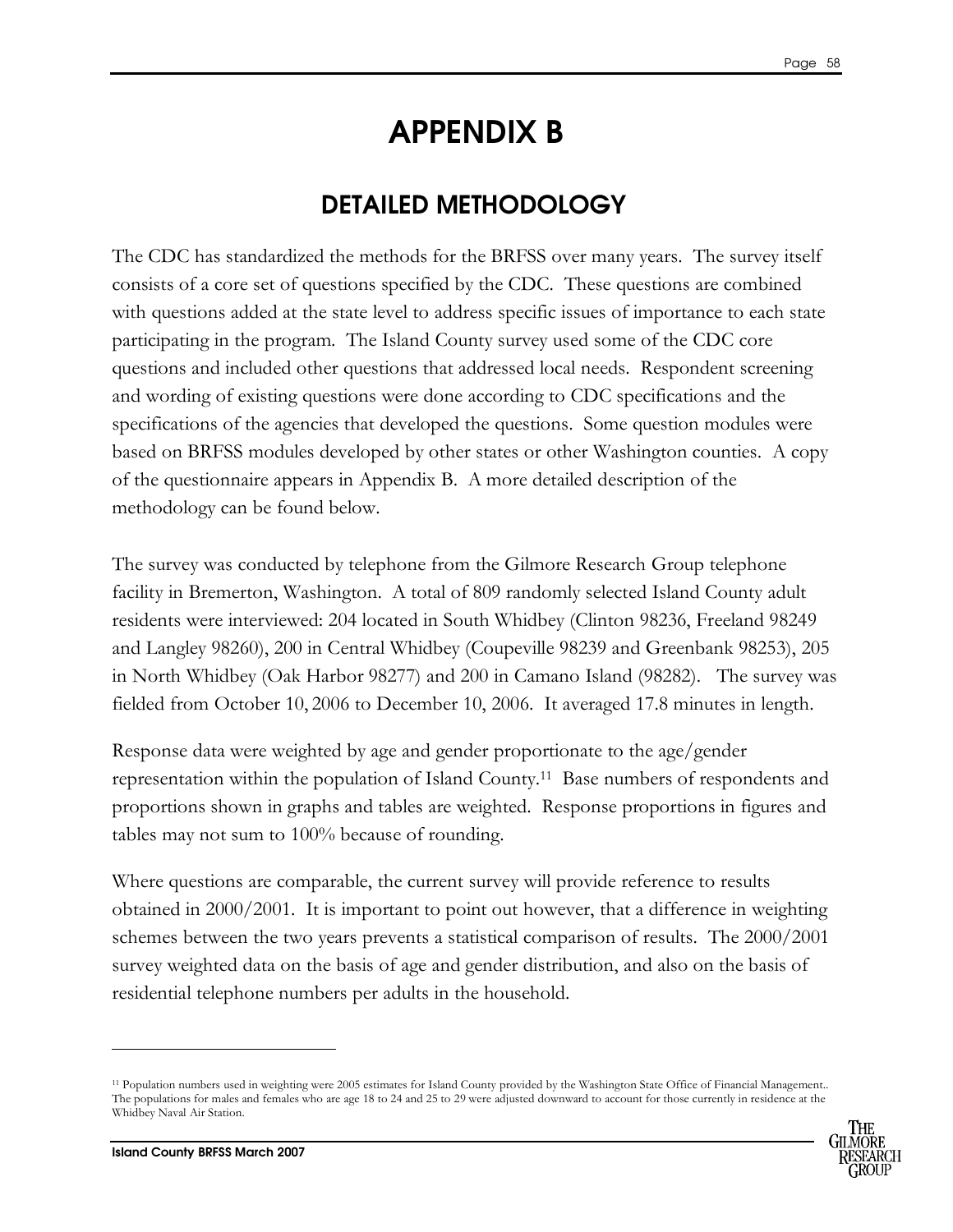# APPENDIX B

## DETAILED METHODOLOGY

The CDC has standardized the methods for the BRFSS over many years. The survey itself consists of a core set of questions specified by the CDC. These questions are combined with questions added at the state level to address specific issues of importance to each state participating in the program. The Island County survey used some of the CDC core questions and included other questions that addressed local needs. Respondent screening and wording of existing questions were done according to CDC specifications and the specifications of the agencies that developed the questions. Some question modules were based on BRFSS modules developed by other states or other Washington counties. A copy of the questionnaire appears in Appendix B. A more detailed description of the methodology can be found below.

The survey was conducted by telephone from the Gilmore Research Group telephone facility in Bremerton, Washington. A total of 809 randomly selected Island County adult residents were interviewed: 204 located in South Whidbey (Clinton 98236, Freeland 98249 and Langley 98260), 200 in Central Whidbey (Coupeville 98239 and Greenbank 98253), 205 in North Whidbey (Oak Harbor 98277) and 200 in Camano Island (98282). The survey was fielded from October 10, 2006 to December 10, 2006. It averaged 17.8 minutes in length.

Response data were weighted by age and gender proportionate to the age/gender representation within the population of Island County.[11] Base numbers of respondents and proportions shown in graphs and tables are weighted. Response proportions in figures and tables may not sum to 100% because of rounding.

Where questions are comparable, the current survey will provide reference to results obtained in 2000/2001. It is important to point out however, that a difference in weighting schemes between the two years prevents a statistical comparison of results. The 2000/2001 survey weighted data on the basis of age and gender distribution, and also on the basis of residential telephone numbers per adults in the household.

---

[11] Population numbers used in weighting were 2005 estimates for Island County provided by the Washington State Office of Financial Management.. The populations for males and females who are age 18 to 24 and 25 to 29 were adjusted downward to account for those currently in residence at the Whidbey Naval Air Station.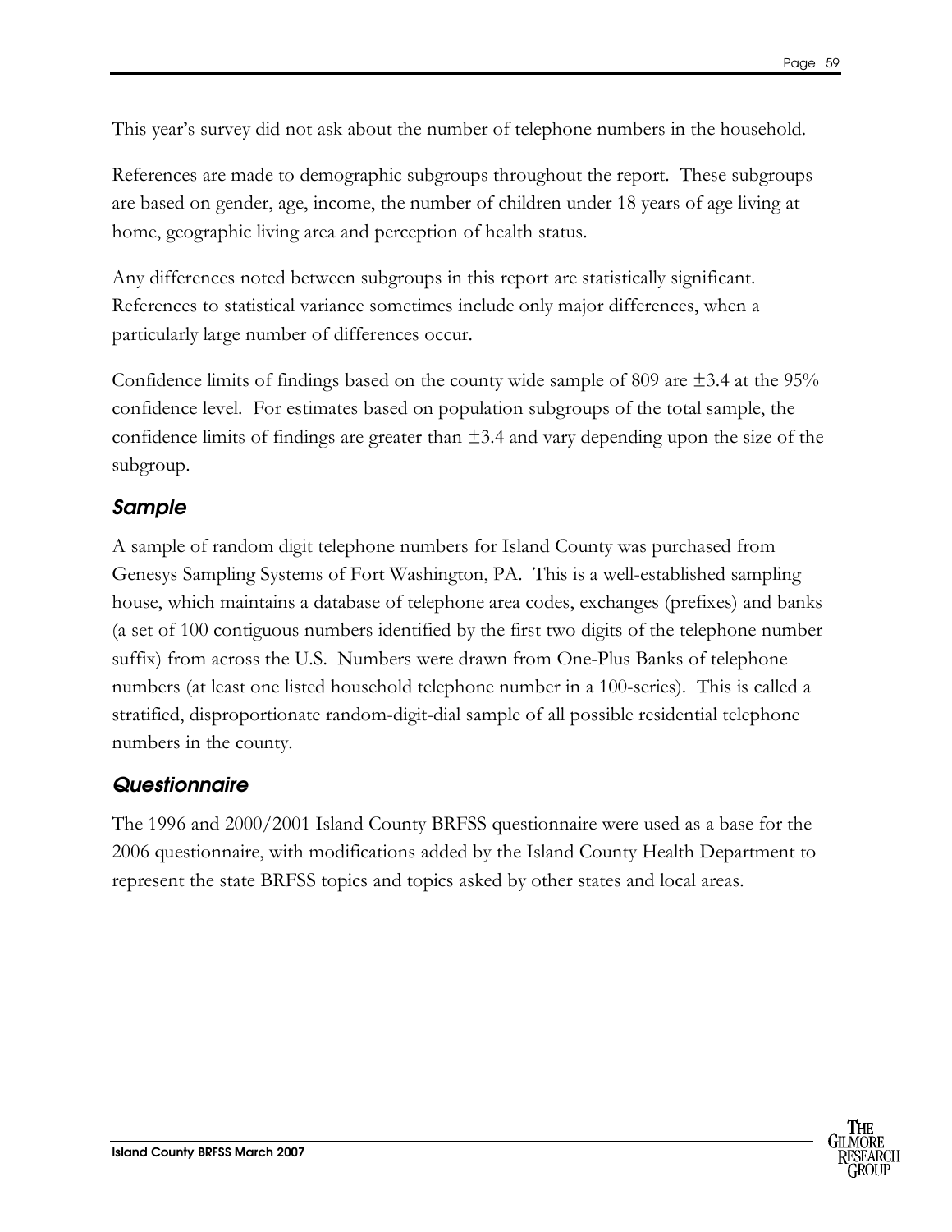This year's survey did not ask about the number of telephone numbers in the household.

References are made to demographic subgroups throughout the report. These subgroups are based on gender, age, income, the number of children under 18 years of age living at home, geographic living area and perception of health status.

Any differences noted between subgroups in this report are statistically significant. References to statistical variance sometimes include only major differences, when a particularly large number of differences occur.

Confidence limits of findings based on the county wide sample of 809 are ±3.4 at the 95% confidence level. For estimates based on population subgroups of the total sample, the confidence limits of findings are greater than ±3.4 and vary depending upon the size of the subgroup.

## *Sample*

A sample of random digit telephone numbers for Island County was purchased from Genesys Sampling Systems of Fort Washington, PA. This is a well-established sampling house, which maintains a database of telephone area codes, exchanges (prefixes) and banks (a set of 100 contiguous numbers identified by the first two digits of the telephone number suffix) from across the U.S. Numbers were drawn from One-Plus Banks of telephone numbers (at least one listed household telephone number in a 100-series). This is called a stratified, disproportionate random-digit-dial sample of all possible residential telephone numbers in the county.

## *Questionnaire*

The 1996 and 2000/2001 Island County BRFSS questionnaire were used as a base for the 2006 questionnaire, with modifications added by the Island County Health Department to represent the state BRFSS topics and topics asked by other states and local areas.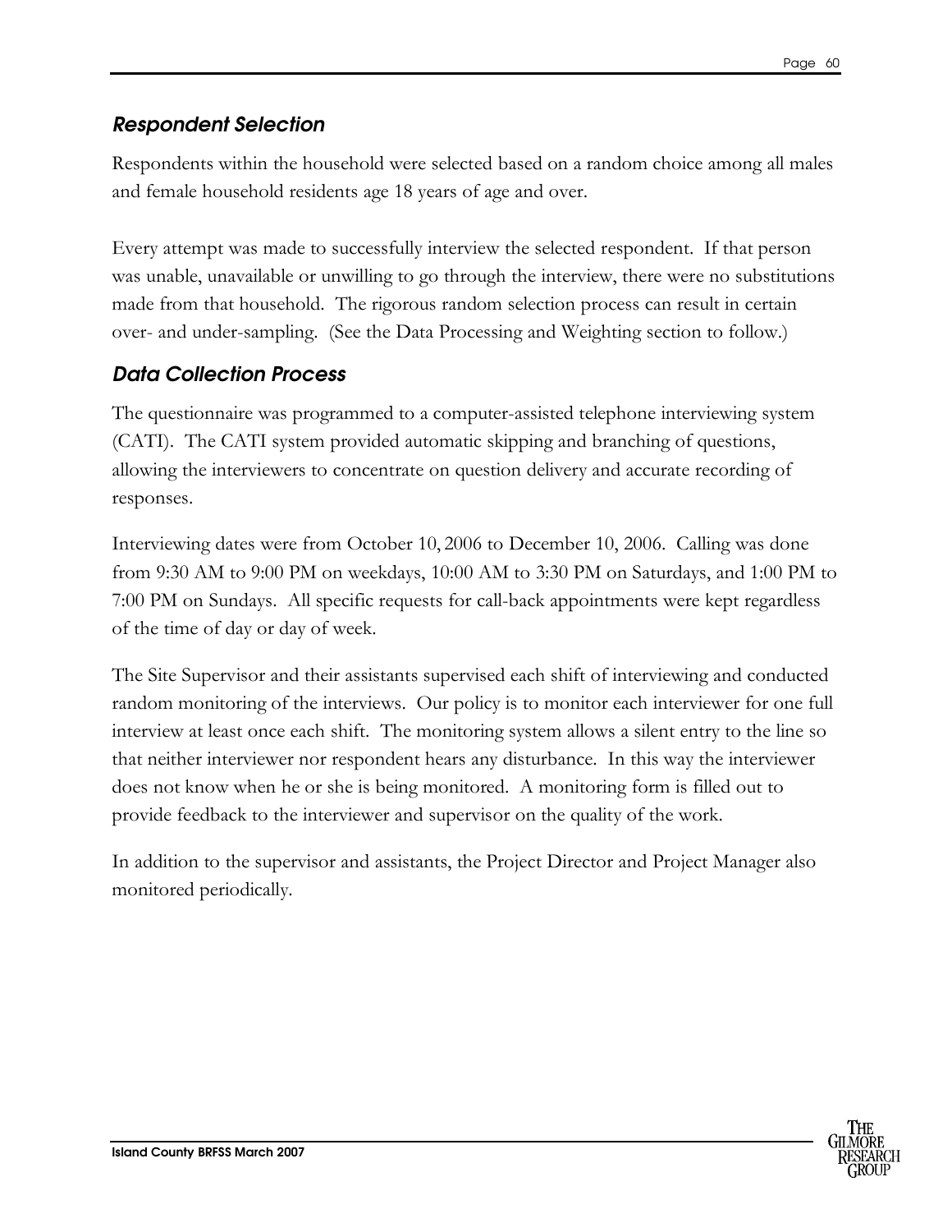### *Respondent Selection*

Respondents within the household were selected based on a random choice among all males and female household residents age 18 years of age and over.

Every attempt was made to successfully interview the selected respondent. If that person was unable, unavailable or unwilling to go through the interview, there were no substitutions made from that household. The rigorous random selection process can result in certain over- and under-sampling. (See the Data Processing and Weighting section to follow.)

### *Data Collection Process*

The questionnaire was programmed to a computer-assisted telephone interviewing system (CATI). The CATI system provided automatic skipping and branching of questions, allowing the interviewers to concentrate on question delivery and accurate recording of responses.

Interviewing dates were from October 10, 2006 to December 10, 2006. Calling was done from 9:30 AM to 9:00 PM on weekdays, 10:00 AM to 3:30 PM on Saturdays, and 1:00 PM to 7:00 PM on Sundays. All specific requests for call-back appointments were kept regardless of the time of day or day of week.

The Site Supervisor and their assistants supervised each shift of interviewing and conducted random monitoring of the interviews. Our policy is to monitor each interviewer for one full interview at least once each shift. The monitoring system allows a silent entry to the line so that neither interviewer nor respondent hears any disturbance. In this way the interviewer does not know when he or she is being monitored. A monitoring form is filled out to provide feedback to the interviewer and supervisor on the quality of the work.

In addition to the supervisor and assistants, the Project Director and Project Manager also monitored periodically.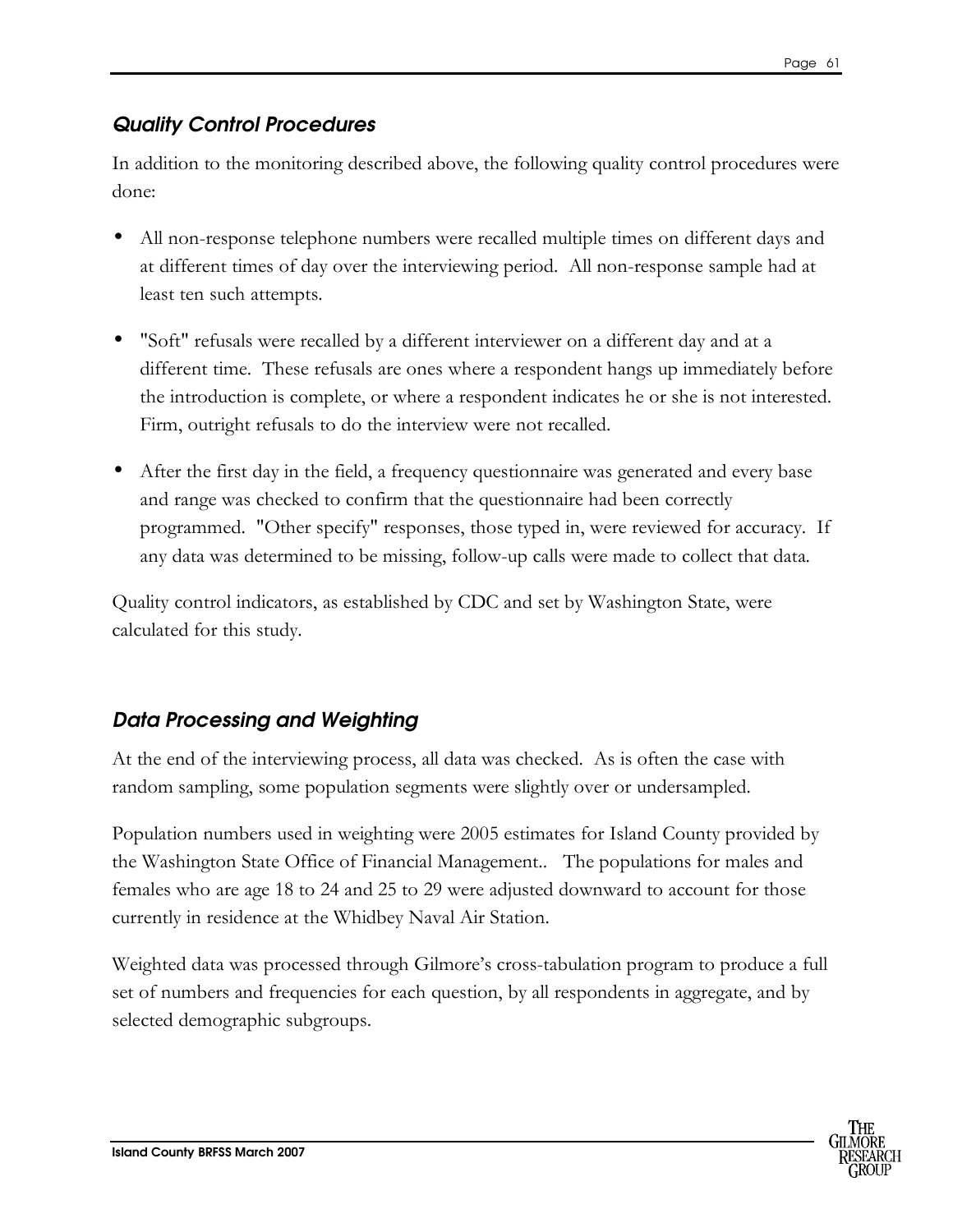### *Quality Control Procedures*

In addition to the monitoring described above, the following quality control procedures were done:

- All non-response telephone numbers were recalled multiple times on different days and at different times of day over the interviewing period. All non-response sample had at least ten such attempts.

- "Soft" refusals were recalled by a different interviewer on a different day and at a different time. These refusals are ones where a respondent hangs up immediately before the introduction is complete, or where a respondent indicates he or she is not interested. Firm, outright refusals to do the interview were not recalled.

- After the first day in the field, a frequency questionnaire was generated and every base and range was checked to confirm that the questionnaire had been correctly programmed. "Other specify" responses, those typed in, were reviewed for accuracy. If any data was determined to be missing, follow-up calls were made to collect that data.

Quality control indicators, as established by CDC and set by Washington State, were calculated for this study.

### *Data Processing and Weighting*

At the end of the interviewing process, all data was checked. As is often the case with random sampling, some population segments were slightly over or undersampled.

Population numbers used in weighting were 2005 estimates for Island County provided by the Washington State Office of Financial Management.. The populations for males and females who are age 18 to 24 and 25 to 29 were adjusted downward to account for those currently in residence at the Whidbey Naval Air Station.

Weighted data was processed through Gilmore's cross-tabulation program to produce a full set of numbers and frequencies for each question, by all respondents in aggregate, and by selected demographic subgroups.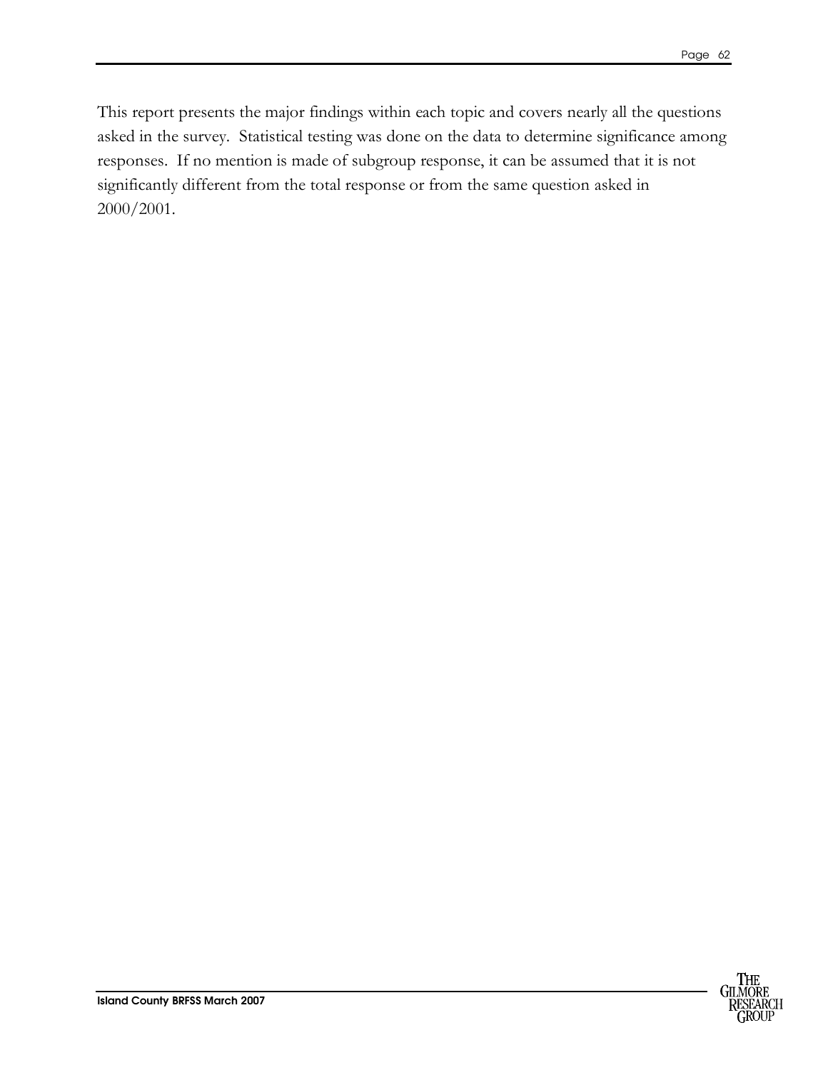This report presents the major findings within each topic and covers nearly all the questions asked in the survey. Statistical testing was done on the data to determine significance among responses. If no mention is made of subgroup response, it can be assumed that it is not significantly different from the total response or from the same question asked in 2000/2001.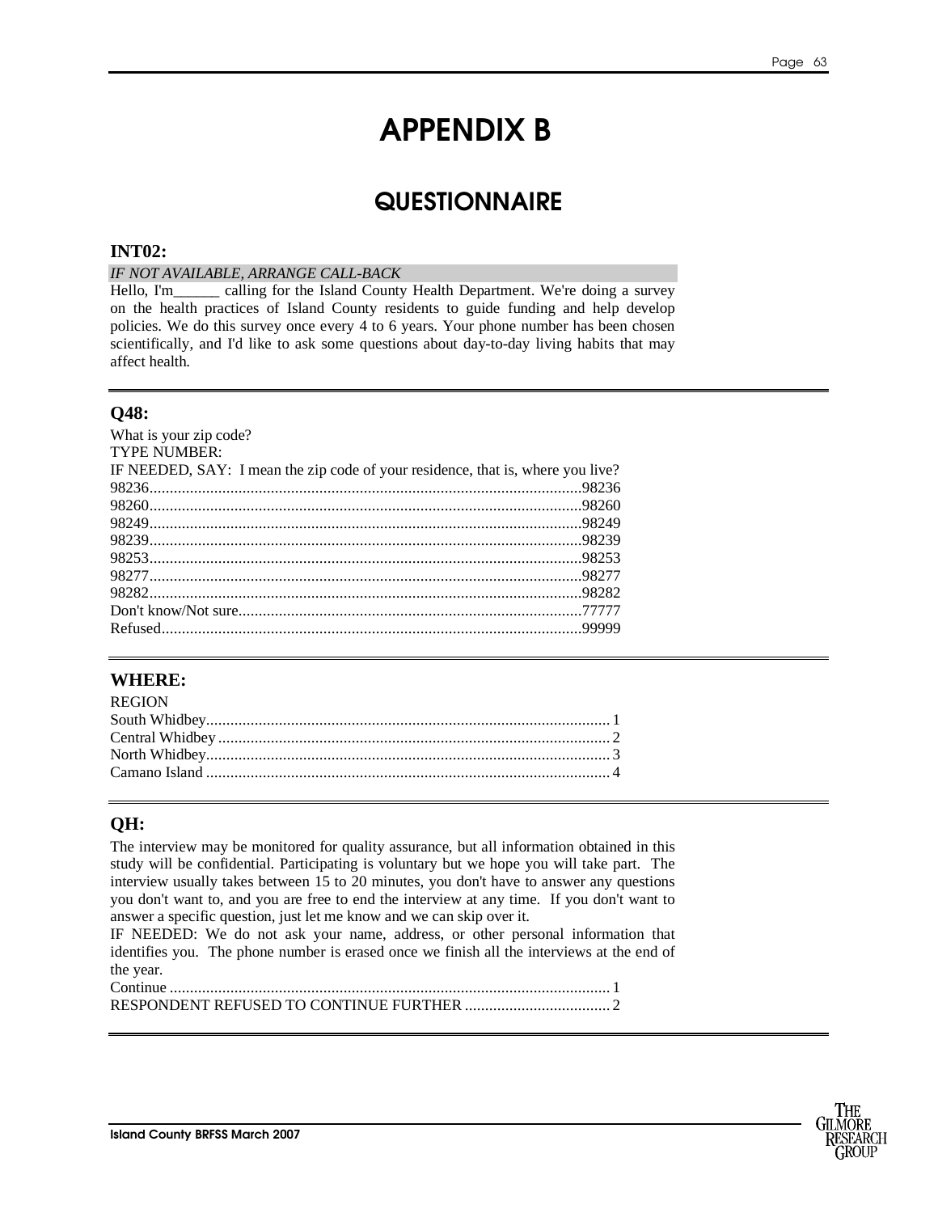# APPENDIX B

## QUESTIONNAIRE

### INT02:

*IF NOT AVAILABLE, ARRANGE CALL-BACK*

Hello, I'm______ calling for the Island County Health Department. We're doing a survey on the health practices of Island County residents to guide funding and help develop policies. We do this survey once every 4 to 6 years. Your phone number has been chosen scientifically, and I'd like to ask some questions about day-to-day living habits that may affect health.

### Q48:

What is your zip code?
TYPE NUMBER:
IF NEEDED, SAY: I mean the zip code of your residence, that is, where you live?

98236..........98236
98260..........98260
98249..........98249
98239..........98239
98253..........98253
98277..........98277
98282..........98282
Don't know/Not sure..........77777
Refused..........99999

### WHERE:

REGION
South Whidbey..........1
Central Whidbey..........2
North Whidbey..........3
Camano Island..........4

### QH:

The interview may be monitored for quality assurance, but all information obtained in this study will be confidential. Participating is voluntary but we hope you will take part. The interview usually takes between 15 to 20 minutes, you don't have to answer any questions you don't want to, and you are free to end the interview at any time. If you don't want to answer a specific question, just let me know and we can skip over it.

IF NEEDED: We do not ask your name, address, or other personal information that identifies you. The phone number is erased once we finish all the interviews at the end of the year.

Continue..........1
RESPONDENT REFUSED TO CONTINUE FURTHER..........2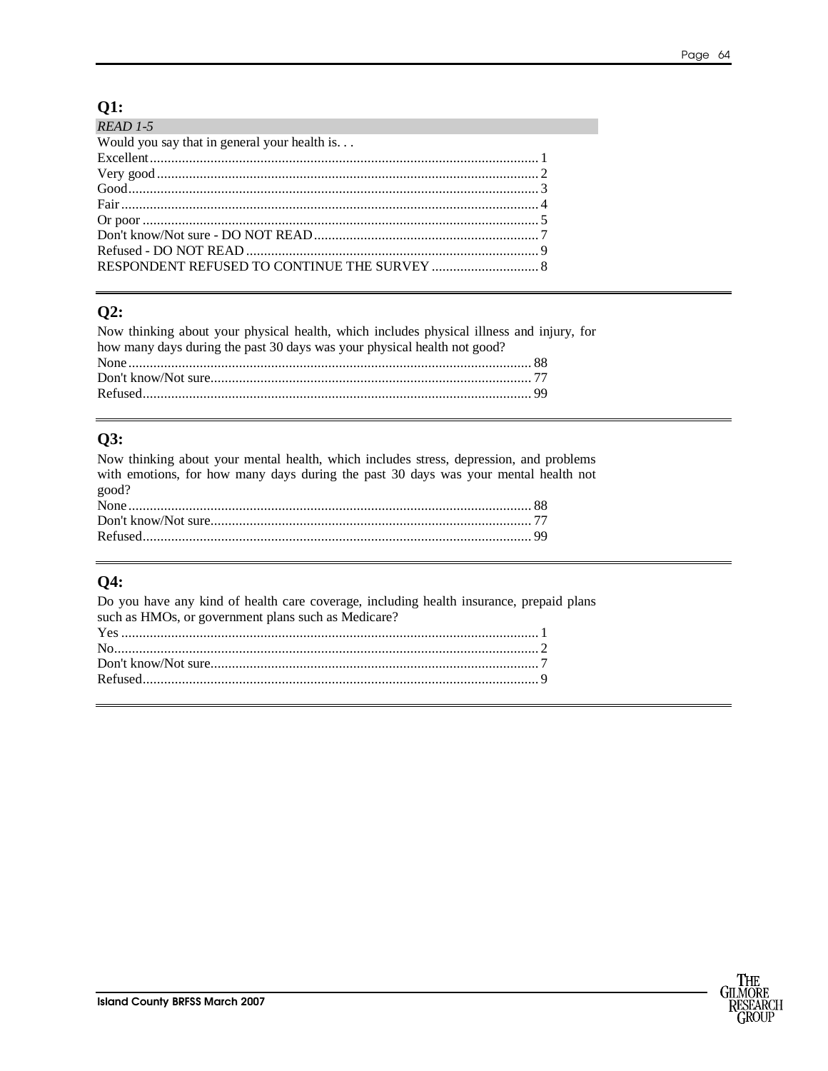## Q1:

*READ 1-5*

Would you say that in general your health is. . .

Excellent.......................................................................................................... 1
Very good ........................................................................................................ 2
Good................................................................................................................ 3
Fair .................................................................................................................. 4
Or poor ............................................................................................................ 5
Don't know/Not sure - DO NOT READ .............................................................. 7
Refused - DO NOT READ ................................................................................ 9
RESPONDENT REFUSED TO CONTINUE THE SURVEY ............................. 8

---

## Q2:

Now thinking about your physical health, which includes physical illness and injury, for how many days during the past 30 days was your physical health not good?

None............................................................................................................... 88
Don't know/Not sure........................................................................................ 77
Refused........................................................................................................... 99

---

## Q3:

Now thinking about your mental health, which includes stress, depression, and problems with emotions, for how many days during the past 30 days was your mental health not good?

None............................................................................................................... 88
Don't know/Not sure........................................................................................ 77
Refused........................................................................................................... 99

---

## Q4:

Do you have any kind of health care coverage, including health insurance, prepaid plans such as HMOs, or government plans such as Medicare?

Yes .................................................................................................................. 1
No.................................................................................................................... 2
Don't know/Not sure.......................................................................................... 7
Refused............................................................................................................. 9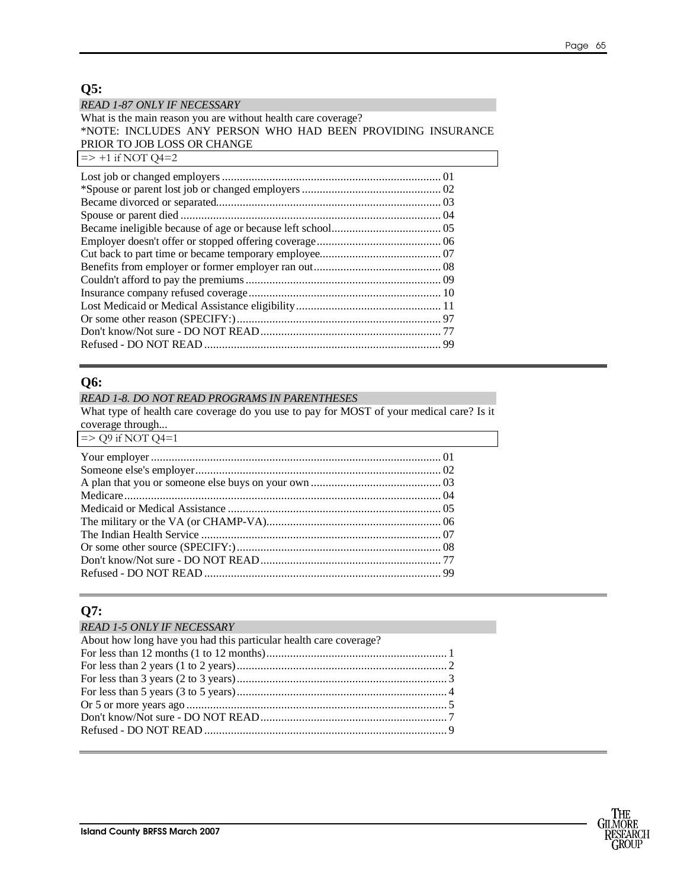## Q5:

*READ 1-87 ONLY IF NECESSARY*

What is the main reason you are without health care coverage?

*NOTE: INCLUDES ANY PERSON WHO HAD BEEN PROVIDING INSURANCE PRIOR TO JOB LOSS OR CHANGE

=> +1 if NOT Q4=2

Lost job or changed employers ........................................................................ 01
*Spouse or parent lost job or changed employers .............................................. 02
Became divorced or separated........................................................................... 03
Spouse or parent died ....................................................................................... 04
Became ineligible because of age or because left school..................................... 05
Employer doesn't offer or stopped offering coverage.......................................... 06
Cut back to part time or became temporary employee......................................... 07
Benefits from employer or former employer ran out........................................... 08
Couldn't afford to pay the premiums ................................................................. 09
Insurance company refused coverage ................................................................ 10
Lost Medicaid or Medical Assistance eligibility ................................................ 11
Or some other reason (SPECIFY:) .................................................................... 97
Don't know/Not sure - DO NOT READ ............................................................ 77
Refused - DO NOT READ ............................................................................... 99

## Q6:

*READ 1-8. DO NOT READ PROGRAMS IN PARENTHESES*

What type of health care coverage do you use to pay for MOST of your medical care? Is it coverage through...

=> Q9 if NOT Q4=1

Your employer ................................................................................................ 01
Someone else's employer.................................................................................. 02
A plan that you or someone else buys on your own ........................................... 03
Medicare.......................................................................................................... 04
Medicaid or Medical Assistance ....................................................................... 05
The military or the VA (or CHAMP-VA).......................................................... 06
The Indian Health Service ................................................................................ 07
Or some other source (SPECIFY:) .................................................................... 08
Don't know/Not sure - DO NOT READ ............................................................ 77
Refused - DO NOT READ ............................................................................... 99

## Q7:

*READ 1-5 ONLY IF NECESSARY*

About how long have you had this particular health care coverage?

For less than 12 months (1 to 12 months)............................................................ 1
For less than 2 years (1 to 2 years)...................................................................... 2
For less than 3 years (2 to 3 years)...................................................................... 3
For less than 5 years (3 to 5 years)...................................................................... 4
Or 5 or more years ago....................................................................................... 5
Don't know/Not sure - DO NOT READ.............................................................. 7
Refused - DO NOT READ ................................................................................. 9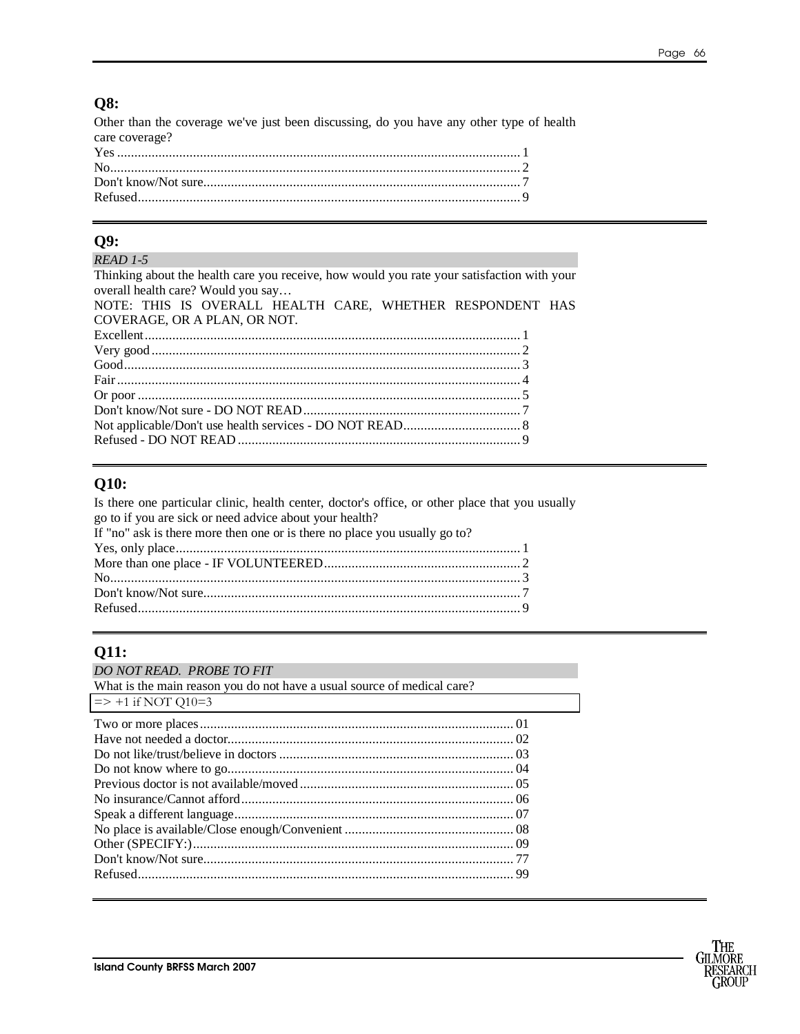## Q8:

Other than the coverage we've just been discussing, do you have any other type of health care coverage?

Yes .................................................................................................................... 1
No...................................................................................................................... 2
Don't know/Not sure........................................................................................... 7
Refused.............................................................................................................. 9

---

## Q9:

*READ 1-5*

Thinking about the health care you receive, how would you rate your satisfaction with your overall health care? Would you say…

NOTE: THIS IS OVERALL HEALTH CARE, WHETHER RESPONDENT HAS COVERAGE, OR A PLAN, OR NOT.

Excellent............................................................................................................ 1
Very good .......................................................................................................... 2
Good.................................................................................................................. 3
Fair .................................................................................................................... 4
Or poor .............................................................................................................. 5
Don't know/Not sure - DO NOT READ............................................................... 7
Not applicable/Don't use health services - DO NOT READ.................................. 8
Refused - DO NOT READ .................................................................................. 9

---

## Q10:

Is there one particular clinic, health center, doctor's office, or other place that you usually go to if you are sick or need advice about your health?

If "no" ask is there more then one or is there no place you usually go to?

Yes, only place................................................................................................... 1
More than one place - IF VOLUNTEERED......................................................... 2
No...................................................................................................................... 3
Don't know/Not sure........................................................................................... 7
Refused.............................................................................................................. 9

---

## Q11:

*DO NOT READ. PROBE TO FIT*

What is the main reason you do not have a usual source of medical care?

=> +1 if NOT Q10=3

Two or more places.......................................................................................... 01
Have not needed a doctor.................................................................................. 02
Do not like/trust/believe in doctors ................................................................... 03
Do not know where to go.................................................................................. 04
Previous doctor is not available/moved............................................................. 05
No insurance/Cannot afford.............................................................................. 06
Speak a different language................................................................................ 07
No place is available/Close enough/Convenient ................................................. 08
Other (SPECIFY:)............................................................................................. 09
Don't know/Not sure......................................................................................... 77
Refused............................................................................................................. 99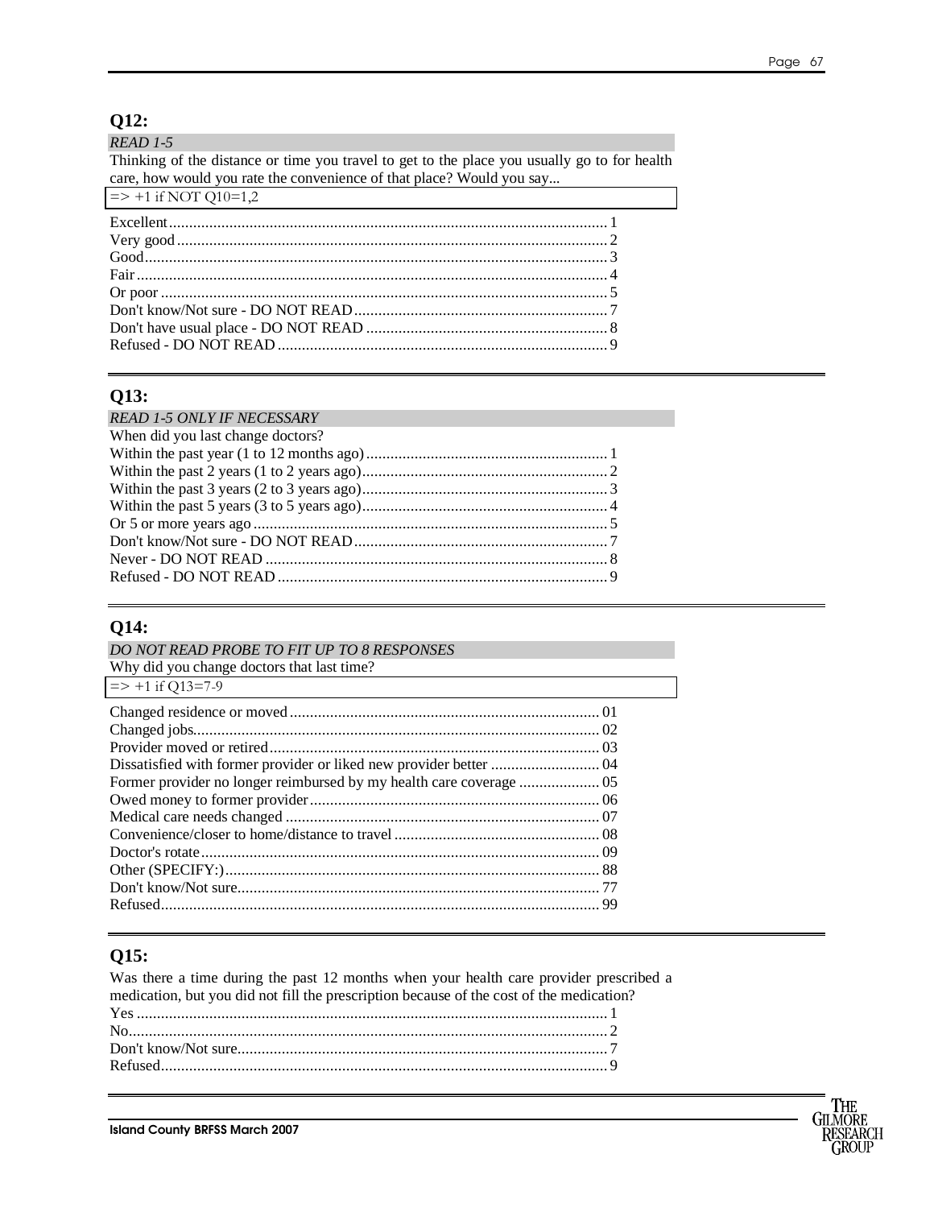## Q12:

*READ 1-5*

Thinking of the distance or time you travel to get to the place you usually go to for health care, how would you rate the convenience of that place? Would you say...

=> +1 if NOT Q10=1,2

Excellent............................................................................................................. 1
Very good........................................................................................................... 2
Good.................................................................................................................. 3
Fair.................................................................................................................... 4
Or poor .............................................................................................................. 5
Don't know/Not sure - DO NOT READ............................................................... 7
Don't have usual place - DO NOT READ ............................................................ 8
Refused - DO NOT READ .................................................................................. 9

## Q13:

*READ 1-5 ONLY IF NECESSARY*

When did you last change doctors?

Within the past year (1 to 12 months ago)............................................................ 1
Within the past 2 years (1 to 2 years ago)............................................................ 2
Within the past 3 years (2 to 3 years ago)............................................................ 3
Within the past 5 years (3 to 5 years ago)............................................................ 4
Or 5 or more years ago ........................................................................................ 5
Don't know/Not sure - DO NOT READ............................................................... 7
Never - DO NOT READ ..................................................................................... 8
Refused - DO NOT READ .................................................................................. 9

## Q14:

*DO NOT READ PROBE TO FIT UP TO 8 RESPONSES*

Why did you change doctors that last time?

=> +1 if Q13=7-9

Changed residence or moved ............................................................................ 01
Changed jobs.................................................................................................... 02
Provider moved or retired.................................................................................. 03
Dissatisfied with former provider or liked new provider better ........................... 04
Former provider no longer reimbursed by my health care coverage .................... 05
Owed money to former provider....................................................................... 06
Medical care needs changed ............................................................................. 07
Convenience/closer to home/distance to travel .................................................. 08
Doctor's rotate.................................................................................................. 09
Other (SPECIFY:)............................................................................................ 88
Don't know/Not sure......................................................................................... 77
Refused............................................................................................................ 99

## Q15:

Was there a time during the past 12 months when your health care provider prescribed a medication, but you did not fill the prescription because of the cost of the medication?

Yes .................................................................................................................... 1
No...................................................................................................................... 2
Don't know/Not sure........................................................................................... 7
Refused.............................................................................................................. 9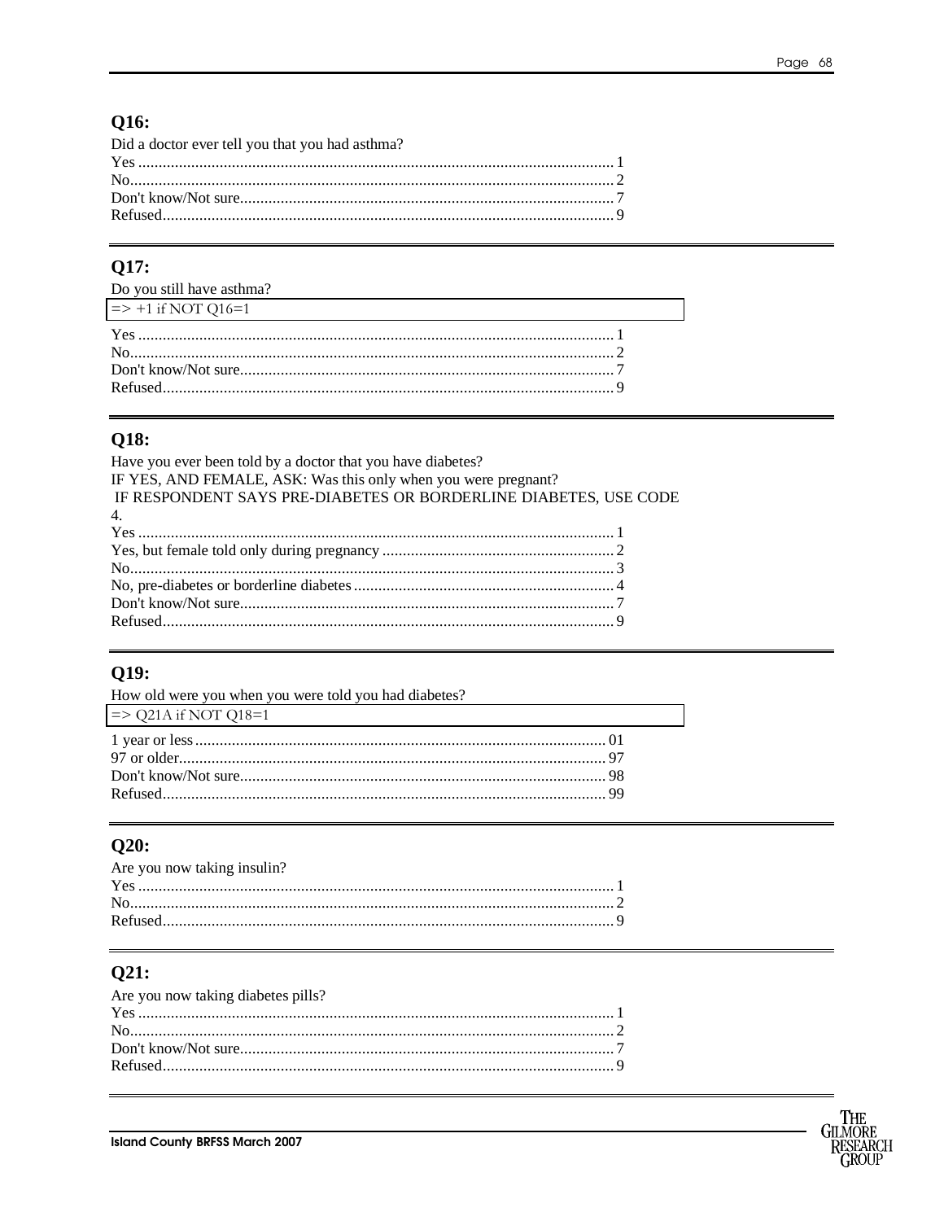## Q16:

Did a doctor ever tell you that you had asthma?

Yes ........................................................................................................ 1
No.......................................................................................................... 2
Don't know/Not sure............................................................................. 7
Refused.................................................................................................. 9

---

## Q17:

Do you still have asthma?

=> +1 if NOT Q16=1

Yes ........................................................................................................ 1
No.......................................................................................................... 2
Don't know/Not sure............................................................................. 7
Refused.................................................................................................. 9

---

## Q18:

Have you ever been told by a doctor that you have diabetes?
IF YES, AND FEMALE, ASK: Was this only when you were pregnant?
IF RESPONDENT SAYS PRE-DIABETES OR BORDERLINE DIABETES, USE CODE 4.

Yes ........................................................................................................ 1
Yes, but female told only during pregnancy ......................................... 2
No.......................................................................................................... 3
No, pre-diabetes or borderline diabetes ................................................ 4
Don't know/Not sure............................................................................. 7
Refused.................................................................................................. 9

---

## Q19:

How old were you when you were told you had diabetes?

=> Q21A if NOT Q18=1

1 year or less ...................................................................................... 01
97 or older............................................................................................ 97
Don't know/Not sure............................................................................. 98
Refused................................................................................................. 99

---

## Q20:

Are you now taking insulin?

Yes ........................................................................................................ 1
No.......................................................................................................... 2
Refused.................................................................................................. 9

---

## Q21:

Are you now taking diabetes pills?

Yes ........................................................................................................ 1
No.......................................................................................................... 2
Don't know/Not sure............................................................................. 7
Refused.................................................................................................. 9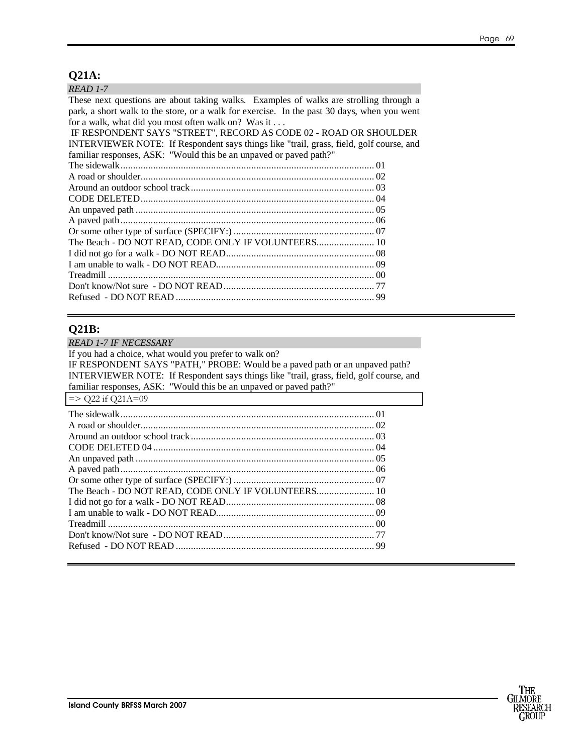## Q21A:

*READ 1-7*

These next questions are about taking walks. Examples of walks are strolling through a park, a short walk to the store, or a walk for exercise. In the past 30 days, when you went for a walk, what did you most often walk on? Was it . . .

IF RESPONDENT SAYS "STREET", RECORD AS CODE 02 - ROAD OR SHOULDER

INTERVIEWER NOTE: If Respondent says things like "trail, grass, field, golf course, and familiar responses, ASK: "Would this be an unpaved or paved path?"

| Response | Code |
|---|---|
| The sidewalk | 01 |
| A road or shoulder | 02 |
| Around an outdoor school track | 03 |
| CODE DELETED | 04 |
| An unpaved path | 05 |
| A paved path | 06 |
| Or some other type of surface (SPECIFY:) | 07 |
| The Beach - DO NOT READ, CODE ONLY IF VOLUNTEERS | 10 |
| I did not go for a walk - DO NOT READ | 08 |
| I am unable to walk - DO NOT READ | 09 |
| Treadmill | 00 |
| Don't know/Not sure - DO NOT READ | 77 |
| Refused - DO NOT READ | 99 |

## Q21B:

*READ 1-7 IF NECESSARY*

If you had a choice, what would you prefer to walk on?

IF RESPONDENT SAYS "PATH," PROBE: Would be a paved path or an unpaved path?

INTERVIEWER NOTE: If Respondent says things like "trail, grass, field, golf course, and familiar responses, ASK: "Would this be an unpaved or paved path?"

=> Q22 if Q21A=09

| Response | Code |
|---|---|
| The sidewalk | 01 |
| A road or shoulder | 02 |
| Around an outdoor school track | 03 |
| CODE DELETED 04 | 04 |
| An unpaved path | 05 |
| A paved path | 06 |
| Or some other type of surface (SPECIFY:) | 07 |
| The Beach - DO NOT READ, CODE ONLY IF VOLUNTEERS | 10 |
| I did not go for a walk - DO NOT READ | 08 |
| I am unable to walk - DO NOT READ | 09 |
| Treadmill | 00 |
| Don't know/Not sure - DO NOT READ | 77 |
| Refused - DO NOT READ | 99 |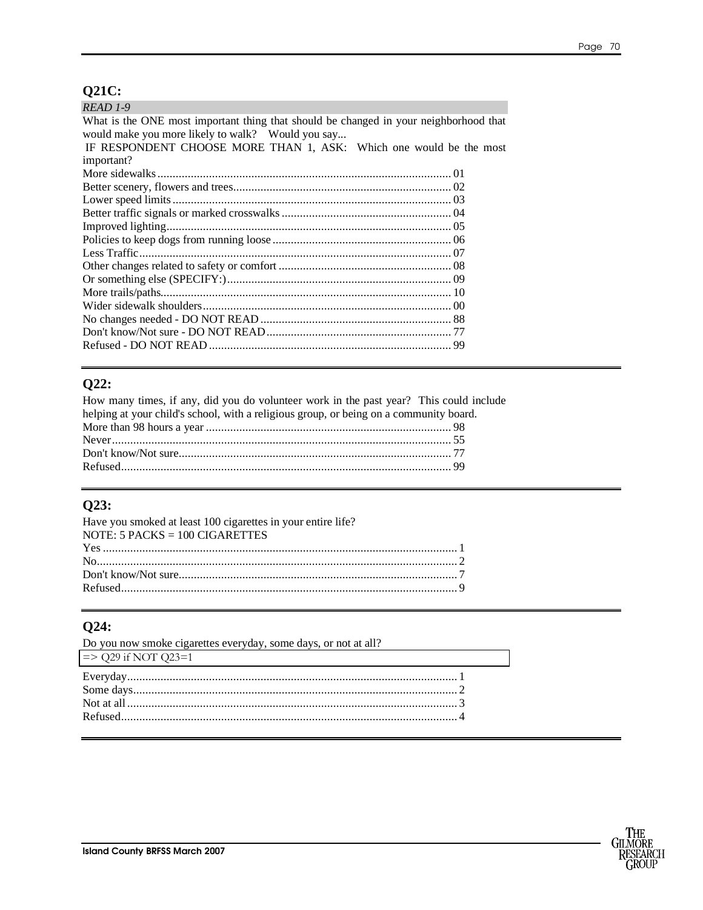## Q21C:

*READ 1-9*

What is the ONE most important thing that should be changed in your neighborhood that would make you more likely to walk? Would you say...

IF RESPONDENT CHOOSE MORE THAN 1, ASK: Which one would be the most important?

More sidewalks................................................................................................ 01
Better scenery, flowers and trees....................................................................... 02
Lower speed limits........................................................................................... 03
Better traffic signals or marked crosswalks ........................................................ 04
Improved lighting............................................................................................. 05
Policies to keep dogs from running loose ........................................................... 06
Less Traffic...................................................................................................... 07
Other changes related to safety or comfort ......................................................... 08
Or something else (SPECIFY:).......................................................................... 09
More trails/paths............................................................................................... 10
Wider sidewalk shoulders................................................................................. 00
No changes needed - DO NOT READ ............................................................... 88
Don't know/Not sure - DO NOT READ ............................................................ 77
Refused - DO NOT READ ............................................................................... 99

## Q22:

How many times, if any, did you do volunteer work in the past year? This could include helping at your child's school, with a religious group, or being on a community board.

More than 98 hours a year ................................................................................ 98
Never............................................................................................................... 55
Don't know/Not sure......................................................................................... 77
Refused............................................................................................................ 99

## Q23:

Have you smoked at least 100 cigarettes in your entire life?

NOTE: 5 PACKS = 100 CIGARETTES

Yes ................................................................................................................... 1
No..................................................................................................................... 2
Don't know/Not sure........................................................................................... 7
Refused............................................................................................................. 9

## Q24:

Do you now smoke cigarettes everyday, some days, or not at all?

=> Q29 if NOT Q23=1

Everyday........................................................................................................... 1
Some days......................................................................................................... 2
Not at all........................................................................................................... 3
Refused............................................................................................................. 4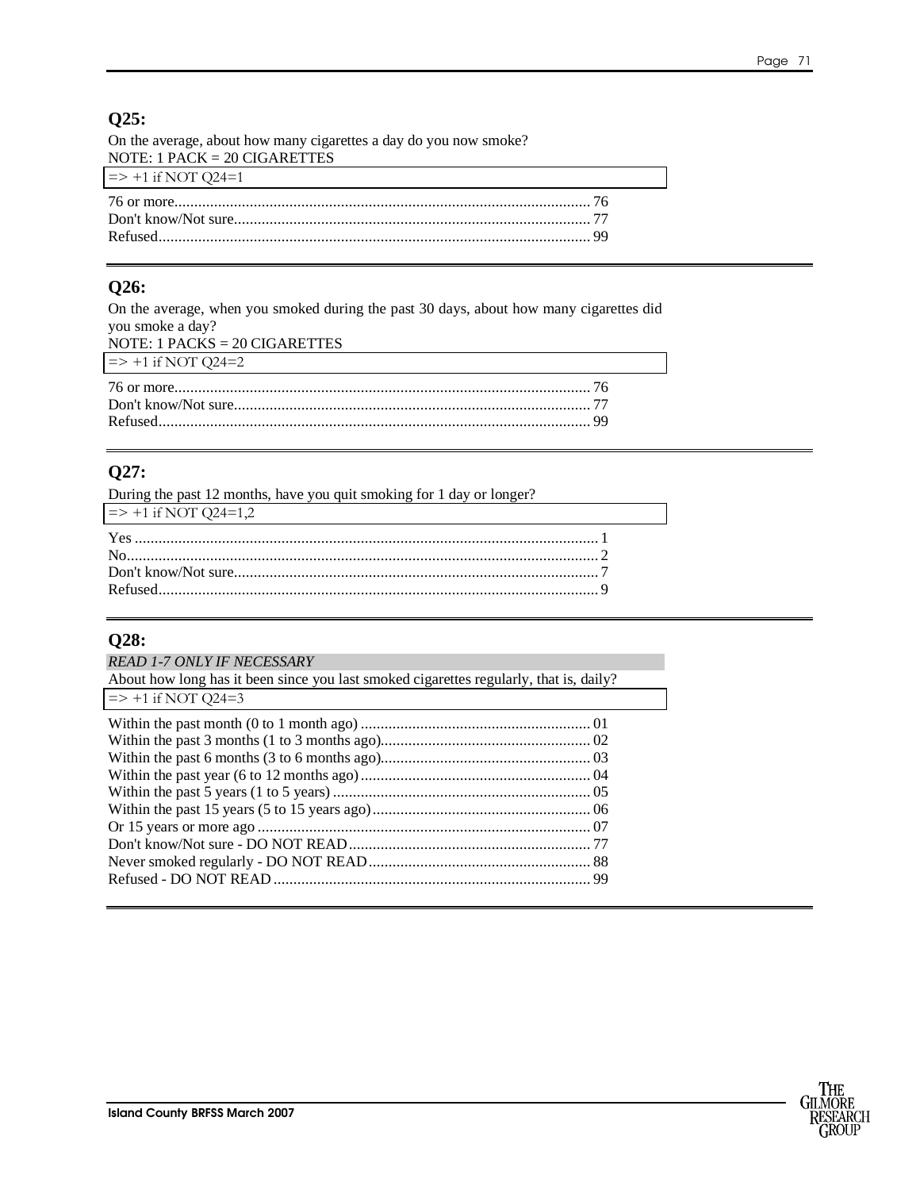## Q25:

On the average, about how many cigarettes a day do you now smoke?
NOTE: 1 PACK = 20 CIGARETTES

=> +1 if NOT Q24=1

76 or more........................................................................................................ 76
Don't know/Not sure.......................................................................................... 77
Refused............................................................................................................ 99

## Q26:

On the average, when you smoked during the past 30 days, about how many cigarettes did you smoke a day?
NOTE: 1 PACKS = 20 CIGARETTES

=> +1 if NOT Q24=2

76 or more........................................................................................................ 76
Don't know/Not sure.......................................................................................... 77
Refused............................................................................................................ 99

## Q27:

During the past 12 months, have you quit smoking for 1 day or longer?

=> +1 if NOT Q24=1,2

Yes .................................................................................................................... 1
No...................................................................................................................... 2
Don't know/Not sure........................................................................................... 7
Refused.............................................................................................................. 9

## Q28:

*READ 1-7 ONLY IF NECESSARY*

About how long has it been since you last smoked cigarettes regularly, that is, daily?

=> +1 if NOT Q24=3

Within the past month (0 to 1 month ago) .......................................................... 01
Within the past 3 months (1 to 3 months ago)..................................................... 02
Within the past 6 months (3 to 6 months ago)..................................................... 03
Within the past year (6 to 12 months ago).......................................................... 04
Within the past 5 years (1 to 5 years) ................................................................. 05
Within the past 15 years (5 to 15 years ago)....................................................... 06
Or 15 years or more ago .................................................................................... 07
Don't know/Not sure - DO NOT READ............................................................. 77
Never smoked regularly - DO NOT READ........................................................ 88
Refused - DO NOT READ ................................................................................ 99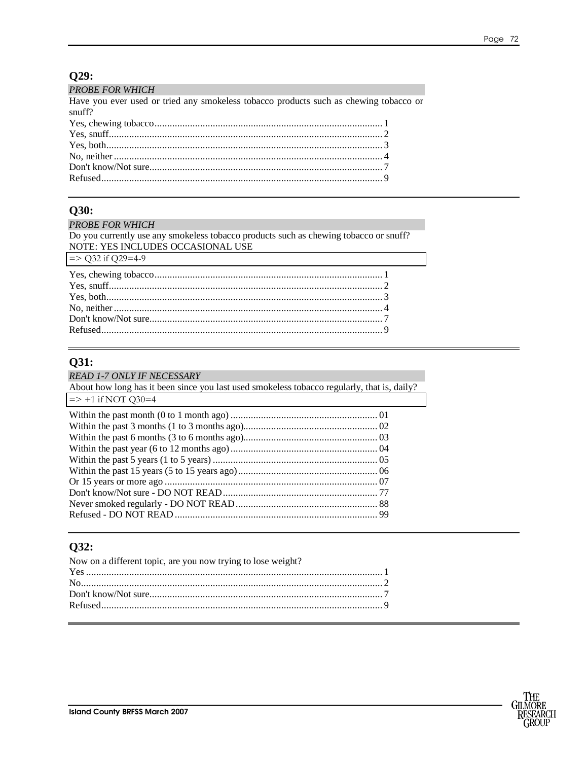## Q29:

*PROBE FOR WHICH*

Have you ever used or tried any smokeless tobacco products such as chewing tobacco or snuff?

Yes, chewing tobacco........................................................................................ 1
Yes, snuff.......................................................................................................... 2
Yes, both........................................................................................................... 3
No, neither ........................................................................................................ 4
Don't know/Not sure.......................................................................................... 7
Refused............................................................................................................. 9

---

## Q30:

*PROBE FOR WHICH*

Do you currently use any smokeless tobacco products such as chewing tobacco or snuff?
NOTE: YES INCLUDES OCCASIONAL USE

=> Q32 if Q29=4-9

Yes, chewing tobacco........................................................................................ 1
Yes, snuff.......................................................................................................... 2
Yes, both........................................................................................................... 3
No, neither ........................................................................................................ 4
Don't know/Not sure.......................................................................................... 7
Refused............................................................................................................. 9

---

## Q31:

*READ 1-7 ONLY IF NECESSARY*

About how long has it been since you last used smokeless tobacco regularly, that is, daily?

=> +1 if NOT Q30=4

Within the past month (0 to 1 month ago) .......................................................... 01
Within the past 3 months (1 to 3 months ago)..................................................... 02
Within the past 6 months (3 to 6 months ago)..................................................... 03
Within the past year (6 to 12 months ago) .......................................................... 04
Within the past 5 years (1 to 5 years) ................................................................. 05
Within the past 15 years (5 to 15 years ago) ....................................................... 06
Or 15 years or more ago .................................................................................... 07
Don't know/Not sure - DO NOT READ ............................................................. 77
Never smoked regularly - DO NOT READ ........................................................ 88
Refused - DO NOT READ ................................................................................ 99

---

## Q32:

Now on a different topic, are you now trying to lose weight?

Yes .................................................................................................................... 1
No...................................................................................................................... 2
Don't know/Not sure.......................................................................................... 7
Refused............................................................................................................. 9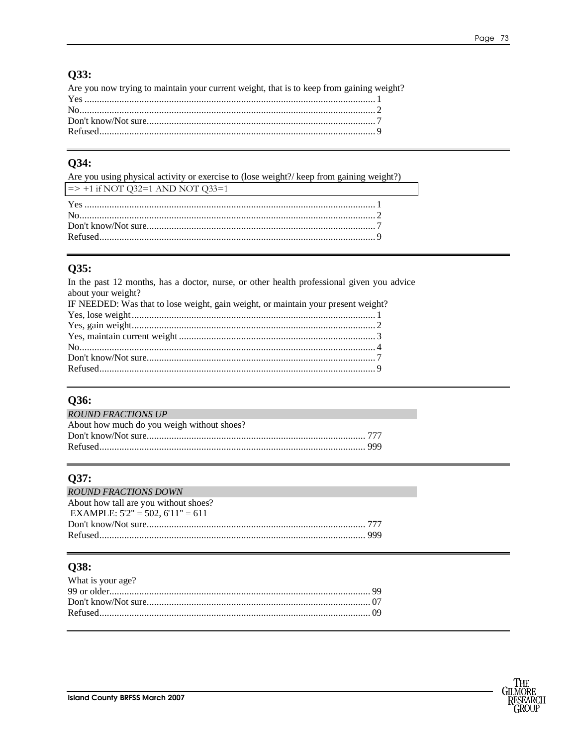## Q33:

Are you now trying to maintain your current weight, that is to keep from gaining weight?

Yes .................................................................................................... 1
No...................................................................................................... 2
Don't know/Not sure........................................................................... 7
Refused............................................................................................. 9

## Q34:

Are you using physical activity or exercise to (lose weight?/ keep from gaining weight?)

=> +1 if NOT Q32=1 AND NOT Q33=1

Yes .................................................................................................... 1
No...................................................................................................... 2
Don't know/Not sure........................................................................... 7
Refused............................................................................................. 9

## Q35:

In the past 12 months, has a doctor, nurse, or other health professional given you advice about your weight?

IF NEEDED: Was that to lose weight, gain weight, or maintain your present weight?

Yes, lose weight................................................................................. 1
Yes, gain weight................................................................................. 2
Yes, maintain current weight .............................................................. 3
No...................................................................................................... 4
Don't know/Not sure........................................................................... 7
Refused............................................................................................. 9

## Q36:

*ROUND FRACTIONS UP*

About how much do you weigh without shoes?

Don't know/Not sure....................................................................... 777
Refused......................................................................................... 999

## Q37:

*ROUND FRACTIONS DOWN*

About how tall are you without shoes?

EXAMPLE: 5'2" = 502, 6'11" = 611

Don't know/Not sure....................................................................... 777
Refused......................................................................................... 999

## Q38:

What is your age?

99 or older......................................................................................... 99
Don't know/Not sure......................................................................... 07
Refused............................................................................................. 09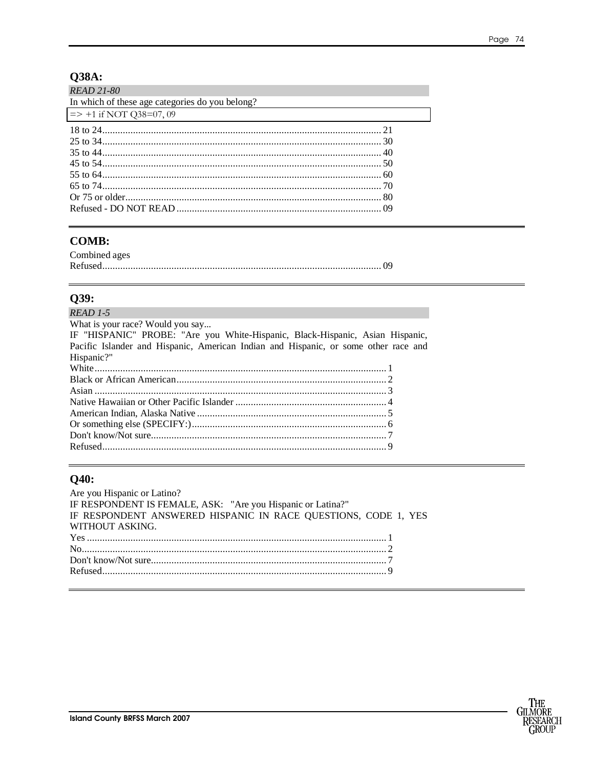## Q38A:

*READ 21-80*

In which of these age categories do you belong?

=> +1 if NOT Q38=07, 09

| | |
|---|---|
| 18 to 24 | 21 |
| 25 to 34 | 30 |
| 35 to 44 | 40 |
| 45 to 54 | 50 |
| 55 to 64 | 60 |
| 65 to 74 | 70 |
| Or 75 or older | 80 |
| Refused - DO NOT READ | 09 |

## COMB:

Combined ages

| | |
|---|---|
| Refused | 09 |

## Q39:

*READ 1-5*

What is your race? Would you say...

IF "HISPANIC" PROBE: "Are you White-Hispanic, Black-Hispanic, Asian Hispanic, Pacific Islander and Hispanic, American Indian and Hispanic, or some other race and Hispanic?"

| | |
|---|---|
| White | 1 |
| Black or African American | 2 |
| Asian | 3 |
| Native Hawaiian or Other Pacific Islander | 4 |
| American Indian, Alaska Native | 5 |
| Or something else (SPECIFY:) | 6 |
| Don't know/Not sure | 7 |
| Refused | 9 |

## Q40:

Are you Hispanic or Latino?

IF RESPONDENT IS FEMALE, ASK: "Are you Hispanic or Latina?"

IF RESPONDENT ANSWERED HISPANIC IN RACE QUESTIONS, CODE 1, YES WITHOUT ASKING.

| | |
|---|---|
| Yes | 1 |
| No | 2 |
| Don't know/Not sure | 7 |
| Refused | 9 |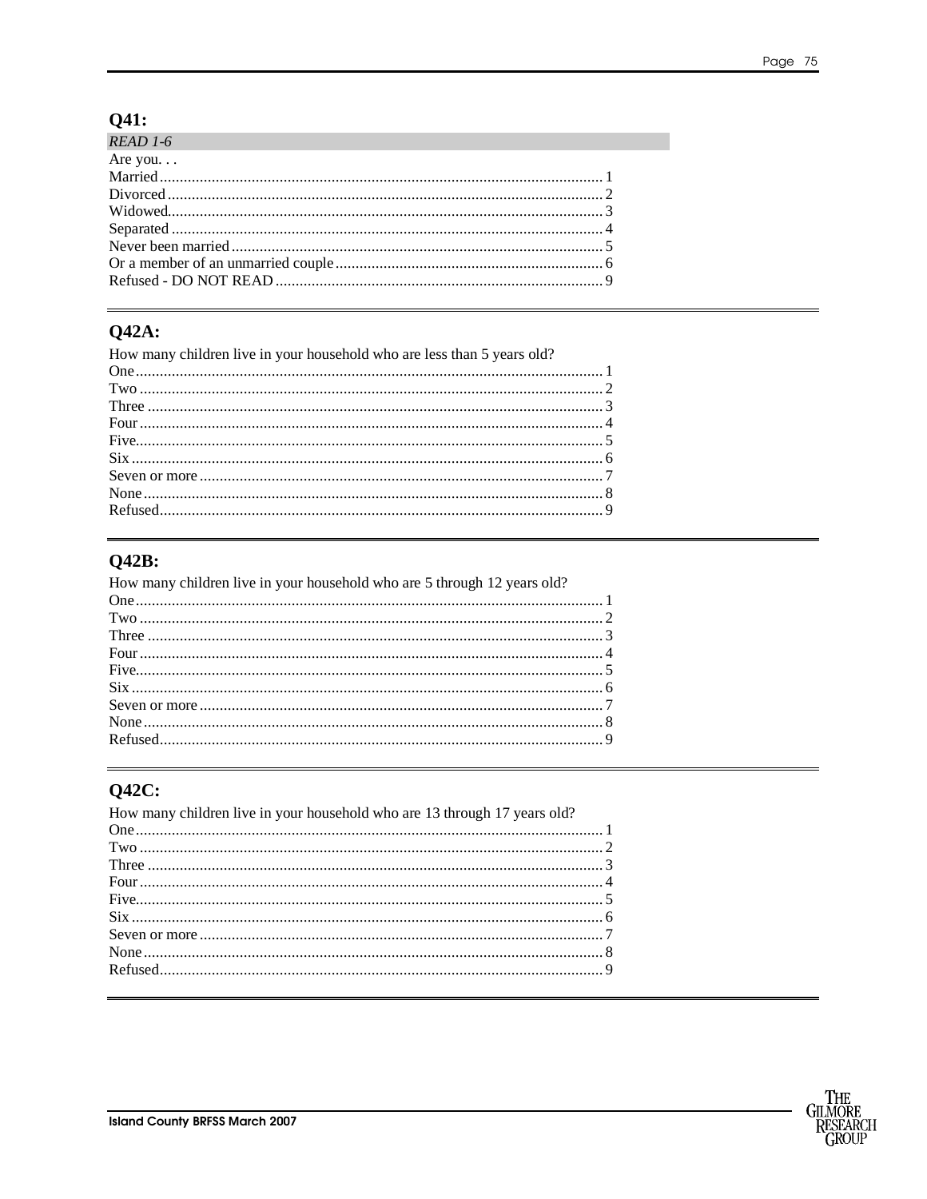## Q41:

*READ 1-6*

Are you. . .

Married .............................................................................................. 1
Divorced ............................................................................................ 2
Widowed............................................................................................ 3
Separated ........................................................................................... 4
Never been married ............................................................................ 5
Or a member of an unmarried couple ................................................... 6
Refused - DO NOT READ ................................................................. 9

## Q42A:

How many children live in your household who are less than 5 years old?

One .................................................................................................... 1
Two .................................................................................................... 2
Three .................................................................................................. 3
Four .................................................................................................... 4
Five..................................................................................................... 5
Six ...................................................................................................... 6
Seven or more ..................................................................................... 7
None ................................................................................................... 8
Refused............................................................................................... 9

## Q42B:

How many children live in your household who are 5 through 12 years old?

One .................................................................................................... 1
Two .................................................................................................... 2
Three .................................................................................................. 3
Four .................................................................................................... 4
Five..................................................................................................... 5
Six ...................................................................................................... 6
Seven or more ..................................................................................... 7
None ................................................................................................... 8
Refused............................................................................................... 9

## Q42C:

How many children live in your household who are 13 through 17 years old?

One .................................................................................................... 1
Two .................................................................................................... 2
Three .................................................................................................. 3
Four .................................................................................................... 4
Five..................................................................................................... 5
Six ...................................................................................................... 6
Seven or more ..................................................................................... 7
None ................................................................................................... 8
Refused............................................................................................... 9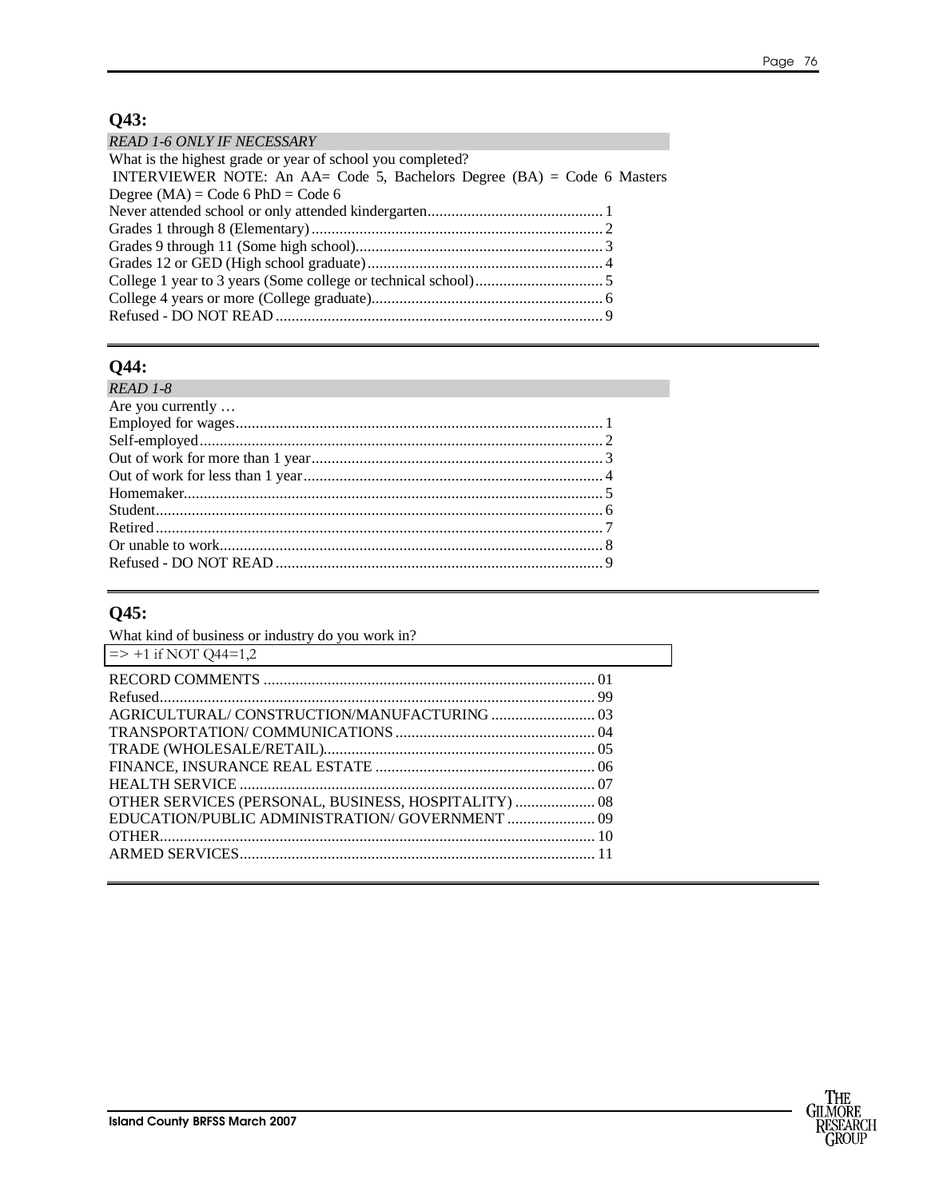## Q43:

*READ 1-6 ONLY IF NECESSARY*

What is the highest grade or year of school you completed?

INTERVIEWER NOTE: An AA= Code 5, Bachelors Degree (BA) = Code 6 Masters Degree (MA) = Code 6 PhD = Code 6

Never attended school or only attended kindergarten............................................ 1
Grades 1 through 8 (Elementary)......................................................................... 2
Grades 9 through 11 (Some high school)............................................................. 3
Grades 12 or GED (High school graduate)........................................................... 4
College 1 year to 3 years (Some college or technical school)................................ 5
College 4 years or more (College graduate).......................................................... 6
Refused - DO NOT READ.................................................................................. 9

## Q44:

*READ 1-8*

Are you currently …

Employed for wages........................................................................................... 1
Self-employed..................................................................................................... 2
Out of work for more than 1 year......................................................................... 3
Out of work for less than 1 year........................................................................... 4
Homemaker........................................................................................................ 5
Student............................................................................................................... 6
Retired................................................................................................................ 7
Or unable to work............................................................................................... 8
Refused - DO NOT READ.................................................................................. 9

## Q45:

What kind of business or industry do you work in?

=> +1 if NOT Q44=1,2

RECORD COMMENTS ................................................................................... 01
Refused.............................................................................................................. 99
AGRICULTURAL/ CONSTRUCTION/MANUFACTURING .......................... 03
TRANSPORTATION/ COMMUNICATIONS .................................................. 04
TRADE (WHOLESALE/RETAIL).................................................................... 05
FINANCE, INSURANCE REAL ESTATE ....................................................... 06
HEALTH SERVICE ......................................................................................... 07
OTHER SERVICES (PERSONAL, BUSINESS, HOSPITALITY) .................... 08
EDUCATION/PUBLIC ADMINISTRATION/ GOVERNMENT ...................... 09
OTHER............................................................................................................. 10
ARMED SERVICES......................................................................................... 11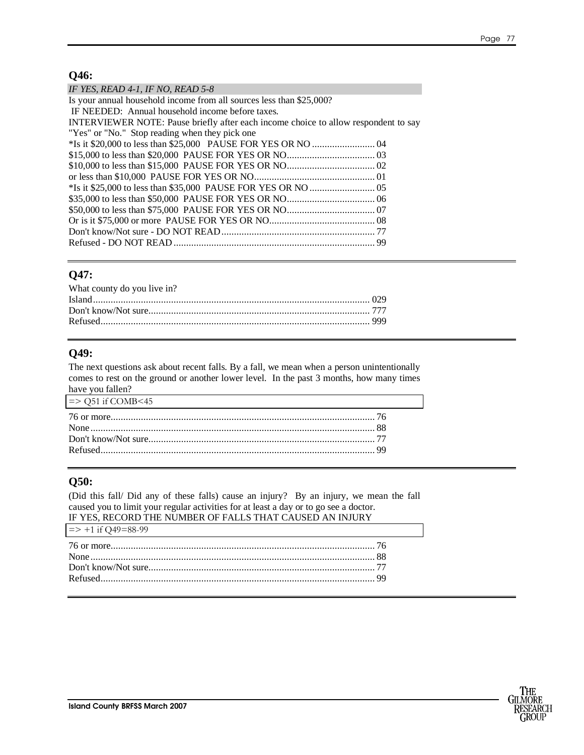## Q46:

*IF YES, READ 4-1, IF NO, READ 5-8*

Is your annual household income from all sources less than $25,000?
IF NEEDED: Annual household income before taxes.
INTERVIEWER NOTE: Pause briefly after each income choice to allow respondent to say "Yes" or "No." Stop reading when they pick one

*Is it $20,000 to less than $25,000 PAUSE FOR YES OR NO ......................... 04
$15,000 to less than $20,000 PAUSE FOR YES OR NO................................... 03
$10,000 to less than $15,000 PAUSE FOR YES OR NO................................... 02
or less than $10,000 PAUSE FOR YES OR NO................................................ 01
*Is it $25,000 to less than $35,000 PAUSE FOR YES OR NO ........................ 05
$35,000 to less than $50,000 PAUSE FOR YES OR NO................................... 06
$50,000 to less than $75,000 PAUSE FOR YES OR NO................................... 07
Or is it $75,000 or more PAUSE FOR YES OR NO.......................................... 08
Don't know/Not sure - DO NOT READ............................................................. 77
Refused - DO NOT READ ................................................................................ 99

## Q47:

What county do you live in?

Island............................................................................................................. 029
Don't know/Not sure....................................................................................... 777
Refused.......................................................................................................... 999

## Q49:

The next questions ask about recent falls. By a fall, we mean when a person unintentionally comes to rest on the ground or another lower level. In the past 3 months, how many times have you fallen?

=> Q51 if COMB<45

76 or more........................................................................................................ 76
None................................................................................................................ 88
Don't know/Not sure......................................................................................... 77
Refused............................................................................................................ 99

## Q50:

(Did this fall/ Did any of these falls) cause an injury? By an injury, we mean the fall caused you to limit your regular activities for at least a day or to go see a doctor.
IF YES, RECORD THE NUMBER OF FALLS THAT CAUSED AN INJURY

=> +1 if Q49=88-99

76 or more........................................................................................................ 76
None................................................................................................................ 88
Don't know/Not sure......................................................................................... 77
Refused............................................................................................................ 99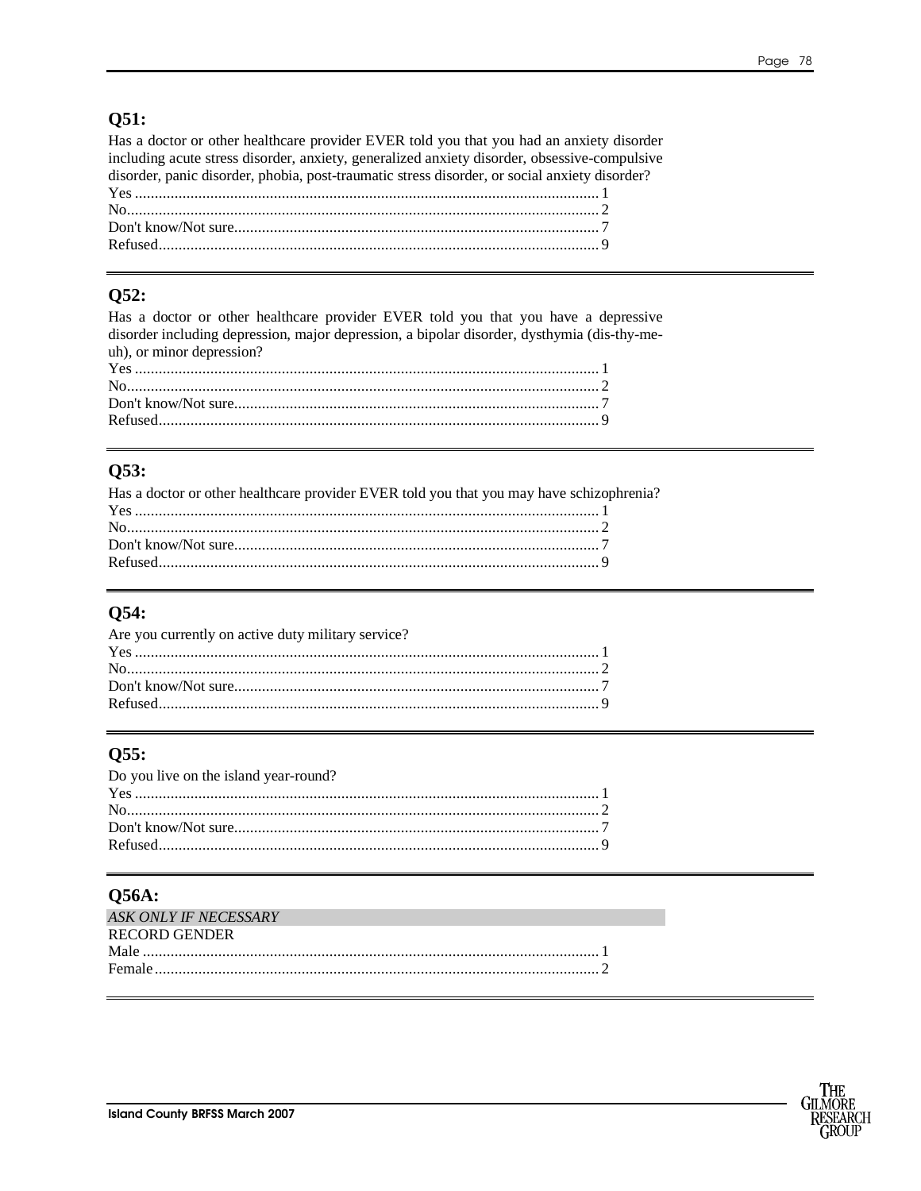## Q51:

Has a doctor or other healthcare provider EVER told you that you had an anxiety disorder including acute stress disorder, anxiety, generalized anxiety disorder, obsessive-compulsive disorder, panic disorder, phobia, post-traumatic stress disorder, or social anxiety disorder?

Yes ........................................................................................................ 1
No.......................................................................................................... 2
Don't know/Not sure............................................................................. 7
Refused.................................................................................................. 9

---

## Q52:

Has a doctor or other healthcare provider EVER told you that you have a depressive disorder including depression, major depression, a bipolar disorder, dysthymia (dis-thy-me-uh), or minor depression?

Yes ........................................................................................................ 1
No.......................................................................................................... 2
Don't know/Not sure............................................................................. 7
Refused.................................................................................................. 9

---

## Q53:

Has a doctor or other healthcare provider EVER told you that you may have schizophrenia?

Yes ........................................................................................................ 1
No.......................................................................................................... 2
Don't know/Not sure............................................................................. 7
Refused.................................................................................................. 9

---

## Q54:

Are you currently on active duty military service?

Yes ........................................................................................................ 1
No.......................................................................................................... 2
Don't know/Not sure............................................................................. 7
Refused.................................................................................................. 9

---

## Q55:

Do you live on the island year-round?

Yes ........................................................................................................ 1
No.......................................................................................................... 2
Don't know/Not sure............................................................................. 7
Refused.................................................................................................. 9

---

## Q56A:

*ASK ONLY IF NECESSARY*

RECORD GENDER

Male ...................................................................................................... 1
Female................................................................................................... 2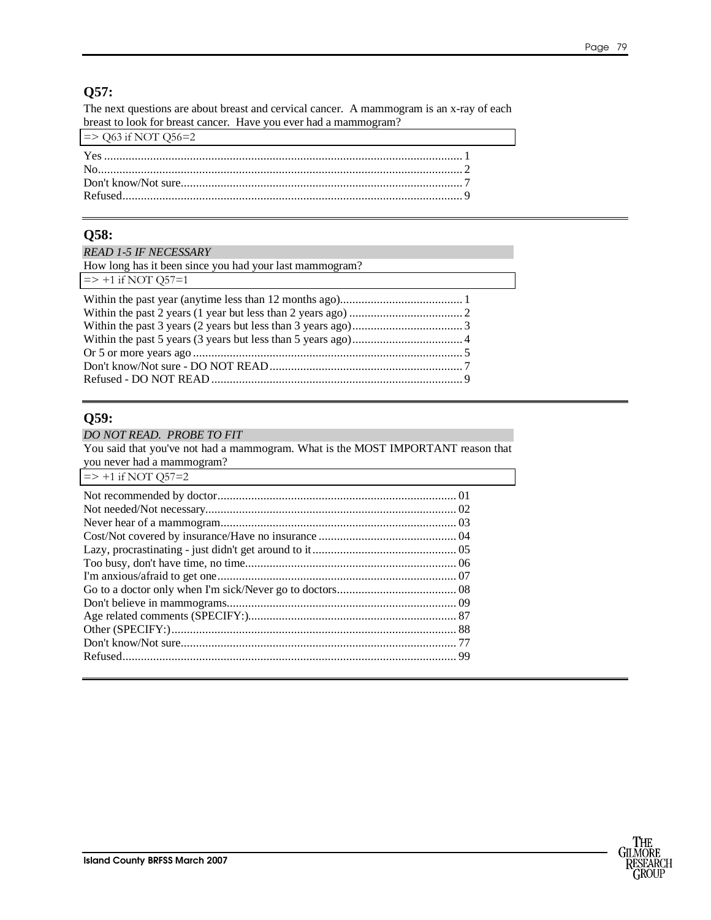### Q57:

The next questions are about breast and cervical cancer. A mammogram is an x-ray of each breast to look for breast cancer. Have you ever had a mammogram?

=> Q63 if NOT Q56=2

Yes .................................................................................................................... 1
No....................................................................................................................... 2
Don't know/Not sure............................................................................................. 7
Refused............................................................................................................... 9

---

### Q58:

*READ 1-5 IF NECESSARY*

How long has it been since you had your last mammogram?

=> +1 if NOT Q57=1

Within the past year (anytime less than 12 months ago)........................................ 1
Within the past 2 years (1 year but less than 2 years ago) ..................................... 2
Within the past 3 years (2 years but less than 3 years ago).................................... 3
Within the past 5 years (3 years but less than 5 years ago).................................... 4
Or 5 or more years ago ....................................................................................... 5
Don't know/Not sure - DO NOT READ............................................................... 7
Refused - DO NOT READ ................................................................................. 9

---

### Q59:

*DO NOT READ. PROBE TO FIT*

You said that you've not had a mammogram. What is the MOST IMPORTANT reason that you never had a mammogram?

=> +1 if NOT Q57=2

Not recommended by doctor............................................................................. 01
Not needed/Not necessary................................................................................. 02
Never hear of a mammogram............................................................................ 03
Cost/Not covered by insurance/Have no insurance ............................................. 04
Lazy, procrastinating - just didn't get around to it............................................... 05
Too busy, don't have time, no time.................................................................... 06
I'm anxious/afraid to get one............................................................................. 07
Go to a doctor only when I'm sick/Never go to doctors....................................... 08
Don't believe in mammograms.......................................................................... 09
Age related comments (SPECIFY:)................................................................... 87
Other (SPECIFY:)............................................................................................ 88
Don't know/Not sure......................................................................................... 77
Refused............................................................................................................ 99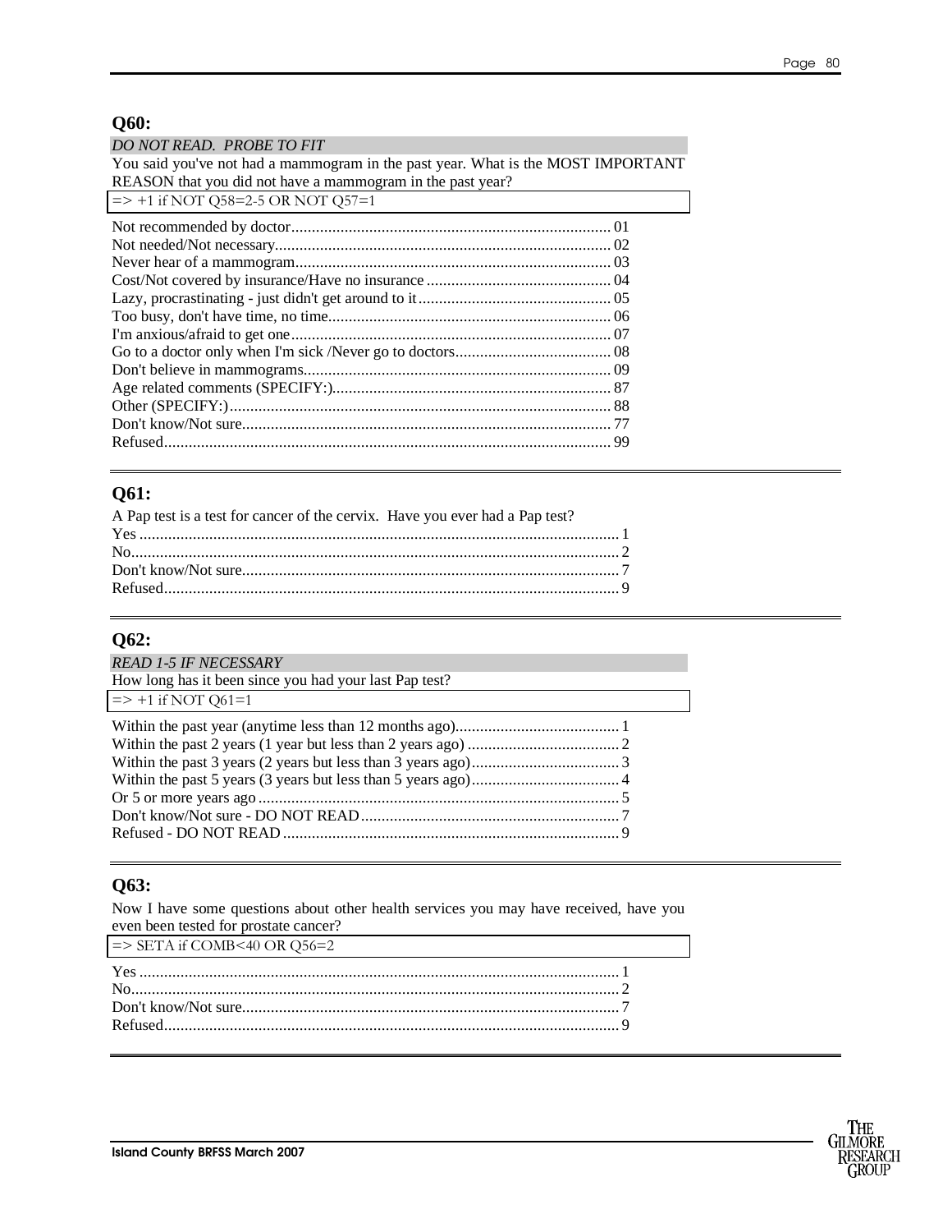## Q60:

*DO NOT READ. PROBE TO FIT*

You said you've not had a mammogram in the past year. What is the MOST IMPORTANT REASON that you did not have a mammogram in the past year?

=> +1 if NOT Q58=2-5 OR NOT Q57=1

| | |
|---|---|
| Not recommended by doctor | 01 |
| Not needed/Not necessary | 02 |
| Never hear of a mammogram | 03 |
| Cost/Not covered by insurance/Have no insurance | 04 |
| Lazy, procrastinating - just didn't get around to it | 05 |
| Too busy, don't have time, no time | 06 |
| I'm anxious/afraid to get one | 07 |
| Go to a doctor only when I'm sick /Never go to doctors | 08 |
| Don't believe in mammograms | 09 |
| Age related comments (SPECIFY:) | 87 |
| Other (SPECIFY:) | 88 |
| Don't know/Not sure | 77 |
| Refused | 99 |

## Q61:

A Pap test is a test for cancer of the cervix. Have you ever had a Pap test?

| | |
|---|---|
| Yes | 1 |
| No | 2 |
| Don't know/Not sure | 7 |
| Refused | 9 |

## Q62:

*READ 1-5 IF NECESSARY*

How long has it been since you had your last Pap test?

=> +1 if NOT Q61=1

| | |
|---|---|
| Within the past year (anytime less than 12 months ago) | 1 |
| Within the past 2 years (1 year but less than 2 years ago) | 2 |
| Within the past 3 years (2 years but less than 3 years ago) | 3 |
| Within the past 5 years (3 years but less than 5 years ago) | 4 |
| Or 5 or more years ago | 5 |
| Don't know/Not sure - DO NOT READ | 7 |
| Refused - DO NOT READ | 9 |

## Q63:

Now I have some questions about other health services you may have received, have you even been tested for prostate cancer?

=> SETA if COMB<40 OR Q56=2

| | |
|---|---|
| Yes | 1 |
| No | 2 |
| Don't know/Not sure | 7 |
| Refused | 9 |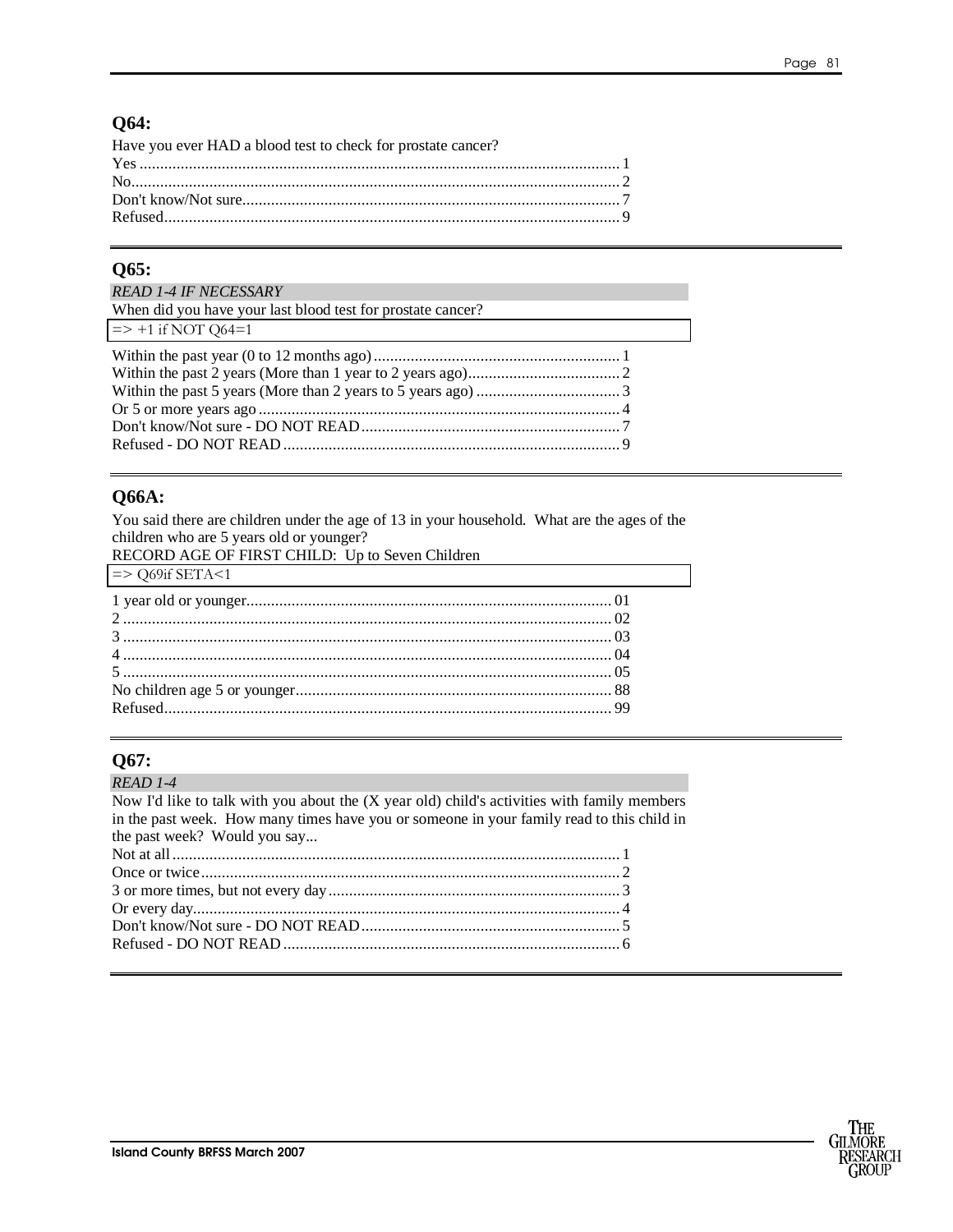## Q64:

Have you ever HAD a blood test to check for prostate cancer?

Yes .... 1
No.... 2
Don't know/Not sure.... 7
Refused.... 9

## Q65:

*READ 1-4 IF NECESSARY*

When did you have your last blood test for prostate cancer?

=> +1 if NOT Q64=1

Within the past year (0 to 12 months ago) .... 1
Within the past 2 years (More than 1 year to 2 years ago).... 2
Within the past 5 years (More than 2 years to 5 years ago) .... 3
Or 5 or more years ago .... 4
Don't know/Not sure - DO NOT READ.... 7
Refused - DO NOT READ .... 9

## Q66A:

You said there are children under the age of 13 in your household. What are the ages of the children who are 5 years old or younger?

RECORD AGE OF FIRST CHILD: Up to Seven Children

=> Q69if SETA<1

1 year old or younger.... 01
2 .... 02
3 .... 03
4 .... 04
5 .... 05
No children age 5 or younger.... 88
Refused.... 99

## Q67:

*READ 1-4*

Now I'd like to talk with you about the (X year old) child's activities with family members in the past week. How many times have you or someone in your family read to this child in the past week? Would you say...

Not at all .... 1
Once or twice .... 2
3 or more times, but not every day .... 3
Or every day.... 4
Don't know/Not sure - DO NOT READ.... 5
Refused - DO NOT READ .... 6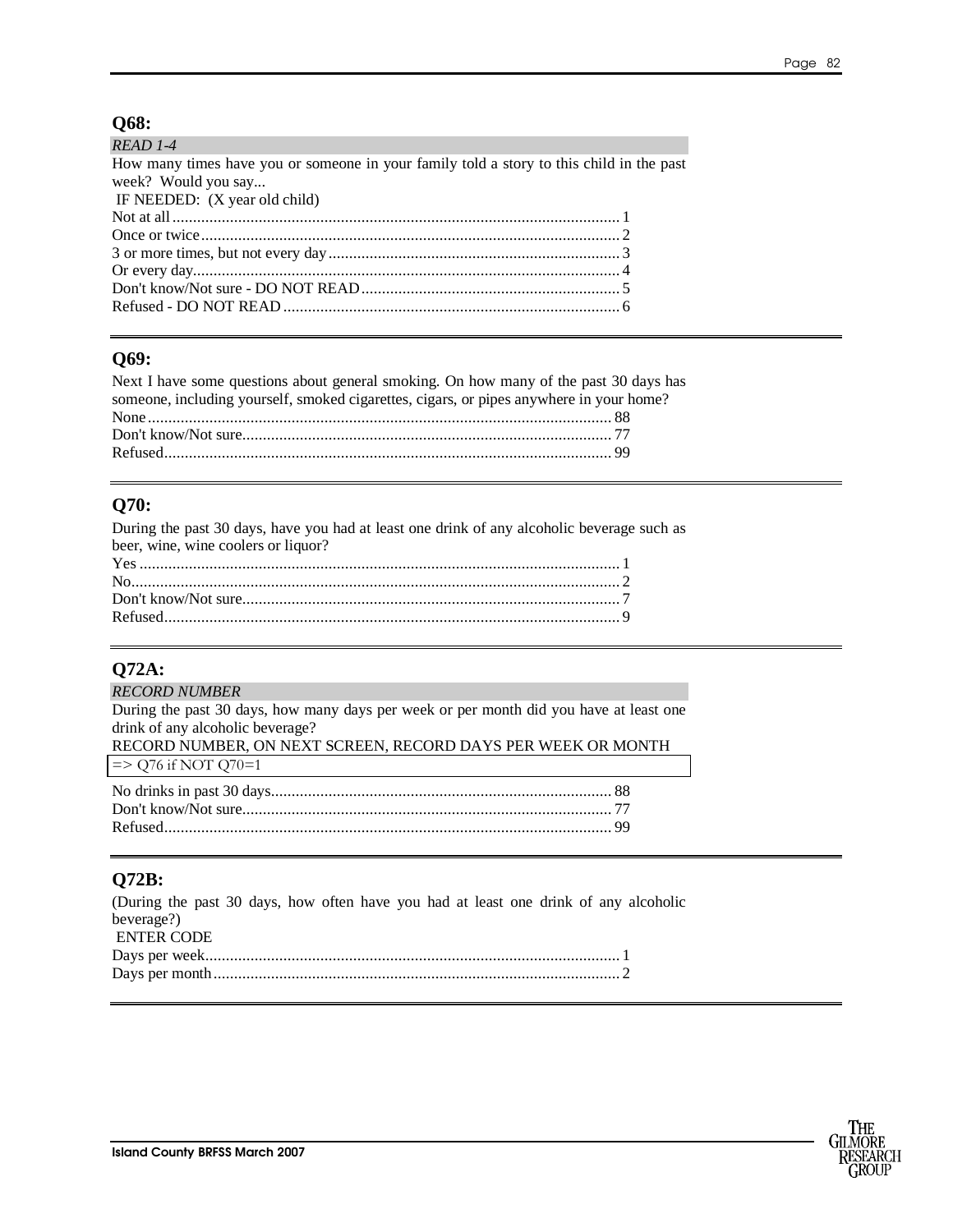## Q68:

*READ 1-4*

How many times have you or someone in your family told a story to this child in the past week? Would you say...

IF NEEDED: (X year old child)

Not at all........................................................................................................1
Once or twice...................................................................................................2
3 or more times, but not every day...................................................................3
Or every day.....................................................................................................4
Don't know/Not sure - DO NOT READ.............................................................5
Refused - DO NOT READ................................................................................6

## Q69:

Next I have some questions about general smoking. On how many of the past 30 days has someone, including yourself, smoked cigarettes, cigars, or pipes anywhere in your home?

None..............................................................................................................88
Don't know/Not sure.......................................................................................77
Refused..........................................................................................................99

## Q70:

During the past 30 days, have you had at least one drink of any alcoholic beverage such as beer, wine, wine coolers or liquor?

Yes..................................................................................................................1
No....................................................................................................................2
Don't know/Not sure.........................................................................................7
Refused............................................................................................................9

## Q72A:

*RECORD NUMBER*

During the past 30 days, how many days per week or per month did you have at least one drink of any alcoholic beverage?

RECORD NUMBER, ON NEXT SCREEN, RECORD DAYS PER WEEK OR MONTH

=> Q76 if NOT Q70=1

No drinks in past 30 days................................................................................88
Don't know/Not sure.......................................................................................77
Refused..........................................................................................................99

## Q72B:

(During the past 30 days, how often have you had at least one drink of any alcoholic beverage?)

ENTER CODE

Days per week..................................................................................................1
Days per month................................................................................................2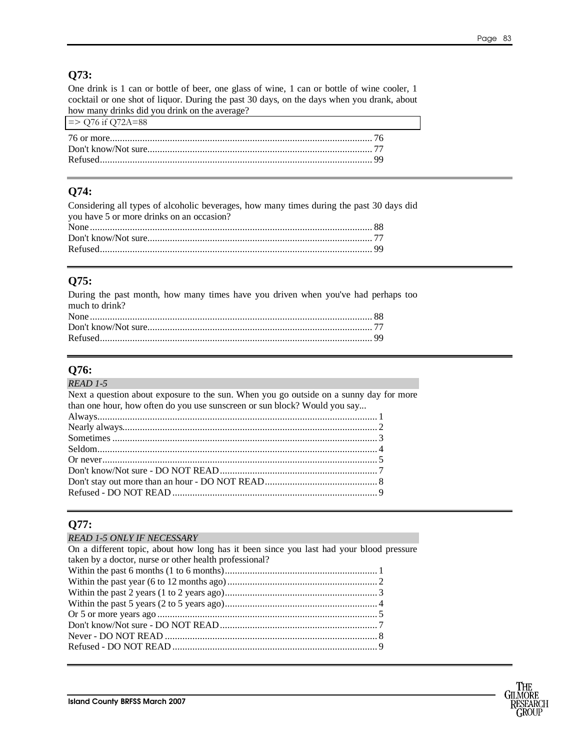## Q73:

One drink is 1 can or bottle of beer, one glass of wine, 1 can or bottle of wine cooler, 1 cocktail or one shot of liquor. During the past 30 days, on the days when you drank, about how many drinks did you drink on the average?

=> Q76 if Q72A=88

76 or more........................................................................................................ 76
Don't know/Not sure......................................................................................... 77
Refused............................................................................................................ 99

---

## Q74:

Considering all types of alcoholic beverages, how many times during the past 30 days did you have 5 or more drinks on an occasion?

None................................................................................................................ 88
Don't know/Not sure......................................................................................... 77
Refused............................................................................................................ 99

---

## Q75:

During the past month, how many times have you driven when you've had perhaps too much to drink?

None................................................................................................................ 88
Don't know/Not sure......................................................................................... 77
Refused............................................................................................................ 99

---

## Q76:

*READ 1-5*

Next a question about exposure to the sun. When you go outside on a sunny day for more than one hour, how often do you use sunscreen or sun block? Would you say...

Always............................................................................................................... 1
Nearly always.................................................................................................... 2
Sometimes ......................................................................................................... 3
Seldom.............................................................................................................. 4
Or never............................................................................................................ 5
Don't know/Not sure - DO NOT READ.............................................................. 7
Don't stay out more than an hour - DO NOT READ............................................ 8
Refused - DO NOT READ ................................................................................. 9

---

## Q77:

*READ 1-5 ONLY IF NECESSARY*

On a different topic, about how long has it been since you last had your blood pressure taken by a doctor, nurse or other health professional?

Within the past 6 months (1 to 6 months)............................................................ 1
Within the past year (6 to 12 months ago)........................................................... 2
Within the past 2 years (1 to 2 years ago)............................................................ 3
Within the past 5 years (2 to 5 years ago)............................................................ 4
Or 5 or more years ago ....................................................................................... 5
Don't know/Not sure - DO NOT READ.............................................................. 7
Never - DO NOT READ ..................................................................................... 8
Refused - DO NOT READ ................................................................................. 9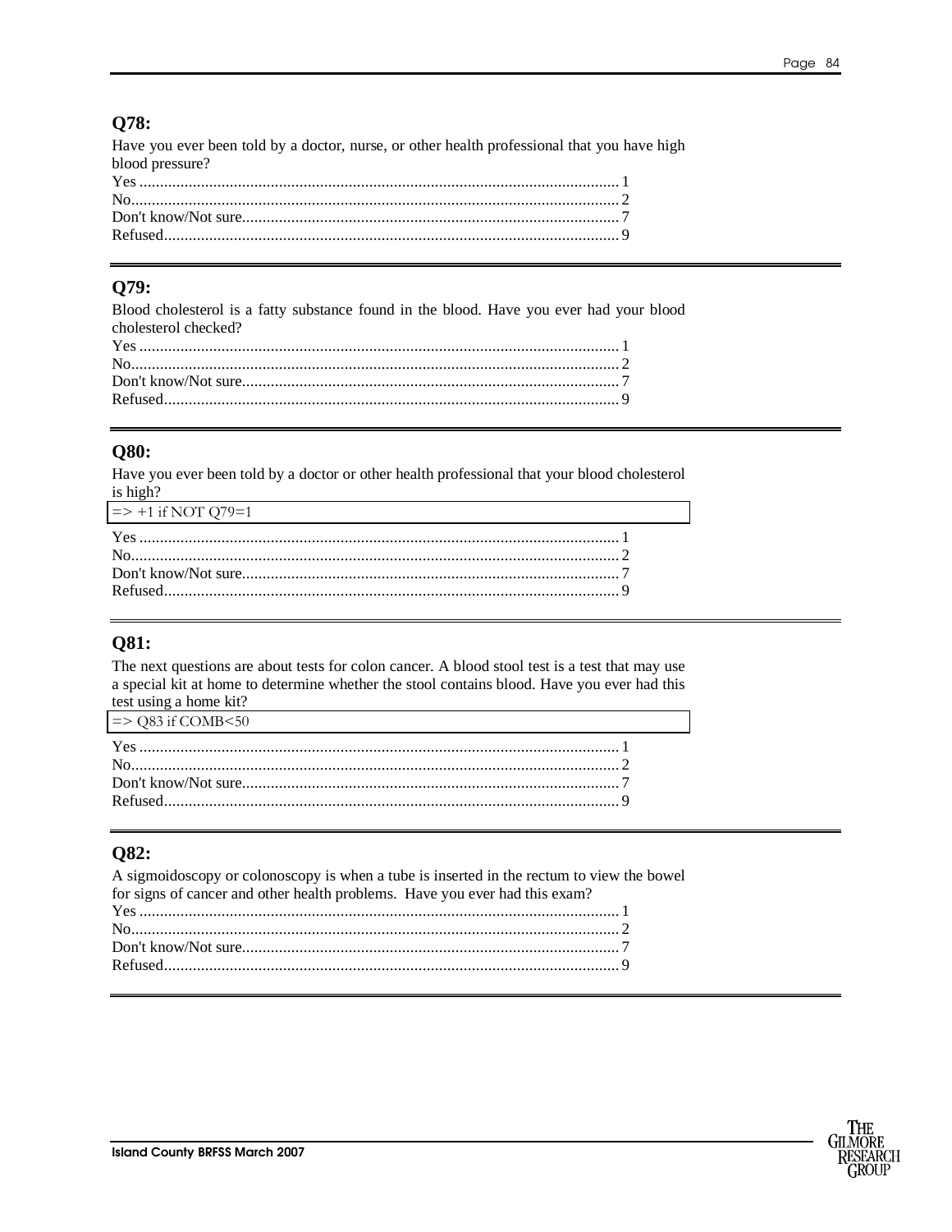## Q78:

Have you ever been told by a doctor, nurse, or other health professional that you have high blood pressure?

Yes .................................................................................................................. 1
No..................................................................................................................... 2
Don't know/Not sure.......................................................................................... 7
Refused............................................................................................................. 9

---

## Q79:

Blood cholesterol is a fatty substance found in the blood. Have you ever had your blood cholesterol checked?

Yes .................................................................................................................. 1
No..................................................................................................................... 2
Don't know/Not sure.......................................................................................... 7
Refused............................................................................................................. 9

---

## Q80:

Have you ever been told by a doctor or other health professional that your blood cholesterol is high?

| => +1 if NOT Q79=1 |
|---|

Yes .................................................................................................................. 1
No..................................................................................................................... 2
Don't know/Not sure.......................................................................................... 7
Refused............................................................................................................. 9

---

## Q81:

The next questions are about tests for colon cancer. A blood stool test is a test that may use a special kit at home to determine whether the stool contains blood. Have you ever had this test using a home kit?

| => Q83 if COMB<50 |
|---|

Yes .................................................................................................................. 1
No..................................................................................................................... 2
Don't know/Not sure.......................................................................................... 7
Refused............................................................................................................. 9

---

## Q82:

A sigmoidoscopy or colonoscopy is when a tube is inserted in the rectum to view the bowel for signs of cancer and other health problems. Have you ever had this exam?

Yes .................................................................................................................. 1
No..................................................................................................................... 2
Don't know/Not sure.......................................................................................... 7
Refused............................................................................................................. 9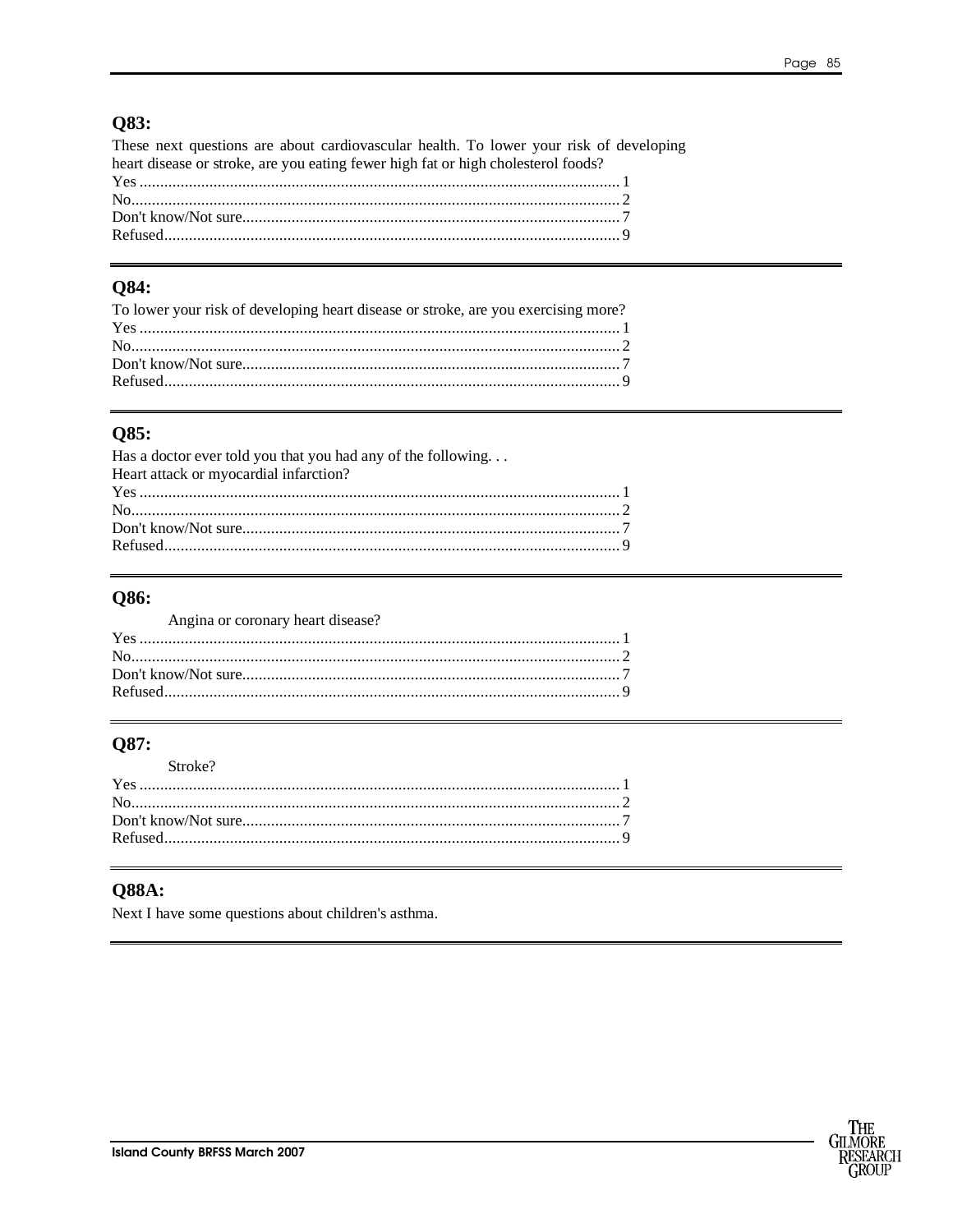## Q83:

These next questions are about cardiovascular health. To lower your risk of developing heart disease or stroke, are you eating fewer high fat or high cholesterol foods?

Yes ........................................................................................................ 1
No........................................................................................................... 2
Don't know/Not sure............................................................................... 7
Refused.................................................................................................. 9

## Q84:

To lower your risk of developing heart disease or stroke, are you exercising more?

Yes ........................................................................................................ 1
No........................................................................................................... 2
Don't know/Not sure............................................................................... 7
Refused.................................................................................................. 9

## Q85:

Has a doctor ever told you that you had any of the following. . .
Heart attack or myocardial infarction?

Yes ........................................................................................................ 1
No........................................................................................................... 2
Don't know/Not sure............................................................................... 7
Refused.................................................................................................. 9

## Q86:

Angina or coronary heart disease?

Yes ........................................................................................................ 1
No........................................................................................................... 2
Don't know/Not sure............................................................................... 7
Refused.................................................................................................. 9

## Q87:

Stroke?

Yes ........................................................................................................ 1
No........................................................................................................... 2
Don't know/Not sure............................................................................... 7
Refused.................................................................................................. 9

## Q88A:

Next I have some questions about children's asthma.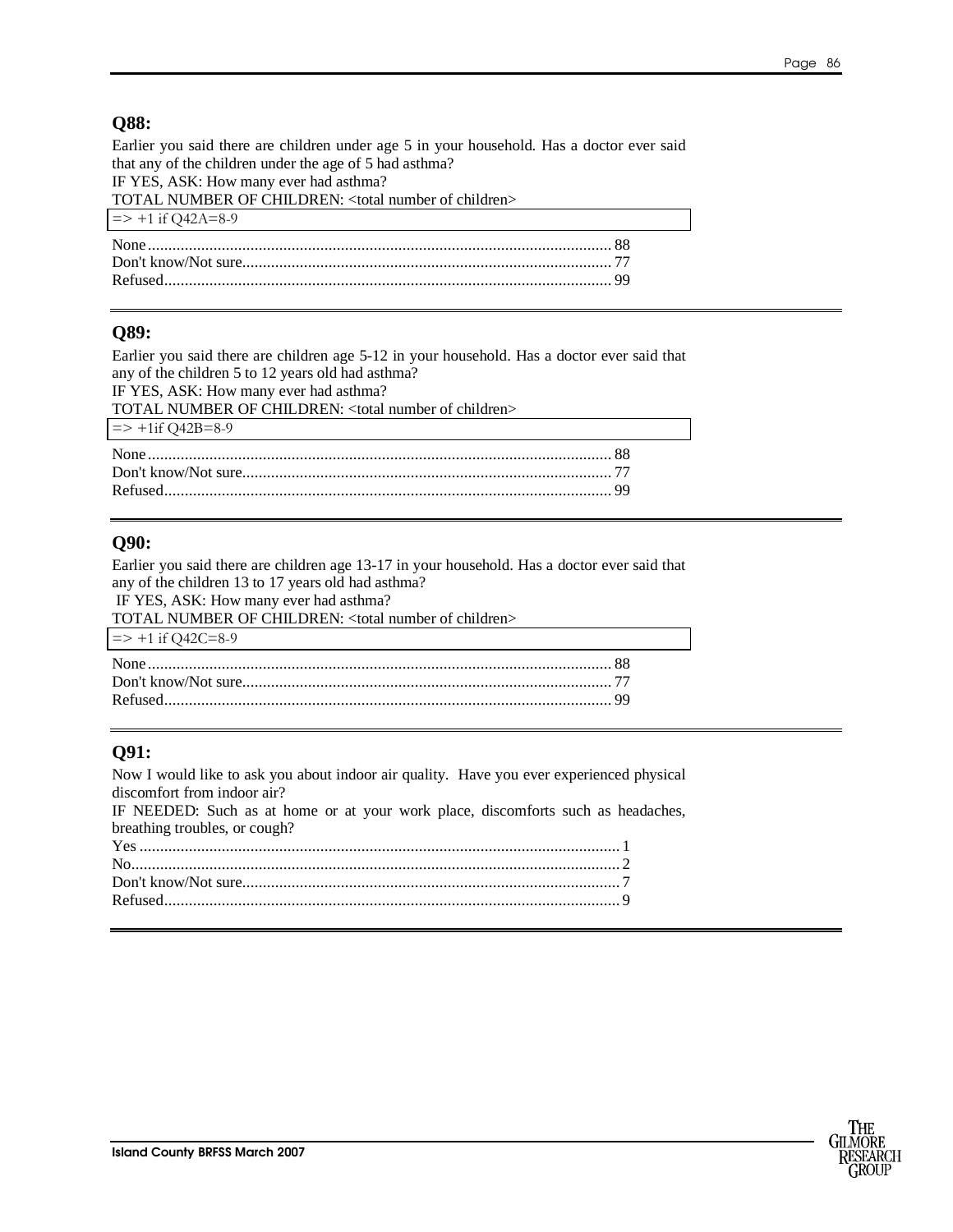## Q88:

Earlier you said there are children under age 5 in your household. Has a doctor ever said that any of the children under the age of 5 had asthma?
IF YES, ASK: How many ever had asthma?
TOTAL NUMBER OF CHILDREN: <total number of children>

=> +1 if Q42A=8-9

None........................................................................................................ 88
Don't know/Not sure......................................................................................... 77
Refused........................................................................................................ 99

## Q89:

Earlier you said there are children age 5-12 in your household. Has a doctor ever said that any of the children 5 to 12 years old had asthma?
IF YES, ASK: How many ever had asthma?
TOTAL NUMBER OF CHILDREN: <total number of children>

=> +1if Q42B=8-9

None........................................................................................................ 88
Don't know/Not sure......................................................................................... 77
Refused........................................................................................................ 99

## Q90:

Earlier you said there are children age 13-17 in your household. Has a doctor ever said that any of the children 13 to 17 years old had asthma?
IF YES, ASK: How many ever had asthma?
TOTAL NUMBER OF CHILDREN: <total number of children>

=> +1 if Q42C=8-9

None........................................................................................................ 88
Don't know/Not sure......................................................................................... 77
Refused........................................................................................................ 99

## Q91:

Now I would like to ask you about indoor air quality. Have you ever experienced physical discomfort from indoor air?
IF NEEDED: Such as at home or at your work place, discomforts such as headaches, breathing troubles, or cough?

Yes ........................................................................................................ 1
No.......................................................................................................... 2
Don't know/Not sure........................................................................................... 7
Refused........................................................................................................ 9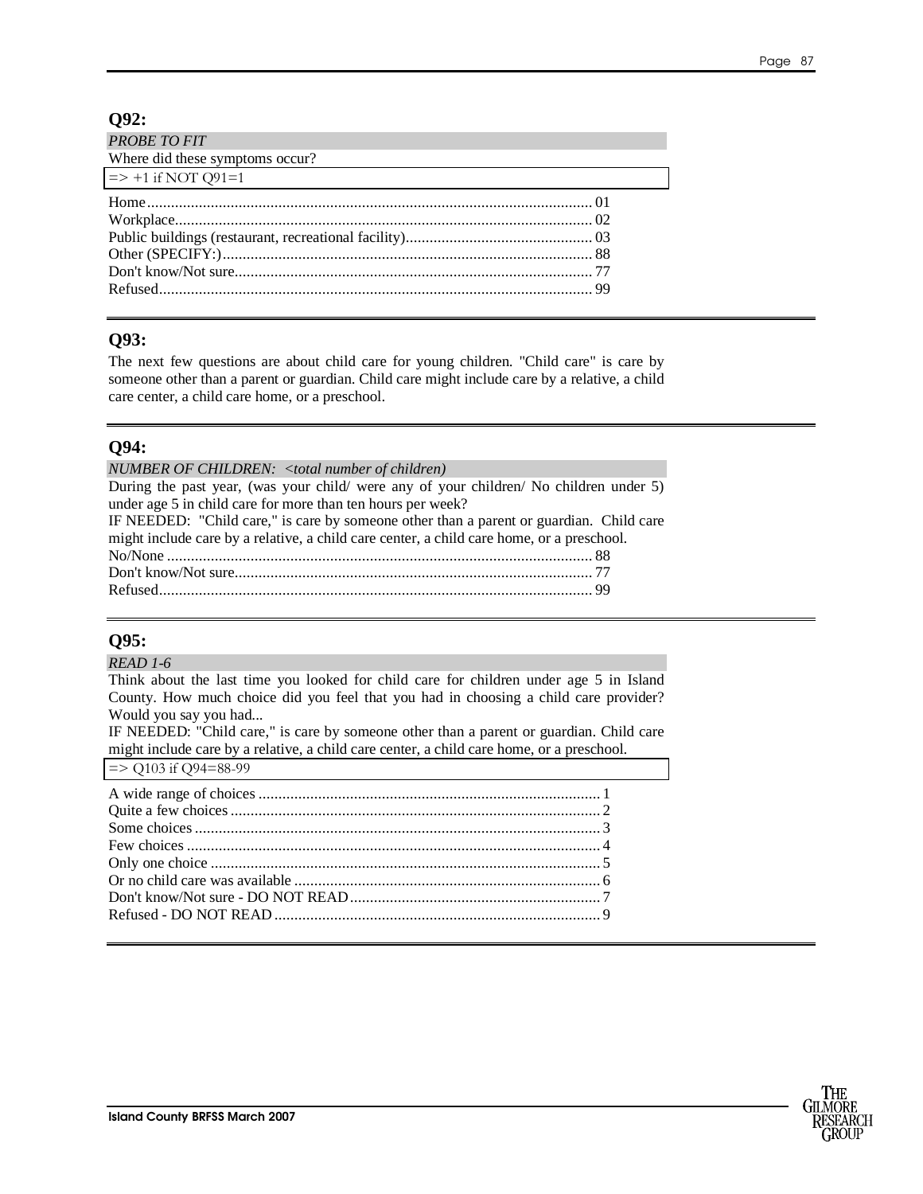## Q92:

*PROBE TO FIT*

Where did these symptoms occur?

=> +1 if NOT Q91=1

Home............................................................................................................. 01
Workplace...................................................................................................... 02
Public buildings (restaurant, recreational facility)............................................... 03
Other (SPECIFY:).......................................................................................... 88
Don't know/Not sure....................................................................................... 77
Refused.......................................................................................................... 99

## Q93:

The next few questions are about child care for young children. "Child care" is care by someone other than a parent or guardian. Child care might include care by a relative, a child care center, a child care home, or a preschool.

## Q94:

*NUMBER OF CHILDREN: <total number of children)*

During the past year, (was your child/ were any of your children/ No children under 5) under age 5 in child care for more than ten hours per week?

IF NEEDED: "Child care," is care by someone other than a parent or guardian. Child care might include care by a relative, a child care center, a child care home, or a preschool.

No/None ........................................................................................................ 88
Don't know/Not sure....................................................................................... 77
Refused.......................................................................................................... 99

## Q95:

*READ 1-6*

Think about the last time you looked for child care for children under age 5 in Island County. How much choice did you feel that you had in choosing a child care provider? Would you say you had...

IF NEEDED: "Child care," is care by someone other than a parent or guardian. Child care might include care by a relative, a child care center, a child care home, or a preschool.

=> Q103 if Q94=88-99

A wide range of choices ..................................................................................... 1
Quite a few choices ............................................................................................ 2
Some choices ..................................................................................................... 3
Few choices ....................................................................................................... 4
Only one choice ................................................................................................. 5
Or no child care was available ............................................................................ 6
Don't know/Not sure - DO NOT READ............................................................... 7
Refused - DO NOT READ ................................................................................. 9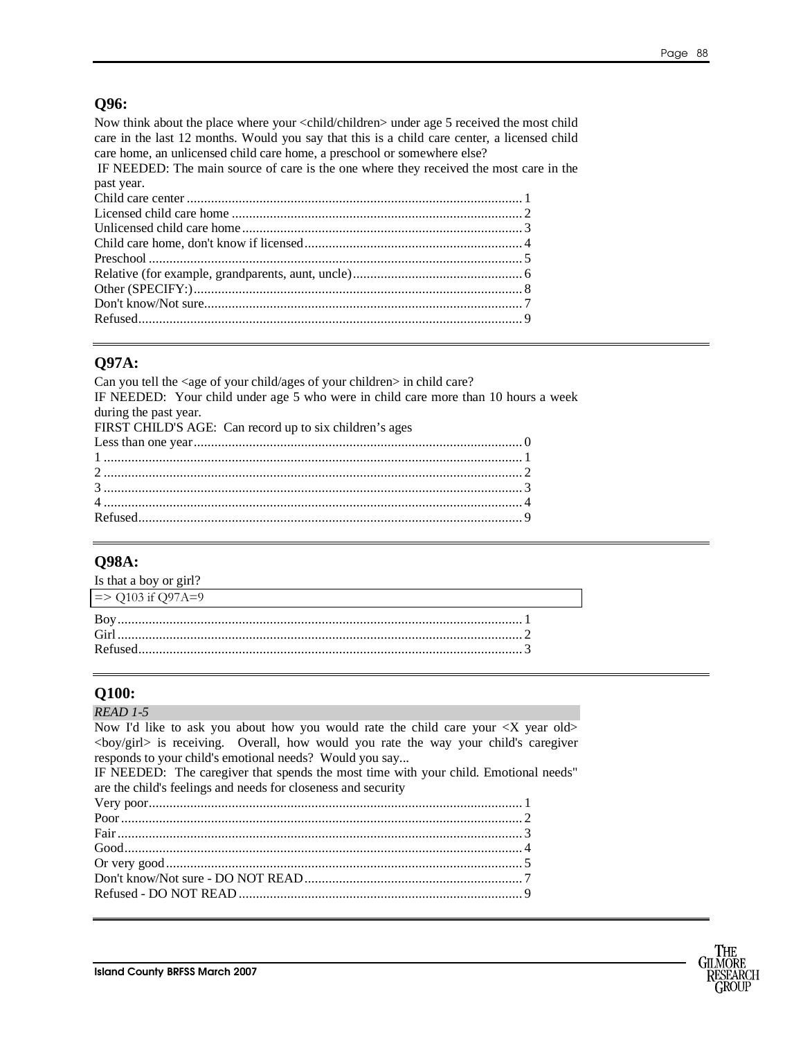## Q96:

Now think about the place where your <child/children> under age 5 received the most child care in the last 12 months. Would you say that this is a child care center, a licensed child care home, an unlicensed child care home, a preschool or somewhere else?
IF NEEDED: The main source of care is the one where they received the most care in the past year.

Child care center ........................................................................................ 1
Licensed child care home ........................................................................... 2
Unlicensed child care home ........................................................................ 3
Child care home, don't know if licensed ...................................................... 4
Preschool .................................................................................................. 5
Relative (for example, grandparents, aunt, uncle) ......................................... 6
Other (SPECIFY:) ...................................................................................... 8
Don't know/Not sure ................................................................................... 7
Refused ..................................................................................................... 9

---

## Q97A:

Can you tell the <age of your child/ages of your children> in child care?
IF NEEDED: Your child under age 5 who were in child care more than 10 hours a week during the past year.
FIRST CHILD'S AGE: Can record up to six children's ages

Less than one year ...................................................................................... 0
1 ............................................................................................................... 1
2 ............................................................................................................... 2
3 ............................................................................................................... 3
4 ............................................................................................................... 4
Refused ..................................................................................................... 9

---

## Q98A:

Is that a boy or girl?

=> Q103 if Q97A=9

Boy ........................................................................................................... 1
Girl ........................................................................................................... 2
Refused ..................................................................................................... 3

---

## Q100:

*READ 1-5*

Now I'd like to ask you about how you would rate the child care your <X year old> <boy/girl> is receiving. Overall, how would you rate the way your child's caregiver responds to your child's emotional needs? Would you say...
IF NEEDED: The caregiver that spends the most time with your child. Emotional needs" are the child's feelings and needs for closeness and security

Very poor .................................................................................................. 1
Poor .......................................................................................................... 2
Fair ........................................................................................................... 3
Good ......................................................................................................... 4
Or very good .............................................................................................. 5
Don't know/Not sure - DO NOT READ ....................................................... 7
Refused - DO NOT READ ......................................................................... 9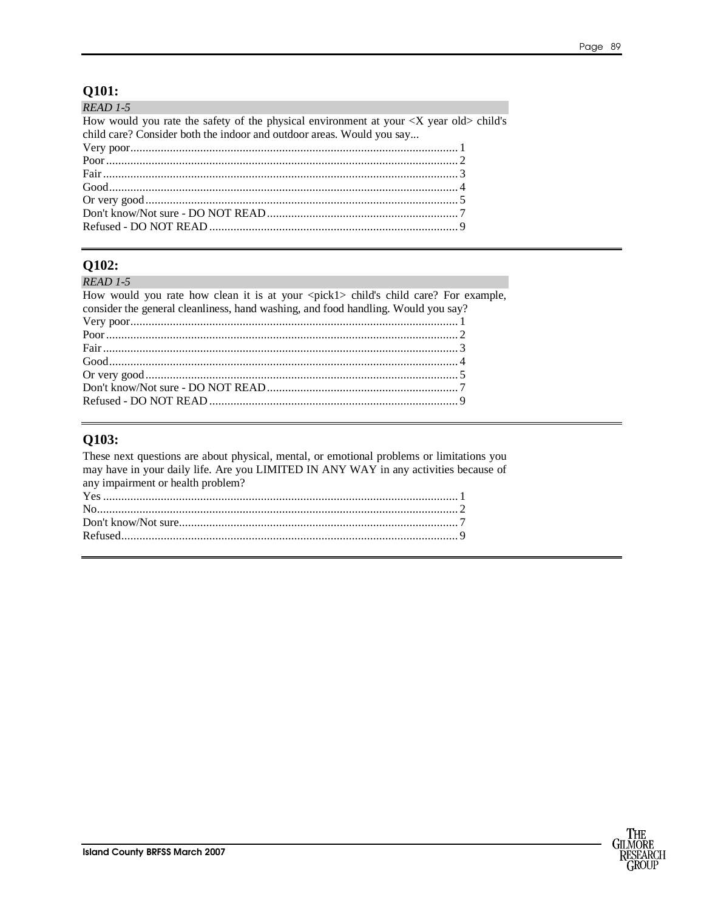## Q101:

*READ 1-5*

How would you rate the safety of the physical environment at your <X year old> child's child care? Consider both the indoor and outdoor areas. Would you say...

Very poor........................................................................................................ 1
Poor................................................................................................................ 2
Fair................................................................................................................. 3
Good.............................................................................................................. 4
Or very good.................................................................................................. 5
Don't know/Not sure - DO NOT READ.......................................................... 7
Refused - DO NOT READ............................................................................. 9

## Q102:

*READ 1-5*

How would you rate how clean it is at your <pick1> child's child care? For example, consider the general cleanliness, hand washing, and food handling. Would you say?

Very poor........................................................................................................ 1
Poor................................................................................................................ 2
Fair................................................................................................................. 3
Good.............................................................................................................. 4
Or very good.................................................................................................. 5
Don't know/Not sure - DO NOT READ.......................................................... 7
Refused - DO NOT READ............................................................................. 9

## Q103:

These next questions are about physical, mental, or emotional problems or limitations you may have in your daily life. Are you LIMITED IN ANY WAY in any activities because of any impairment or health problem?

Yes................................................................................................................. 1
No................................................................................................................... 2
Don't know/Not sure....................................................................................... 7
Refused.......................................................................................................... 9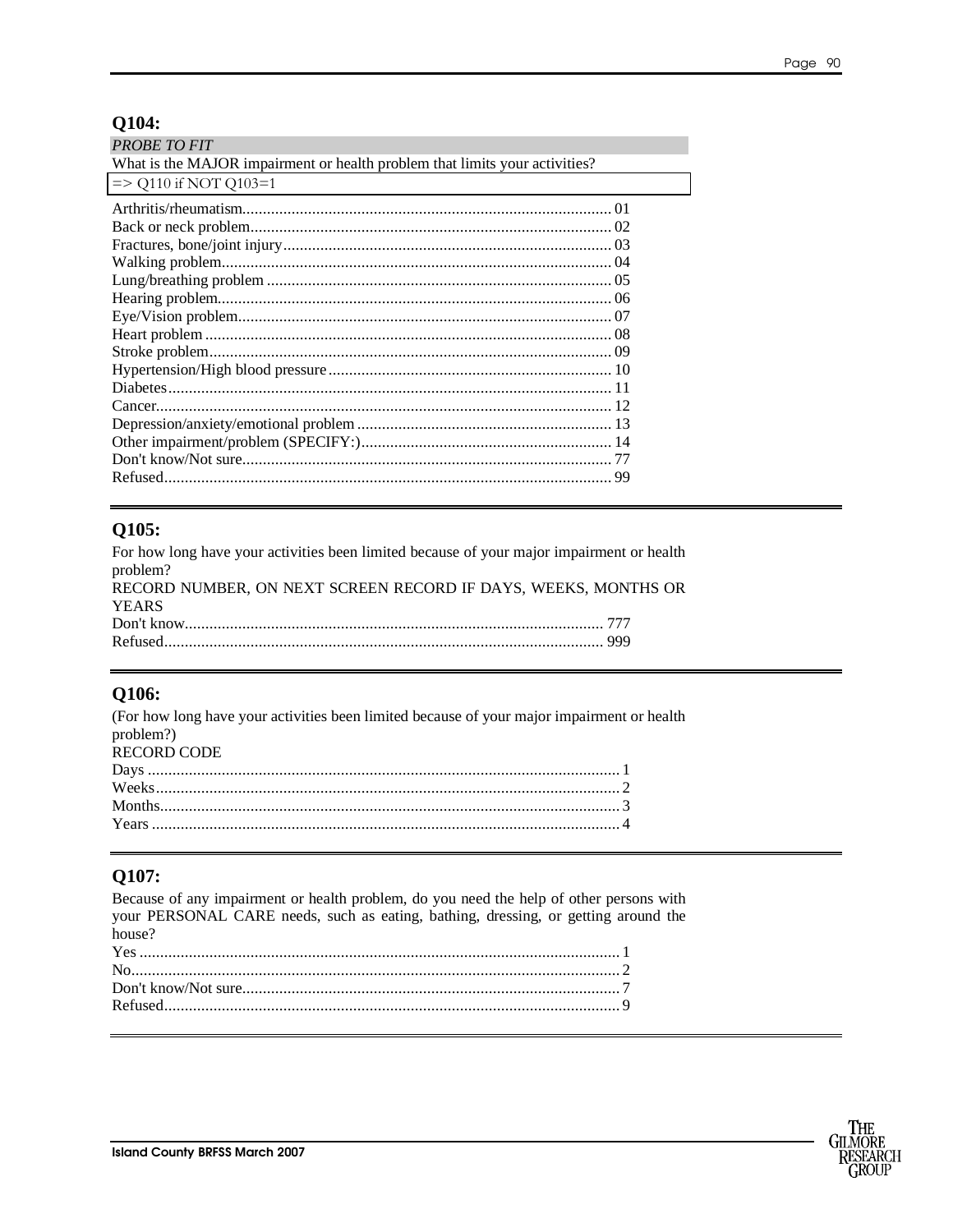## Q104:

*PROBE TO FIT*

What is the MAJOR impairment or health problem that limits your activities?

=> Q110 if NOT Q103=1

Arthritis/rheumatism........................................................................................ 01
Back or neck problem....................................................................................... 02
Fractures, bone/joint injury............................................................................... 03
Walking problem.............................................................................................. 04
Lung/breathing problem ................................................................................... 05
Hearing problem............................................................................................... 06
Eye/Vision problem.......................................................................................... 07
Heart problem .................................................................................................. 08
Stroke problem................................................................................................. 09
Hypertension/High blood pressure.................................................................... 10
Diabetes........................................................................................................... 11
Cancer.............................................................................................................. 12
Depression/anxiety/emotional problem ............................................................. 13
Other impairment/problem (SPECIFY:)............................................................. 14
Don't know/Not sure......................................................................................... 77
Refused............................................................................................................ 99

## Q105:

For how long have your activities been limited because of your major impairment or health problem?

RECORD NUMBER, ON NEXT SCREEN RECORD IF DAYS, WEEKS, MONTHS OR YEARS

Don't know..................................................................................................... 777
Refused.......................................................................................................... 999

## Q106:

(For how long have your activities been limited because of your major impairment or health problem?)

RECORD CODE

Days .................................................................................................................. 1
Weeks................................................................................................................ 2
Months............................................................................................................... 3
Years ................................................................................................................. 4

## Q107:

Because of any impairment or health problem, do you need the help of other persons with your PERSONAL CARE needs, such as eating, bathing, dressing, or getting around the house?

Yes .................................................................................................................... 1
No...................................................................................................................... 2
Don't know/Not sure........................................................................................... 7
Refused.............................................................................................................. 9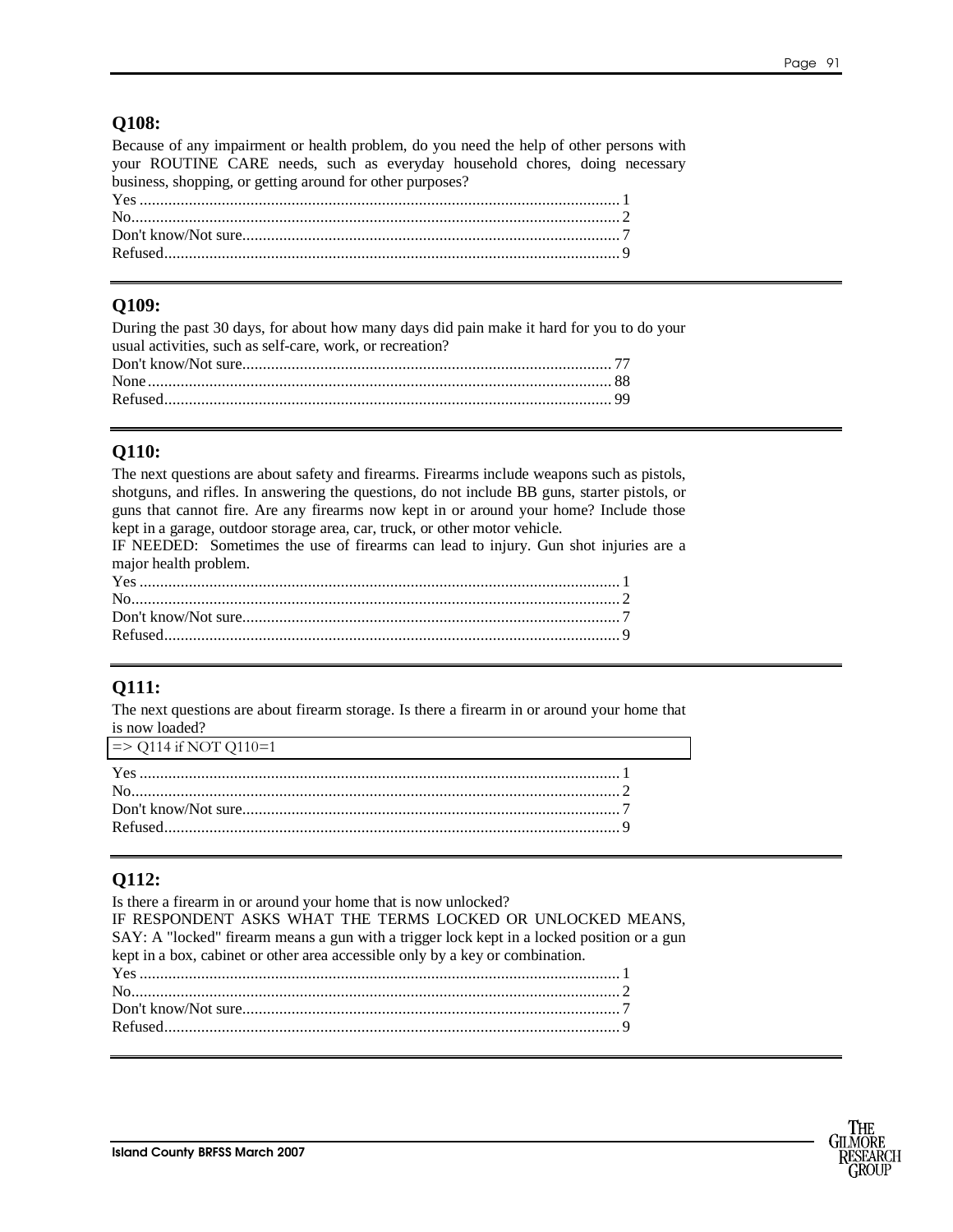## Q108:

Because of any impairment or health problem, do you need the help of other persons with your ROUTINE CARE needs, such as everyday household chores, doing necessary business, shopping, or getting around for other purposes?

Yes .................................................................................................................... 1
No...................................................................................................................... 2
Don't know/Not sure........................................................................................... 7
Refused.............................................................................................................. 9

## Q109:

During the past 30 days, for about how many days did pain make it hard for you to do your usual activities, such as self-care, work, or recreation?

Don't know/Not sure......................................................................................... 77
None ................................................................................................................ 88
Refused............................................................................................................ 99

## Q110:

The next questions are about safety and firearms. Firearms include weapons such as pistols, shotguns, and rifles. In answering the questions, do not include BB guns, starter pistols, or guns that cannot fire. Are any firearms now kept in or around your home? Include those kept in a garage, outdoor storage area, car, truck, or other motor vehicle.

IF NEEDED: Sometimes the use of firearms can lead to injury. Gun shot injuries are a major health problem.

Yes .................................................................................................................... 1
No...................................................................................................................... 2
Don't know/Not sure........................................................................................... 7
Refused.............................................................................................................. 9

## Q111:

The next questions are about firearm storage. Is there a firearm in or around your home that is now loaded?

=> Q114 if NOT Q110=1

Yes .................................................................................................................... 1
No...................................................................................................................... 2
Don't know/Not sure........................................................................................... 7
Refused.............................................................................................................. 9

## Q112:

Is there a firearm in or around your home that is now unlocked?

IF RESPONDENT ASKS WHAT THE TERMS LOCKED OR UNLOCKED MEANS, SAY: A "locked" firearm means a gun with a trigger lock kept in a locked position or a gun kept in a box, cabinet or other area accessible only by a key or combination.

Yes .................................................................................................................... 1
No...................................................................................................................... 2
Don't know/Not sure........................................................................................... 7
Refused.............................................................................................................. 9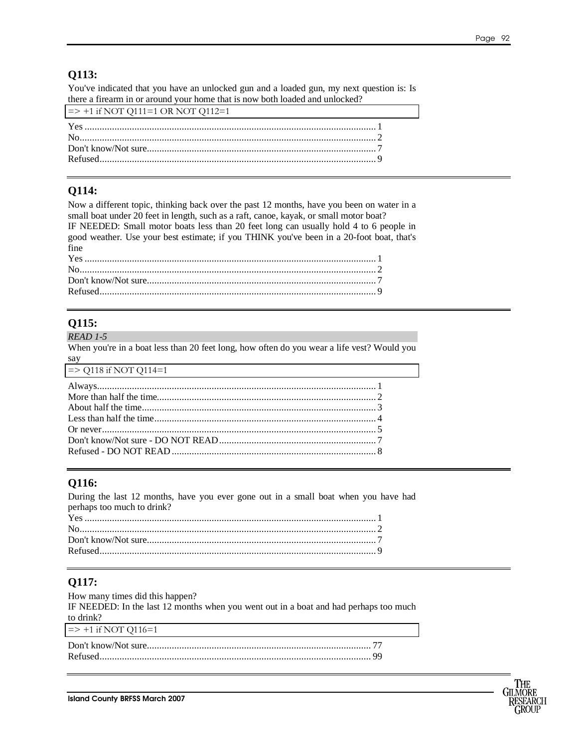## Q113:

You've indicated that you have an unlocked gun and a loaded gun, my next question is: Is there a firearm in or around your home that is now both loaded and unlocked?

=> +1 if NOT Q111=1 OR NOT Q112=1

Yes .................................................................................................... 1
No...................................................................................................... 2
Don't know/Not sure........................................................................... 7
Refused.............................................................................................. 9

---

## Q114:

Now a different topic, thinking back over the past 12 months, have you been on water in a small boat under 20 feet in length, such as a raft, canoe, kayak, or small motor boat?
IF NEEDED: Small motor boats less than 20 feet long can usually hold 4 to 6 people in good weather. Use your best estimate; if you THINK you've been in a 20-foot boat, that's fine

Yes .................................................................................................... 1
No...................................................................................................... 2
Don't know/Not sure........................................................................... 7
Refused.............................................................................................. 9

---

## Q115:

*READ 1-5*

When you're in a boat less than 20 feet long, how often do you wear a life vest? Would you say

=> Q118 if NOT Q114=1

Always............................................................................................... 1
More than half the time....................................................................... 2
About half the time............................................................................. 3
Less than half the time........................................................................ 4
Or never............................................................................................. 5
Don't know/Not sure - DO NOT READ............................................... 7
Refused - DO NOT READ.................................................................. 8

---

## Q116:

During the last 12 months, have you ever gone out in a small boat when you have had perhaps too much to drink?

Yes .................................................................................................... 1
No...................................................................................................... 2
Don't know/Not sure........................................................................... 7
Refused.............................................................................................. 9

---

## Q117:

How many times did this happen?
IF NEEDED: In the last 12 months when you went out in a boat and had perhaps too much to drink?

=> +1 if NOT Q116=1

Don't know/Not sure......................................................................... 77
Refused............................................................................................ 99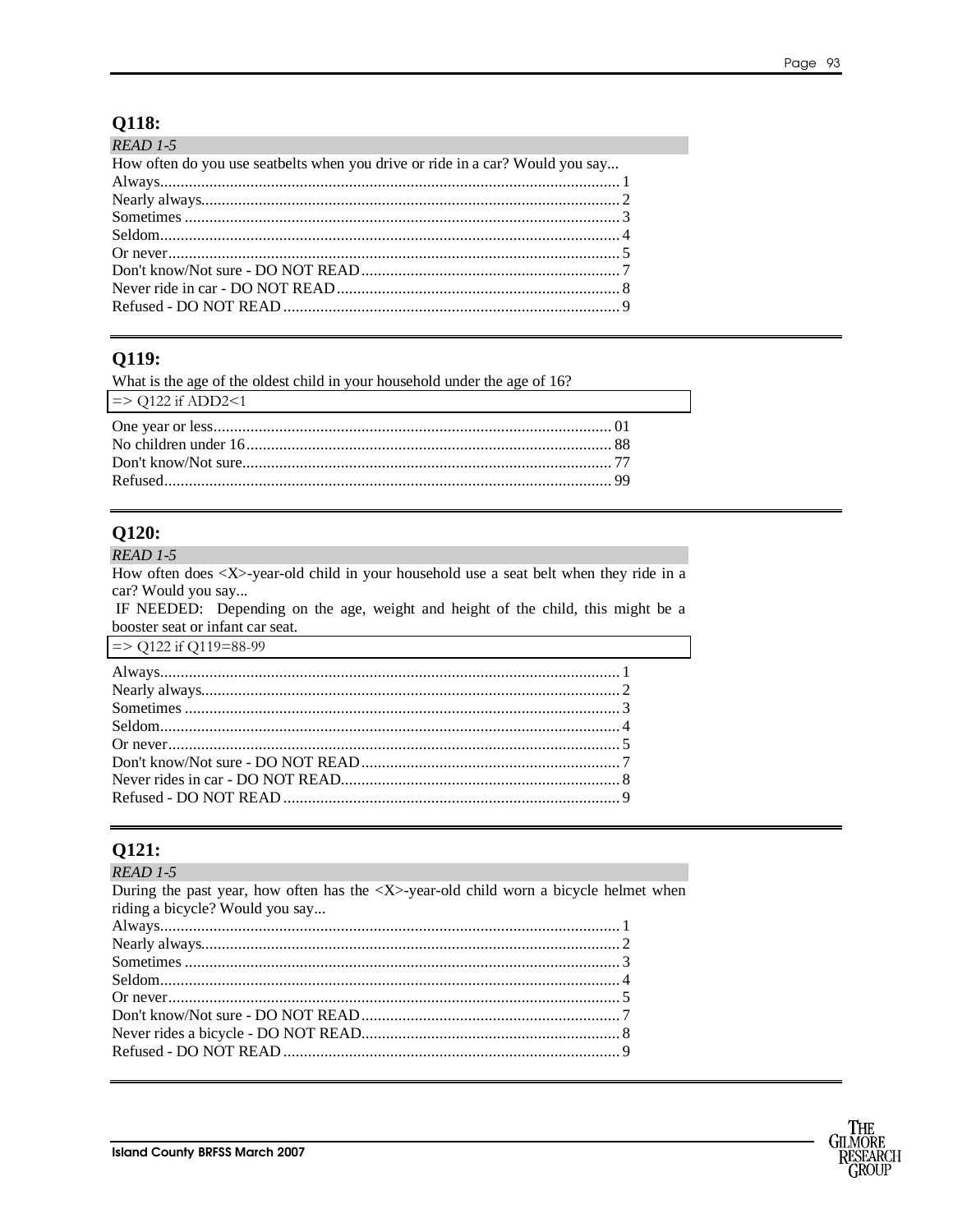## Q118:

*READ 1-5*

How often do you use seatbelts when you drive or ride in a car? Would you say...

| | |
|---|---|
| Always | 1 |
| Nearly always | 2 |
| Sometimes | 3 |
| Seldom | 4 |
| Or never | 5 |
| Don't know/Not sure - DO NOT READ | 7 |
| Never ride in car - DO NOT READ | 8 |
| Refused - DO NOT READ | 9 |

## Q119:

What is the age of the oldest child in your household under the age of 16?

=> Q122 if ADD2<1

| | |
|---|---|
| One year or less | 01 |
| No children under 16 | 88 |
| Don't know/Not sure | 77 |
| Refused | 99 |

## Q120:

*READ 1-5*

How often does <X>-year-old child in your household use a seat belt when they ride in a car? Would you say...

IF NEEDED: Depending on the age, weight and height of the child, this might be a booster seat or infant car seat.

=> Q122 if Q119=88-99

| | |
|---|---|
| Always | 1 |
| Nearly always | 2 |
| Sometimes | 3 |
| Seldom | 4 |
| Or never | 5 |
| Don't know/Not sure - DO NOT READ | 7 |
| Never rides in car - DO NOT READ | 8 |
| Refused - DO NOT READ | 9 |

## Q121:

*READ 1-5*

During the past year, how often has the <X>-year-old child worn a bicycle helmet when riding a bicycle? Would you say...

| | |
|---|---|
| Always | 1 |
| Nearly always | 2 |
| Sometimes | 3 |
| Seldom | 4 |
| Or never | 5 |
| Don't know/Not sure - DO NOT READ | 7 |
| Never rides a bicycle - DO NOT READ | 8 |
| Refused - DO NOT READ | 9 |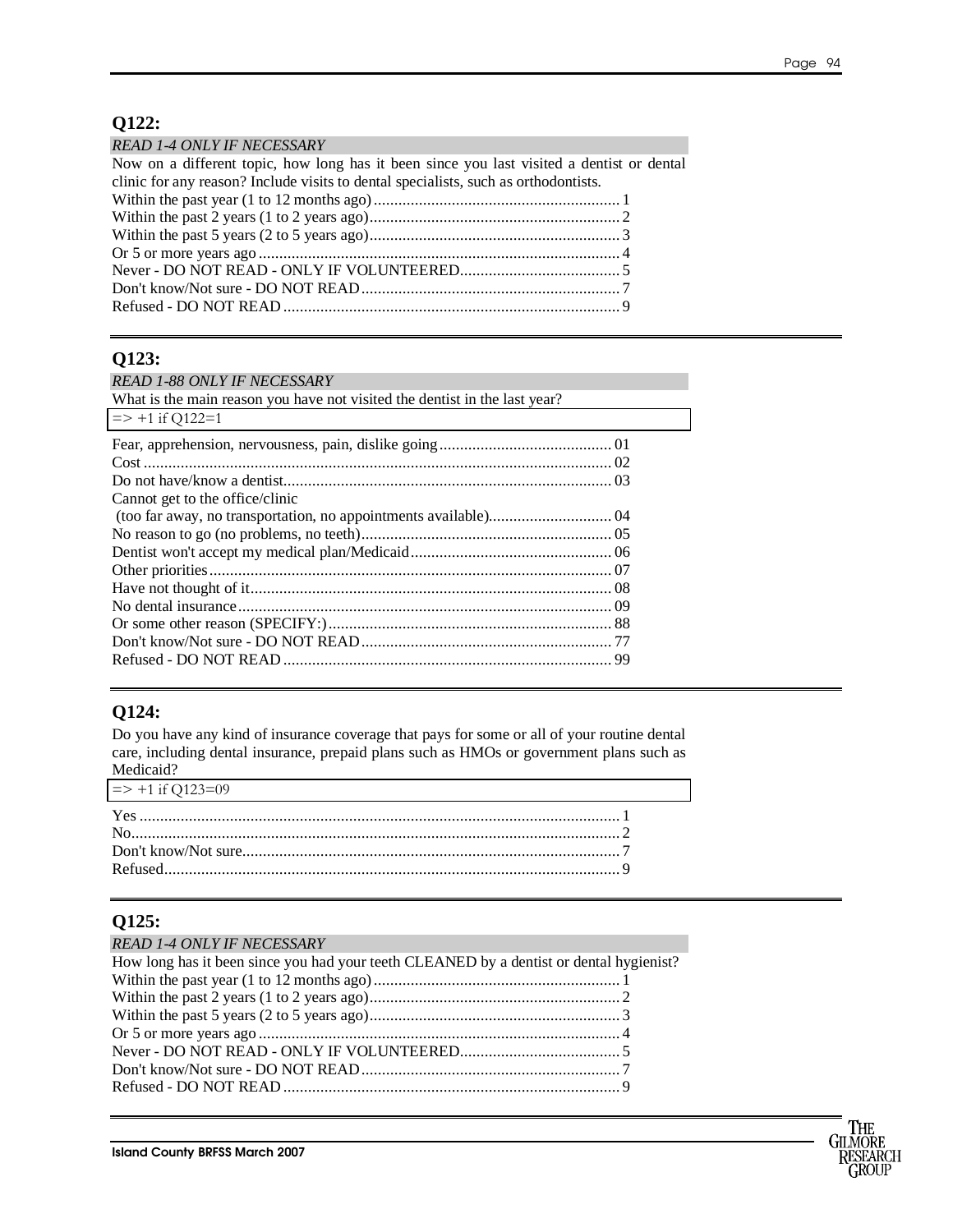## Q122:

*READ 1-4 ONLY IF NECESSARY*

Now on a different topic, how long has it been since you last visited a dentist or dental clinic for any reason? Include visits to dental specialists, such as orthodontists.

Within the past year (1 to 12 months ago)............................................................1
Within the past 2 years (1 to 2 years ago).............................................................2
Within the past 5 years (2 to 5 years ago).............................................................3
Or 5 or more years ago........................................................................................4
Never - DO NOT READ - ONLY IF VOLUNTEERED.......................................5
Don't know/Not sure - DO NOT READ...............................................................7
Refused - DO NOT READ..................................................................................9

## Q123:

*READ 1-88 ONLY IF NECESSARY*

What is the main reason you have not visited the dentist in the last year?

=> +1 if Q122=1

Fear, apprehension, nervousness, pain, dislike going.......................................... 01
Cost................................................................................................................ 02
Do not have/know a dentist............................................................................... 03
Cannot get to the office/clinic
(too far away, no transportation, no appointments available).............................. 04
No reason to go (no problems, no teeth)............................................................. 05
Dentist won't accept my medical plan/Medicaid................................................. 06
Other priorities.................................................................................................. 07
Have not thought of it........................................................................................ 08
No dental insurance........................................................................................... 09
Or some other reason (SPECIFY:)..................................................................... 88
Don't know/Not sure - DO NOT READ............................................................. 77
Refused - DO NOT READ................................................................................ 99

## Q124:

Do you have any kind of insurance coverage that pays for some or all of your routine dental care, including dental insurance, prepaid plans such as HMOs or government plans such as Medicaid?

=> +1 if Q123=09

Yes....................................................................................................................1
No.....................................................................................................................2
Don't know/Not sure............................................................................................7
Refused..............................................................................................................9

## Q125:

*READ 1-4 ONLY IF NECESSARY*

How long has it been since you had your teeth CLEANED by a dentist or dental hygienist?

Within the past year (1 to 12 months ago)............................................................1
Within the past 2 years (1 to 2 years ago).............................................................2
Within the past 5 years (2 to 5 years ago).............................................................3
Or 5 or more years ago........................................................................................4
Never - DO NOT READ - ONLY IF VOLUNTEERED.......................................5
Don't know/Not sure - DO NOT READ...............................................................7
Refused - DO NOT READ..................................................................................9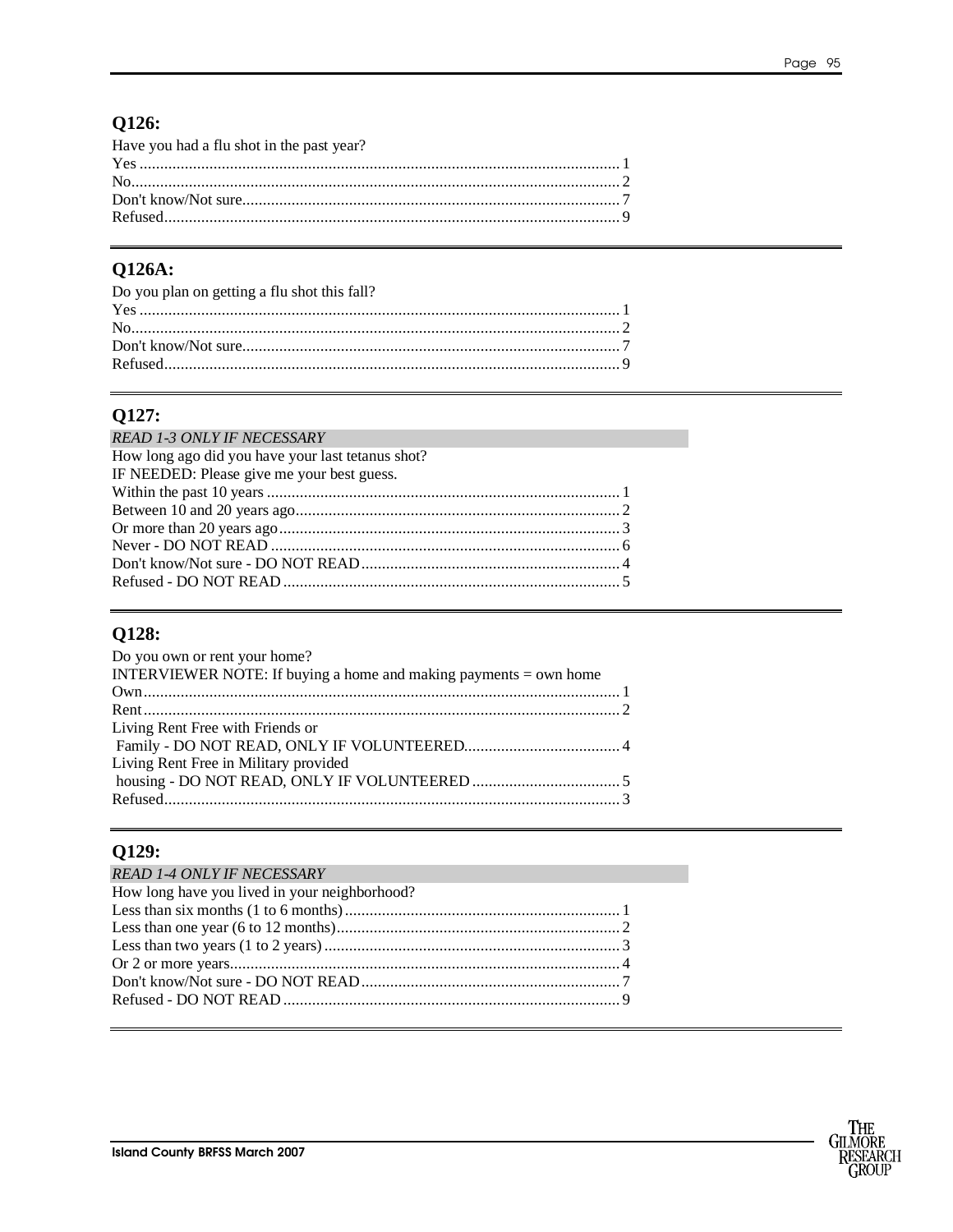## Q126:

Have you had a flu shot in the past year?

Yes ...................................................................................................... 1
No........................................................................................................ 2
Don't know/Not sure.............................................................................. 7
Refused................................................................................................ 9

## Q126A:

Do you plan on getting a flu shot this fall?

Yes ...................................................................................................... 1
No........................................................................................................ 2
Don't know/Not sure.............................................................................. 7
Refused................................................................................................ 9

## Q127:

*READ 1-3 ONLY IF NECESSARY*

How long ago did you have your last tetanus shot?

IF NEEDED: Please give me your best guess.

Within the past 10 years ....................................................................... 1
Between 10 and 20 years ago................................................................ 2
Or more than 20 years ago.................................................................... 3
Never - DO NOT READ ....................................................................... 6
Don't know/Not sure - DO NOT READ................................................ 4
Refused - DO NOT READ .................................................................... 5

## Q128:

Do you own or rent your home?

INTERVIEWER NOTE: If buying a home and making payments = own home

Own..................................................................................................... 1
Rent..................................................................................................... 2
Living Rent Free with Friends or
 Family - DO NOT READ, ONLY IF VOLUNTEERED...................................... 4
Living Rent Free in Military provided
 housing - DO NOT READ, ONLY IF VOLUNTEERED .................................... 5
Refused................................................................................................ 3

## Q129:

*READ 1-4 ONLY IF NECESSARY*

How long have you lived in your neighborhood?

Less than six months (1 to 6 months).................................................... 1
Less than one year (6 to 12 months)...................................................... 2
Less than two years (1 to 2 years) ......................................................... 3
Or 2 or more years................................................................................ 4
Don't know/Not sure - DO NOT READ................................................ 7
Refused - DO NOT READ .................................................................... 9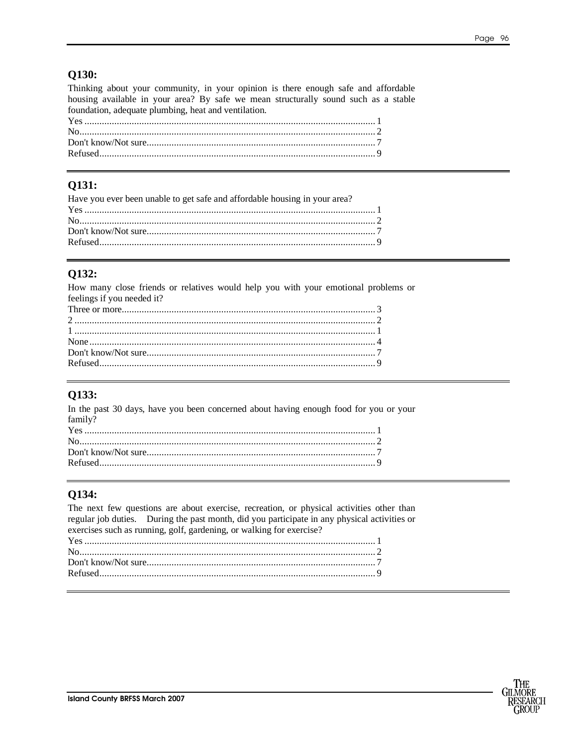## Q130:

Thinking about your community, in your opinion is there enough safe and affordable housing available in your area? By safe we mean structurally sound such as a stable foundation, adequate plumbing, heat and ventilation.

Yes ........................................................................................................ 1
No.......................................................................................................... 2
Don't know/Not sure............................................................................ 7
Refused.................................................................................................. 9

---

## Q131:

Have you ever been unable to get safe and affordable housing in your area?

Yes ........................................................................................................ 1
No.......................................................................................................... 2
Don't know/Not sure............................................................................ 7
Refused.................................................................................................. 9

---

## Q132:

How many close friends or relatives would help you with your emotional problems or feelings if you needed it?

Three or more....................................................................................... 3
2 ........................................................................................................... 2
1 ........................................................................................................... 1
None..................................................................................................... 4
Don't know/Not sure............................................................................ 7
Refused.................................................................................................. 9

---

## Q133:

In the past 30 days, have you been concerned about having enough food for you or your family?

Yes ........................................................................................................ 1
No.......................................................................................................... 2
Don't know/Not sure............................................................................ 7
Refused.................................................................................................. 9

---

## Q134:

The next few questions are about exercise, recreation, or physical activities other than regular job duties. During the past month, did you participate in any physical activities or exercises such as running, golf, gardening, or walking for exercise?

Yes ........................................................................................................ 1
No.......................................................................................................... 2
Don't know/Not sure............................................................................ 7
Refused.................................................................................................. 9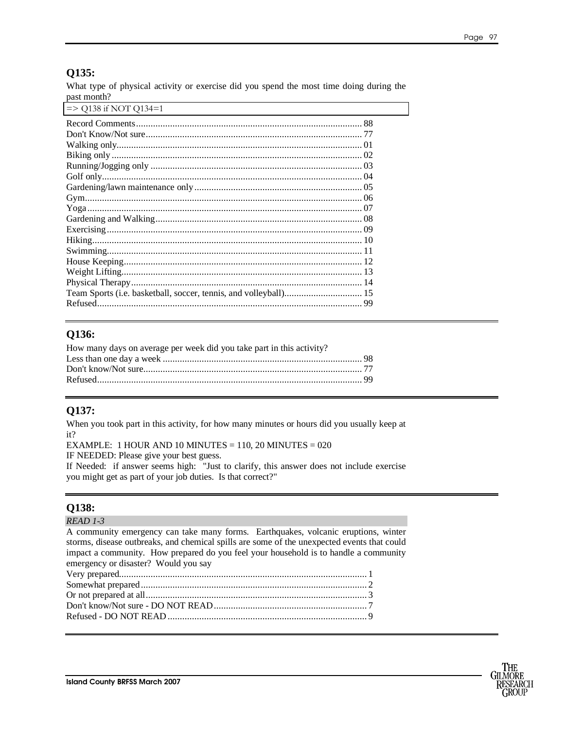## Q135:

What type of physical activity or exercise did you spend the most time doing during the past month?

=> Q138 if NOT Q134=1

Record Comments............................................................................................ 88
Don't Know/Not sure........................................................................................ 77
Walking only.................................................................................................... 01
Biking only...................................................................................................... 02
Running/Jogging only ...................................................................................... 03
Golf only.......................................................................................................... 04
Gardening/lawn maintenance only.................................................................... 05
Gym................................................................................................................ 06
Yoga................................................................................................................ 07
Gardening and Walking.................................................................................... 08
Exercising........................................................................................................ 09
Hiking.............................................................................................................. 10
Swimming........................................................................................................ 11
House Keeping................................................................................................. 12
Weight Lifting.................................................................................................. 13
Physical Therapy.............................................................................................. 14
Team Sports (i.e. basketball, soccer, tennis, and volleyball)................................ 15
Refused............................................................................................................ 99

## Q136:

How many days on average per week did you take part in this activity?
Less than one day a week ................................................................................. 98
Don't know/Not sure......................................................................................... 77
Refused............................................................................................................ 99

## Q137:

When you took part in this activity, for how many minutes or hours did you usually keep at it?
EXAMPLE: 1 HOUR AND 10 MINUTES = 110, 20 MINUTES = 020
IF NEEDED: Please give your best guess.
If Needed: if answer seems high: "Just to clarify, this answer does not include exercise you might get as part of your job duties. Is that correct?"

## Q138:

*READ 1-3*

A community emergency can take many forms. Earthquakes, volcanic eruptions, winter storms, disease outbreaks, and chemical spills are some of the unexpected events that could impact a community. How prepared do you feel your household is to handle a community emergency or disaster? Would you say

Very prepared..................................................................................................... 1
Somewhat prepared............................................................................................ 2
Or not prepared at all.......................................................................................... 3
Don't know/Not sure - DO NOT READ.............................................................. 7
Refused - DO NOT READ.................................................................................. 9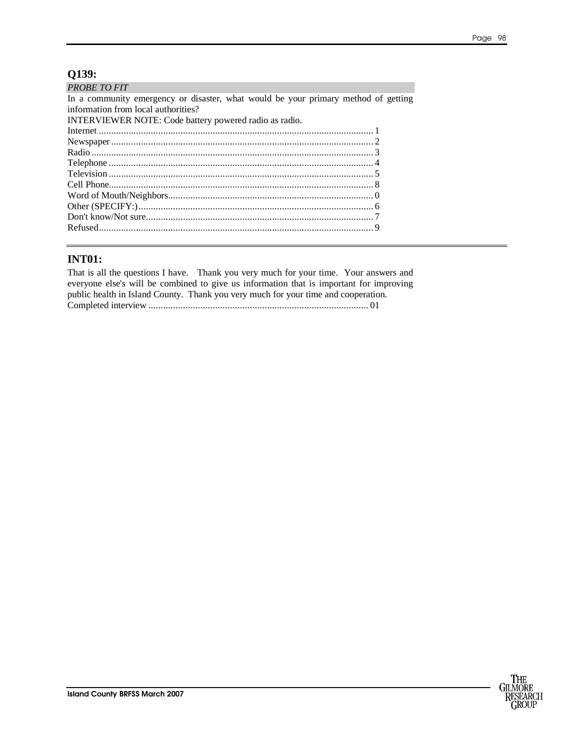## Q139:

*PROBE TO FIT*

In a community emergency or disaster, what would be your primary method of getting information from local authorities?

INTERVIEWER NOTE: Code battery powered radio as radio.

Internet ............................................................................................................. 1
Newspaper ......................................................................................................... 2
Radio ................................................................................................................. 3
Telephone .......................................................................................................... 4
Television .......................................................................................................... 5
Cell Phone.......................................................................................................... 8
Word of Mouth/Neighbors.................................................................................. 0
Other (SPECIFY:) .............................................................................................. 6
Don't know/Not sure........................................................................................... 7
Refused............................................................................................................... 9

## INT01:

That is all the questions I have. Thank you very much for your time. Your answers and everyone else's will be combined to give us information that is important for improving public health in Island County. Thank you very much for your time and cooperation.

Completed interview ......................................................................................... 01